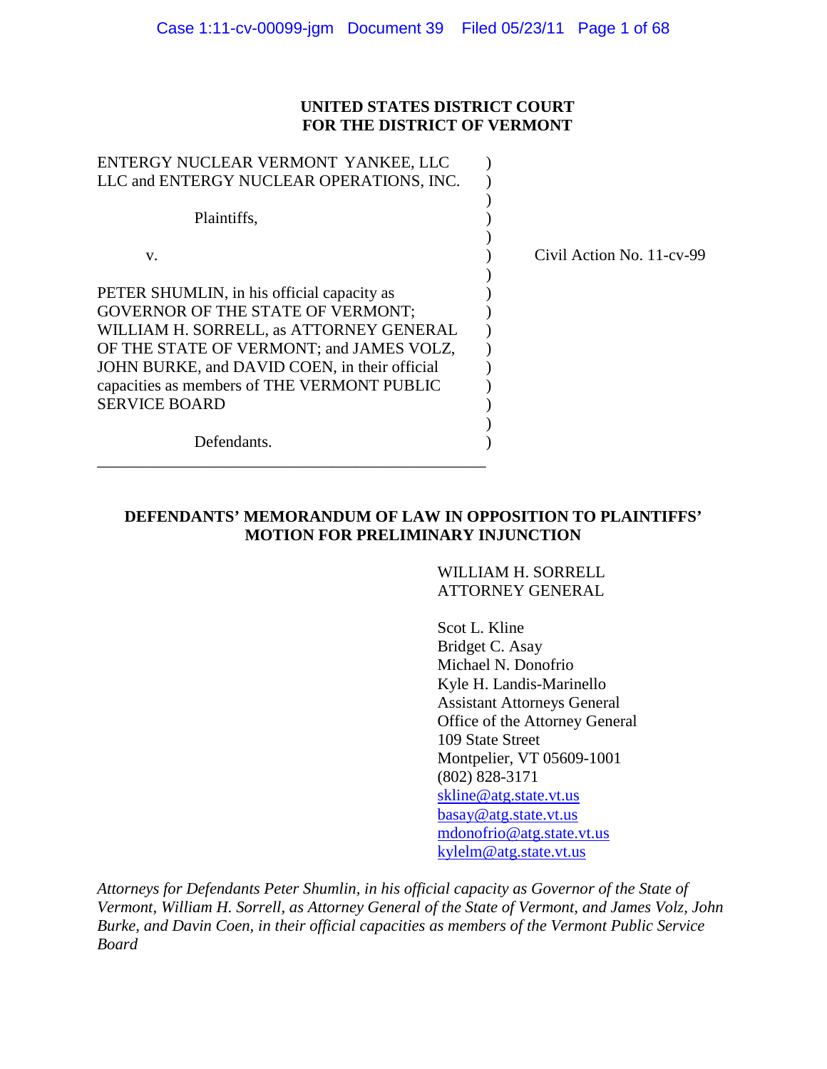**UNITED STATES DISTRICT COURT**
**FOR THE DISTRICT OF VERMONT**

ENTERGY NUCLEAR VERMONT YANKEE, LLC
LLC and ENTERGY NUCLEAR OPERATIONS, INC.

Plaintiffs,

v.

PETER SHUMLIN, in his official capacity as GOVERNOR OF THE STATE OF VERMONT; WILLIAM H. SORRELL, as ATTORNEY GENERAL OF THE STATE OF VERMONT; and JAMES VOLZ, JOHN BURKE, and DAVID COEN, in their official capacities as members of THE VERMONT PUBLIC SERVICE BOARD

Defendants.

Civil Action No. 11-cv-99

**DEFENDANTS' MEMORANDUM OF LAW IN OPPOSITION TO PLAINTIFFS' MOTION FOR PRELIMINARY INJUNCTION**

WILLIAM H. SORRELL
ATTORNEY GENERAL

Scot L. Kline
Bridget C. Asay
Michael N. Donofrio
Kyle H. Landis-Marinello
Assistant Attorneys General
Office of the Attorney General
109 State Street
Montpelier, VT 05609-1001
(802) 828-3171
skline@atg.state.vt.us
basay@atg.state.vt.us
mdonofrio@atg.state.vt.us
kylelm@atg.state.vt.us

*Attorneys for Defendants Peter Shumlin, in his official capacity as Governor of the State of Vermont, William H. Sorrell, as Attorney General of the State of Vermont, and James Volz, John Burke, and Davin Coen, in their official capacities as members of the Vermont Public Service Board*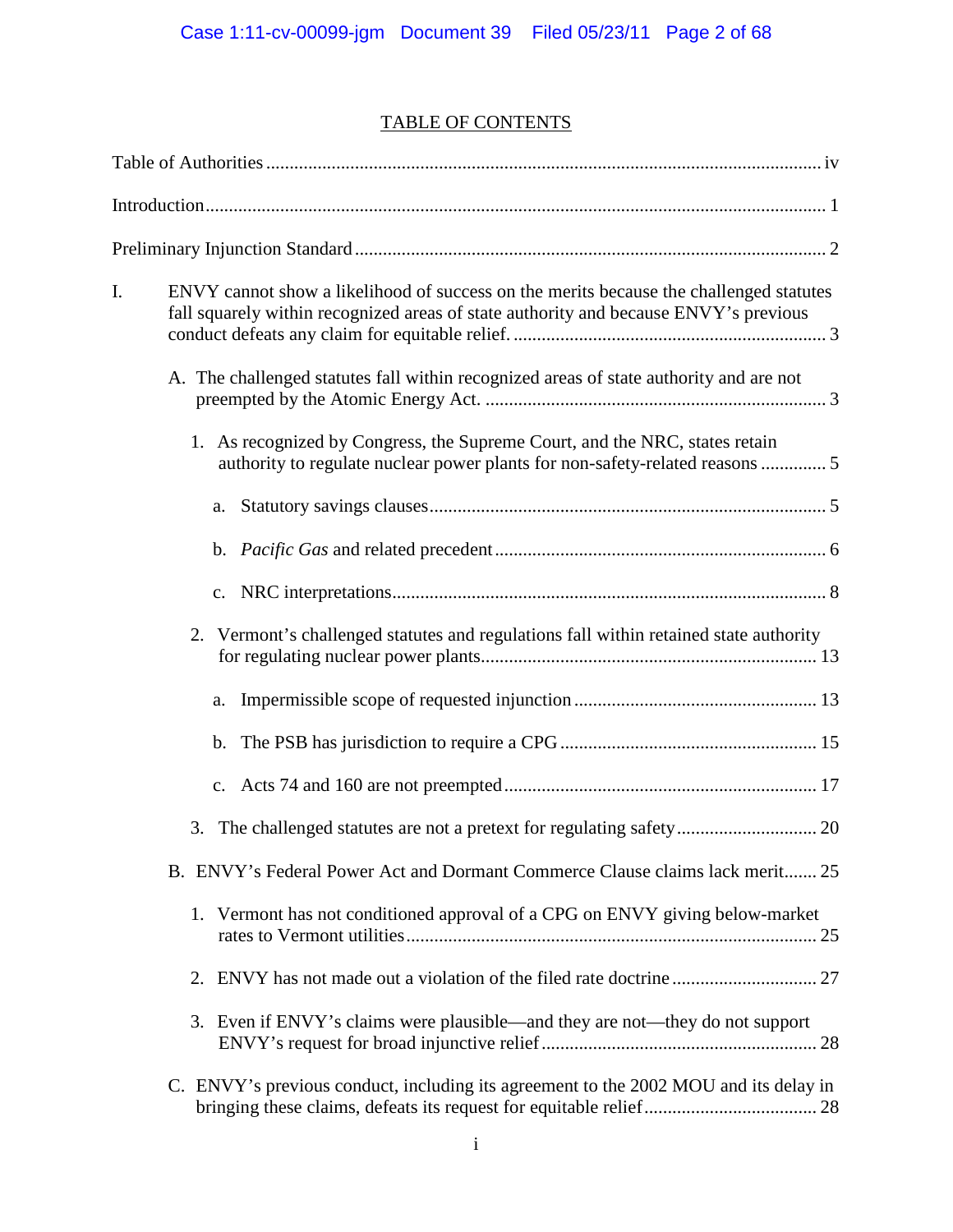# TABLE OF CONTENTS

Table of Authorities ..................................................................................................................... iv

Introduction .................................................................................................................................. 1

Preliminary Injunction Standard .................................................................................................... 2

I. ENVY cannot show a likelihood of success on the merits because the challenged statutes fall squarely within recognized areas of state authority and because ENVY's previous conduct defeats any claim for equitable relief. .................................................................. 3

   A. The challenged statutes fall within recognized areas of state authority and are not preempted by the Atomic Energy Act. ........................................................................ 3

      1. As recognized by Congress, the Supreme Court, and the NRC, states retain authority to regulate nuclear power plants for non-safety-related reasons .............. 5

         a. Statutory savings clauses ..................................................................................... 5

         b. *Pacific Gas* and related precedent ...................................................................... 6

         c. NRC interpretations ............................................................................................. 8

      2. Vermont's challenged statutes and regulations fall within retained state authority for regulating nuclear power plants ....................................................................... 13

         a. Impermissible scope of requested injunction .................................................... 13

         b. The PSB has jurisdiction to require a CPG ....................................................... 15

         c. Acts 74 and 160 are not preempted ................................................................... 17

      3. The challenged statutes are not a pretext for regulating safety ............................. 20

   B. ENVY's Federal Power Act and Dormant Commerce Clause claims lack merit....... 25

      1. Vermont has not conditioned approval of a CPG on ENVY giving below-market rates to Vermont utilities ....................................................................................... 25

      2. ENVY has not made out a violation of the filed rate doctrine ............................... 27

      3. Even if ENVY's claims were plausible—and they are not—they do not support ENVY's request for broad injunctive relief .......................................................... 28

   C. ENVY's previous conduct, including its agreement to the 2002 MOU and its delay in bringing these claims, defeats its request for equitable relief ..................................... 28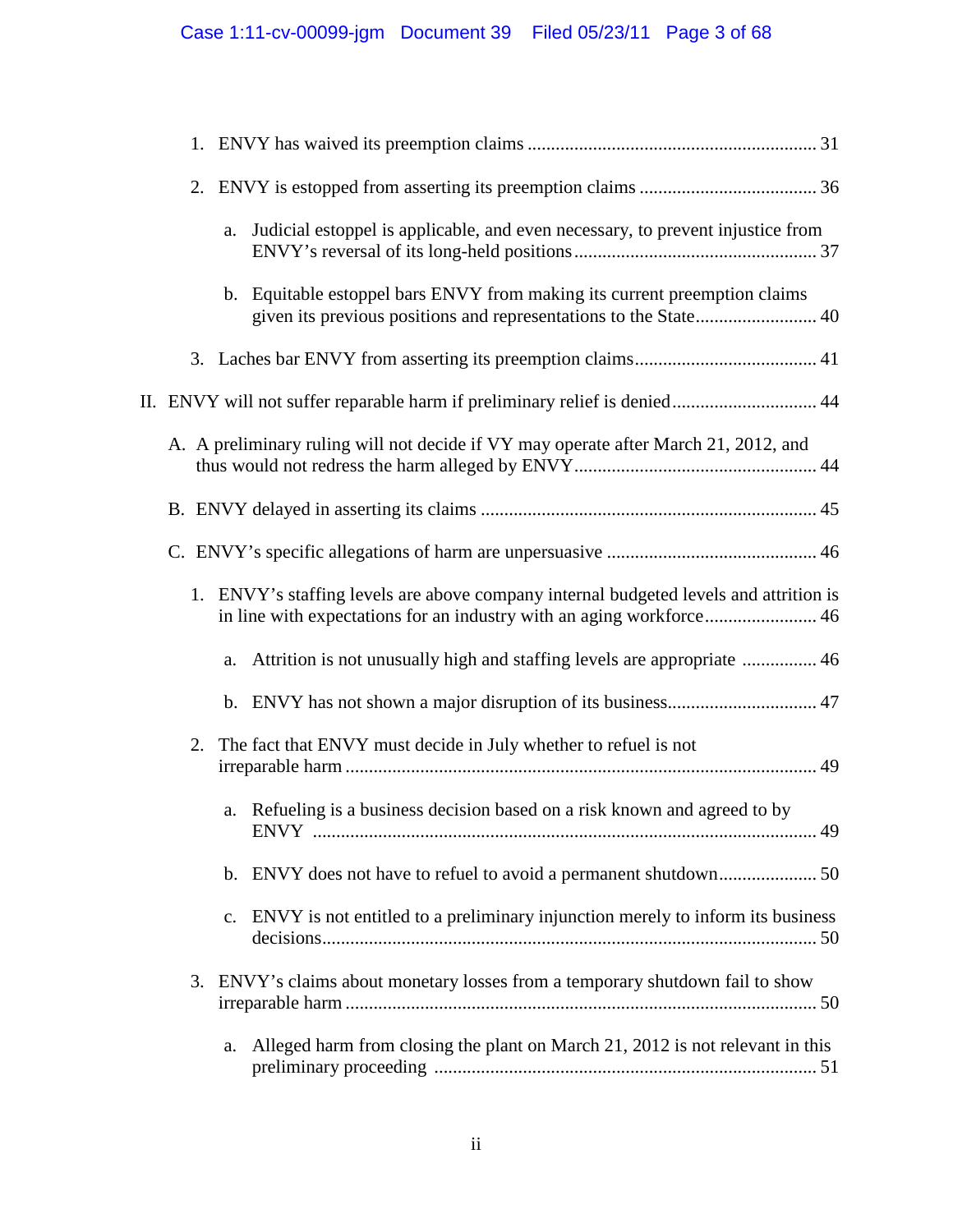1. ENVY has waived its preemption claims .............................................................. 31

2. ENVY is estopped from asserting its preemption claims ...................................... 36

   a. Judicial estoppel is applicable, and even necessary, to prevent injustice from ENVY's reversal of its long-held positions .................................................... 37

   b. Equitable estoppel bars ENVY from making its current preemption claims given its previous positions and representations to the State.......................... 40

3. Laches bar ENVY from asserting its preemption claims....................................... 41

II. ENVY will not suffer reparable harm if preliminary relief is denied............................... 44

A. A preliminary ruling will not decide if VY may operate after March 21, 2012, and thus would not redress the harm alleged by ENVY.................................................... 44

B. ENVY delayed in asserting its claims ........................................................................ 45

C. ENVY's specific allegations of harm are unpersuasive ............................................. 46

1. ENVY's staffing levels are above company internal budgeted levels and attrition is in line with expectations for an industry with an aging workforce........................ 46

   a. Attrition is not unusually high and staffing levels are appropriate ................ 46

   b. ENVY has not shown a major disruption of its business................................ 47

2. The fact that ENVY must decide in July whether to refuel is not irreparable harm ..................................................................................................... 49

   a. Refueling is a business decision based on a risk known and agreed to by ENVY ........................................................................................................... 49

   b. ENVY does not have to refuel to avoid a permanent shutdown..................... 50

   c. ENVY is not entitled to a preliminary injunction merely to inform its business decisions......................................................................................................... 50

3. ENVY's claims about monetary losses from a temporary shutdown fail to show irreparable harm ..................................................................................................... 50

   a. Alleged harm from closing the plant on March 21, 2012 is not relevant in this preliminary proceeding ................................................................................. 51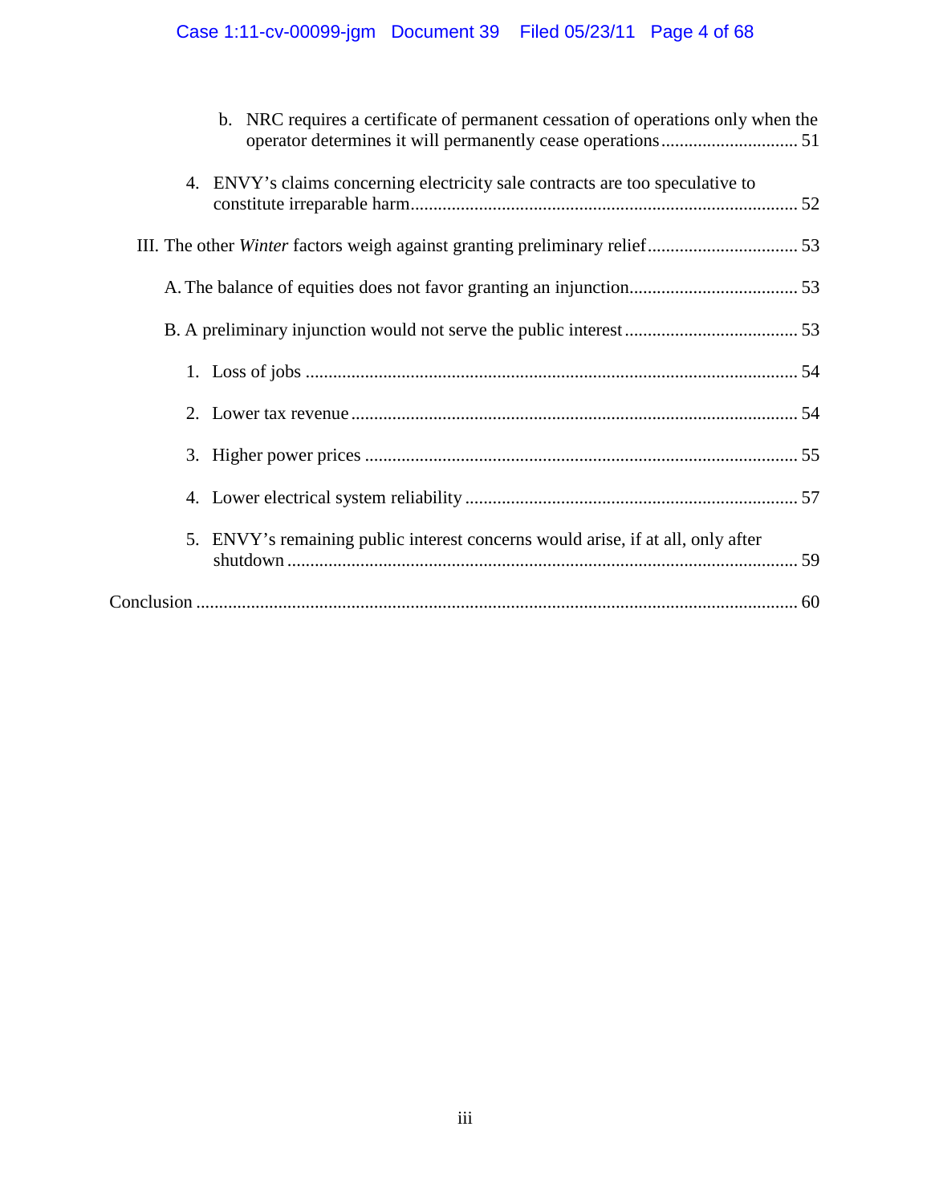b. NRC requires a certificate of permanent cessation of operations only when the operator determines it will permanently cease operations .............................. 51

4. ENVY's claims concerning electricity sale contracts are too speculative to constitute irreparable harm.................................................................................... 52

III. The other *Winter* factors weigh against granting preliminary relief................................. 53

A. The balance of equities does not favor granting an injunction..................................... 53

B. A preliminary injunction would not serve the public interest ...................................... 53

1. Loss of jobs ........................................................................................................... 54

2. Lower tax revenue ................................................................................................. 54

3. Higher power prices .............................................................................................. 55

4. Lower electrical system reliability ........................................................................ 57

5. ENVY's remaining public interest concerns would arise, if at all, only after shutdown ............................................................................................................... 59

Conclusion .................................................................................................................................... 60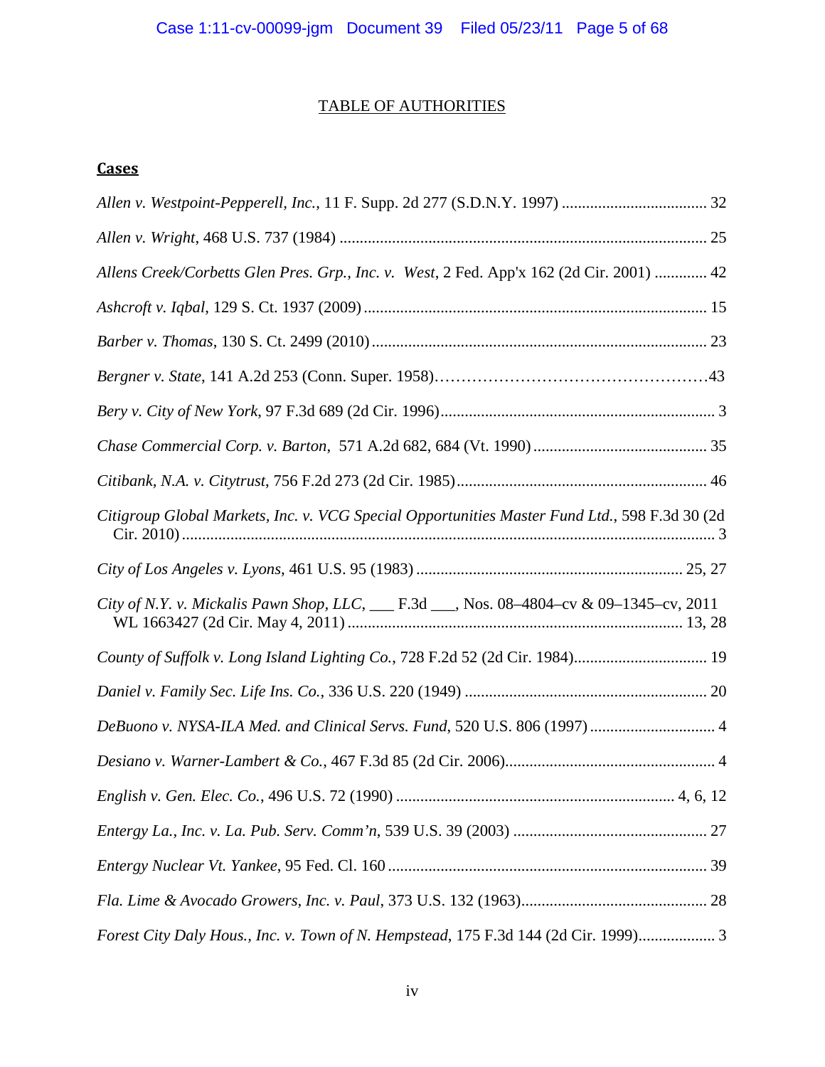TABLE OF AUTHORITIES

**Cases**

*Allen v. Westpoint-Pepperell, Inc.*, 11 F. Supp. 2d 277 (S.D.N.Y. 1997) .................................... 32

*Allen v. Wright*, 468 U.S. 737 (1984) ........................................................................................... 25

*Allens Creek/Corbetts Glen Pres. Grp., Inc. v. West*, 2 Fed. App'x 162 (2d Cir. 2001) ............. 42

*Ashcroft v. Iqbal*, 129 S. Ct. 1937 (2009) ..................................................................................... 15

*Barber v. Thomas*, 130 S. Ct. 2499 (2010) ................................................................................... 23

*Bergner v. State*, 141 A.2d 253 (Conn. Super. 1958)……………………………………………43

*Bery v. City of New York*, 97 F.3d 689 (2d Cir. 1996).................................................................... 3

*Chase Commercial Corp. v. Barton*, 571 A.2d 682, 684 (Vt. 1990) ........................................... 35

*Citibank, N.A. v. Citytrust*, 756 F.2d 273 (2d Cir. 1985)............................................................. 46

*Citigroup Global Markets, Inc. v. VCG Special Opportunities Master Fund Ltd.*, 598 F.3d 30 (2d Cir. 2010) .................................................................................................................................... 3

*City of Los Angeles v. Lyons*, 461 U.S. 95 (1983) ................................................................. 25, 27

*City of N.Y. v. Mickalis Pawn Shop, LLC*, ___ F.3d ___, Nos. 08–4804–cv & 09–1345–cv, 2011 WL 1663427 (2d Cir. May 4, 2011) .................................................................................. 13, 28

*County of Suffolk v. Long Island Lighting Co.*, 728 F.2d 52 (2d Cir. 1984)................................. 19

*Daniel v. Family Sec. Life Ins. Co.*, 336 U.S. 220 (1949) ........................................................... 20

*DeBuono v. NYSA-ILA Med. and Clinical Servs. Fund*, 520 U.S. 806 (1997) ............................... 4

*Desiano v. Warner-Lambert & Co.*, 467 F.3d 85 (2d Cir. 2006).................................................... 4

*English v. Gen. Elec. Co.*, 496 U.S. 72 (1990) ..................................................................... 4, 6, 12

*Entergy La., Inc. v. La. Pub. Serv. Comm'n*, 539 U.S. 39 (2003) ................................................ 27

*Entergy Nuclear Vt. Yankee*, 95 Fed. Cl. 160 ............................................................................... 39

*Fla. Lime & Avocado Growers, Inc. v. Paul*, 373 U.S. 132 (1963).............................................. 28

*Forest City Daly Hous., Inc. v. Town of N. Hempstead*, 175 F.3d 144 (2d Cir. 1999)................... 3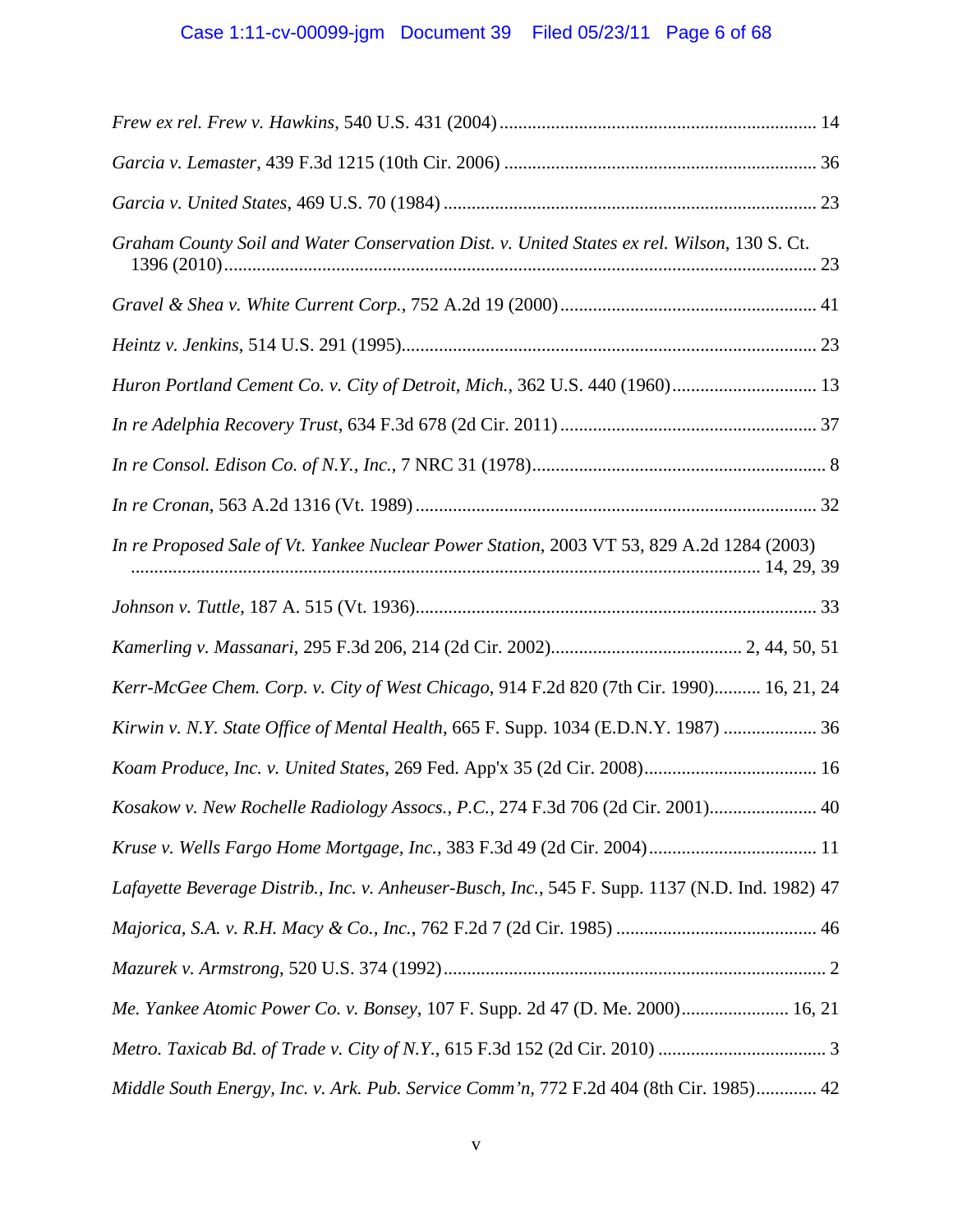*Frew ex rel. Frew v. Hawkins*, 540 U.S. 431 (2004) .................................................................... 14

*Garcia v. Lemaster*, 439 F.3d 1215 (10th Cir. 2006) ................................................................... 36

*Garcia v. United States*, 469 U.S. 70 (1984) ................................................................................ 23

*Graham County Soil and Water Conservation Dist. v. United States ex rel. Wilson*, 130 S. Ct. 1396 (2010) ............................................................................................................................. 23

*Gravel & Shea v. White Current Corp.*, 752 A.2d 19 (2000) ....................................................... 41

*Heintz v. Jenkins*, 514 U.S. 291 (1995) ......................................................................................... 23

*Huron Portland Cement Co. v. City of Detroit, Mich.*, 362 U.S. 440 (1960) ............................... 13

*In re Adelphia Recovery Trust*, 634 F.3d 678 (2d Cir. 2011) ....................................................... 37

*In re Consol. Edison Co. of N.Y., Inc.*, 7 NRC 31 (1978) ............................................................... 8

*In re Cronan*, 563 A.2d 1316 (Vt. 1989) ...................................................................................... 32

*In re Proposed Sale of Vt. Yankee Nuclear Power Station*, 2003 VT 53, 829 A.2d 1284 (2003) ...................................................................................................................................... 14, 29, 39

*Johnson v. Tuttle*, 187 A. 515 (Vt. 1936) ..................................................................................... 33

*Kamerling v. Massanari*, 295 F.3d 206, 214 (2d Cir. 2002) ......................................... 2, 44, 50, 51

*Kerr-McGee Chem. Corp. v. City of West Chicago*, 914 F.2d 820 (7th Cir. 1990) .......... 16, 21, 24

*Kirwin v. N.Y. State Office of Mental Health*, 665 F. Supp. 1034 (E.D.N.Y. 1987) .................... 36

*Koam Produce, Inc. v. United States*, 269 Fed. App'x 35 (2d Cir. 2008) ..................................... 16

*Kosakow v. New Rochelle Radiology Assocs., P.C.*, 274 F.3d 706 (2d Cir. 2001) ....................... 40

*Kruse v. Wells Fargo Home Mortgage, Inc.*, 383 F.3d 49 (2d Cir. 2004) .................................... 11

*Lafayette Beverage Distrib., Inc. v. Anheuser-Busch, Inc.*, 545 F. Supp. 1137 (N.D. Ind. 1982) 47

*Majorica, S.A. v. R.H. Macy & Co., Inc.*, 762 F.2d 7 (2d Cir. 1985) ........................................... 46

*Mazurek v. Armstrong*, 520 U.S. 374 (1992) .................................................................................. 2

*Me. Yankee Atomic Power Co. v. Bonsey*, 107 F. Supp. 2d 47 (D. Me. 2000) ....................... 16, 21

*Metro. Taxicab Bd. of Trade v. City of N.Y.*, 615 F.3d 152 (2d Cir. 2010) .................................... 3

*Middle South Energy, Inc. v. Ark. Pub. Service Comm'n*, 772 F.2d 404 (8th Cir. 1985) ............. 42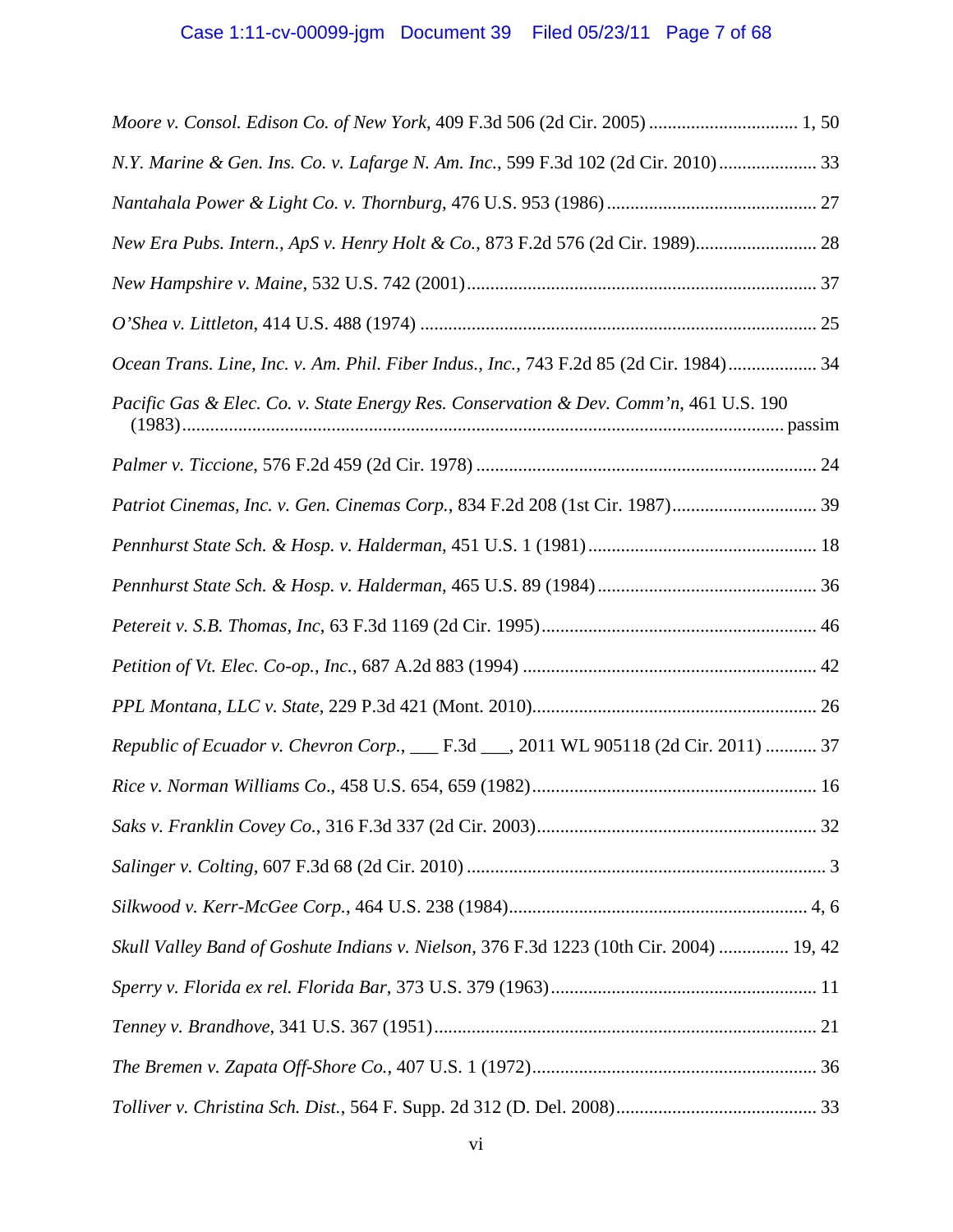*Moore v. Consol. Edison Co. of New York*, 409 F.3d 506 (2d Cir. 2005) ................................ 1, 50

*N.Y. Marine & Gen. Ins. Co. v. Lafarge N. Am. Inc.*, 599 F.3d 102 (2d Cir. 2010) ..................... 33

*Nantahala Power & Light Co. v. Thornburg*, 476 U.S. 953 (1986) ............................................. 27

*New Era Pubs. Intern., ApS v. Henry Holt & Co.*, 873 F.2d 576 (2d Cir. 1989) .......................... 28

*New Hampshire v. Maine*, 532 U.S. 742 (2001) ........................................................................... 37

*O'Shea v. Littleton*, 414 U.S. 488 (1974) ..................................................................................... 25

*Ocean Trans. Line, Inc. v. Am. Phil. Fiber Indus., Inc.*, 743 F.2d 85 (2d Cir. 1984) ................... 34

*Pacific Gas & Elec. Co. v. State Energy Res. Conservation & Dev. Comm'n*, 461 U.S. 190 (1983) ................................................................................................................................ passim

*Palmer v. Ticcione*, 576 F.2d 459 (2d Cir. 1978) ......................................................................... 24

*Patriot Cinemas, Inc. v. Gen. Cinemas Corp.*, 834 F.2d 208 (1st Cir. 1987) ............................... 39

*Pennhurst State Sch. & Hosp. v. Halderman*, 451 U.S. 1 (1981) ................................................. 18

*Pennhurst State Sch. & Hosp. v. Halderman*, 465 U.S. 89 (1984) ............................................... 36

*Petereit v. S.B. Thomas, Inc*, 63 F.3d 1169 (2d Cir. 1995) ........................................................... 46

*Petition of Vt. Elec. Co-op., Inc.*, 687 A.2d 883 (1994) ............................................................... 42

*PPL Montana, LLC v. State*, 229 P.3d 421 (Mont. 2010) ............................................................. 26

*Republic of Ecuador v. Chevron Corp.*, ___ F.3d ___, 2011 WL 905118 (2d Cir. 2011) ........... 37

*Rice v. Norman Williams Co*., 458 U.S. 654, 659 (1982) ............................................................. 16

*Saks v. Franklin Covey Co.*, 316 F.3d 337 (2d Cir. 2003) ............................................................ 32

*Salinger v. Colting*, 607 F.3d 68 (2d Cir. 2010) ............................................................................. 3

*Silkwood v. Kerr-McGee Corp.*, 464 U.S. 238 (1984) ................................................................ 4, 6

*Skull Valley Band of Goshute Indians v. Nielson*, 376 F.3d 1223 (10th Cir. 2004) ............... 19, 42

*Sperry v. Florida ex rel. Florida Bar*, 373 U.S. 379 (1963) ......................................................... 11

*Tenney v. Brandhove*, 341 U.S. 367 (1951) .................................................................................. 21

*The Bremen v. Zapata Off-Shore Co.*, 407 U.S. 1 (1972) ............................................................ 36

*Tolliver v. Christina Sch. Dist.*, 564 F. Supp. 2d 312 (D. Del. 2008) ........................................... 33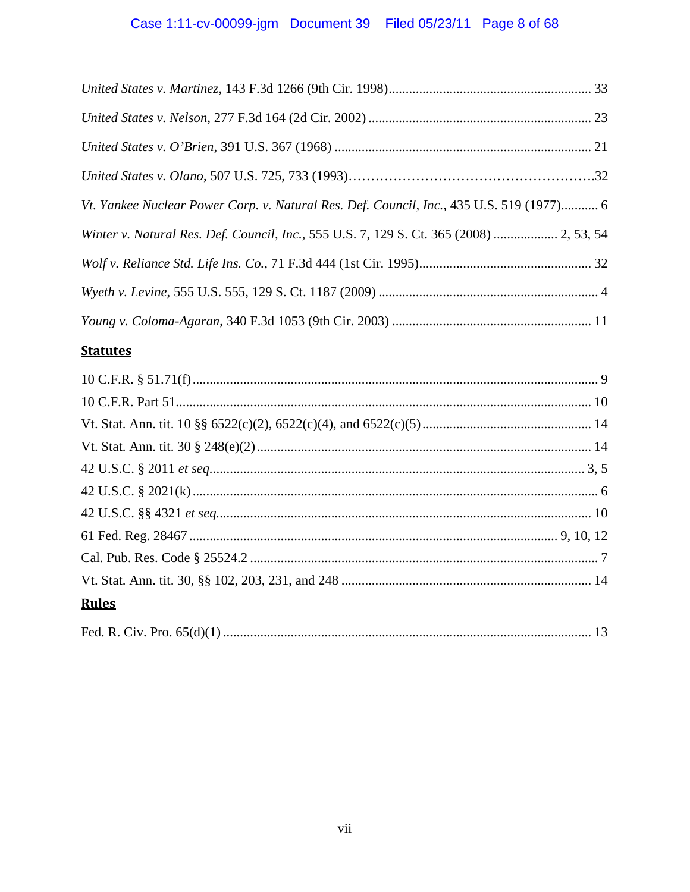*United States v. Martinez*, 143 F.3d 1266 (9th Cir. 1998)............................................................ 33

*United States v. Nelson*, 277 F.3d 164 (2d Cir. 2002) .................................................................. 23

*United States v. O'Brien*, 391 U.S. 367 (1968) ............................................................................ 21

*United States v. Olano*, 507 U.S. 725, 733 (1993)……………………………………………….32

*Vt. Yankee Nuclear Power Corp. v. Natural Res. Def. Council, Inc.*, 435 U.S. 519 (1977)........... 6

*Winter v. Natural Res. Def. Council, Inc.*, 555 U.S. 7, 129 S. Ct. 365 (2008) ................... 2, 53, 54

*Wolf v. Reliance Std. Life Ins. Co.*, 71 F.3d 444 (1st Cir. 1995)................................................... 32

*Wyeth v. Levine*, 555 U.S. 555, 129 S. Ct. 1187 (2009) ................................................................. 4

*Young v. Coloma-Agaran*, 340 F.3d 1053 (9th Cir. 2003) ........................................................... 11

## Statutes

10 C.F.R. § 51.71(f) ........................................................................................................................ 9

10 C.F.R. Part 51.......................................................................................................................... 10

Vt. Stat. Ann. tit. 10 §§ 6522(c)(2), 6522(c)(4), and 6522(c)(5) ................................................. 14

Vt. Stat. Ann. tit. 30 § 248(e)(2) .................................................................................................. 14

42 U.S.C. § 2011 *et seq.* ............................................................................................................. 3, 5

42 U.S.C. § 2021(k) ....................................................................................................................... 6

42 U.S.C. §§ 4321 *et seq.* .............................................................................................................. 10

61 Fed. Reg. 28467 ............................................................................................................ 9, 10, 12

Cal. Pub. Res. Code § 25524.2 ....................................................................................................... 7

Vt. Stat. Ann. tit. 30, §§ 102, 203, 231, and 248 ......................................................................... 14

## Rules

Fed. R. Civ. Pro. 65(d)(1) ............................................................................................................ 13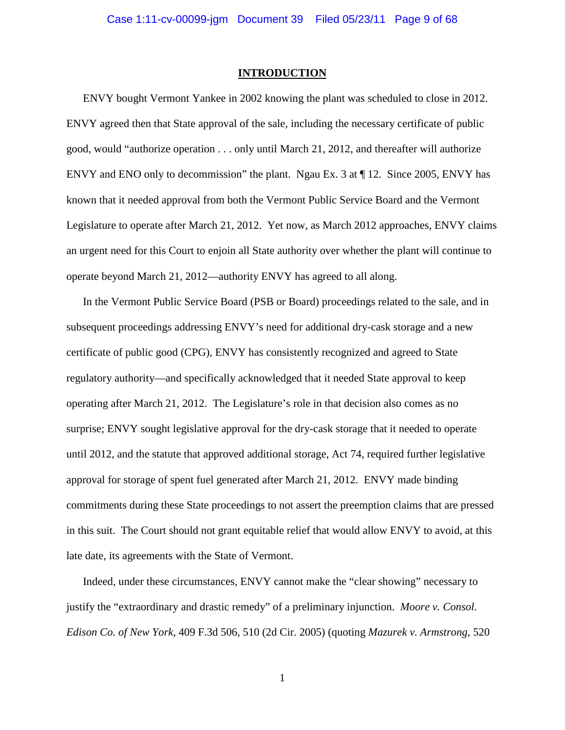## INTRODUCTION

ENVY bought Vermont Yankee in 2002 knowing the plant was scheduled to close in 2012. ENVY agreed then that State approval of the sale, including the necessary certificate of public good, would "authorize operation . . . only until March 21, 2012, and thereafter will authorize ENVY and ENO only to decommission" the plant. Ngau Ex. 3 at ¶ 12. Since 2005, ENVY has known that it needed approval from both the Vermont Public Service Board and the Vermont Legislature to operate after March 21, 2012. Yet now, as March 2012 approaches, ENVY claims an urgent need for this Court to enjoin all State authority over whether the plant will continue to operate beyond March 21, 2012—authority ENVY has agreed to all along.

In the Vermont Public Service Board (PSB or Board) proceedings related to the sale, and in subsequent proceedings addressing ENVY's need for additional dry-cask storage and a new certificate of public good (CPG), ENVY has consistently recognized and agreed to State regulatory authority—and specifically acknowledged that it needed State approval to keep operating after March 21, 2012. The Legislature's role in that decision also comes as no surprise; ENVY sought legislative approval for the dry-cask storage that it needed to operate until 2012, and the statute that approved additional storage, Act 74, required further legislative approval for storage of spent fuel generated after March 21, 2012. ENVY made binding commitments during these State proceedings to not assert the preemption claims that are pressed in this suit. The Court should not grant equitable relief that would allow ENVY to avoid, at this late date, its agreements with the State of Vermont.

Indeed, under these circumstances, ENVY cannot make the "clear showing" necessary to justify the "extraordinary and drastic remedy" of a preliminary injunction. *Moore v. Consol. Edison Co. of New York*, 409 F.3d 506, 510 (2d Cir. 2005) (quoting *Mazurek v. Armstrong*, 520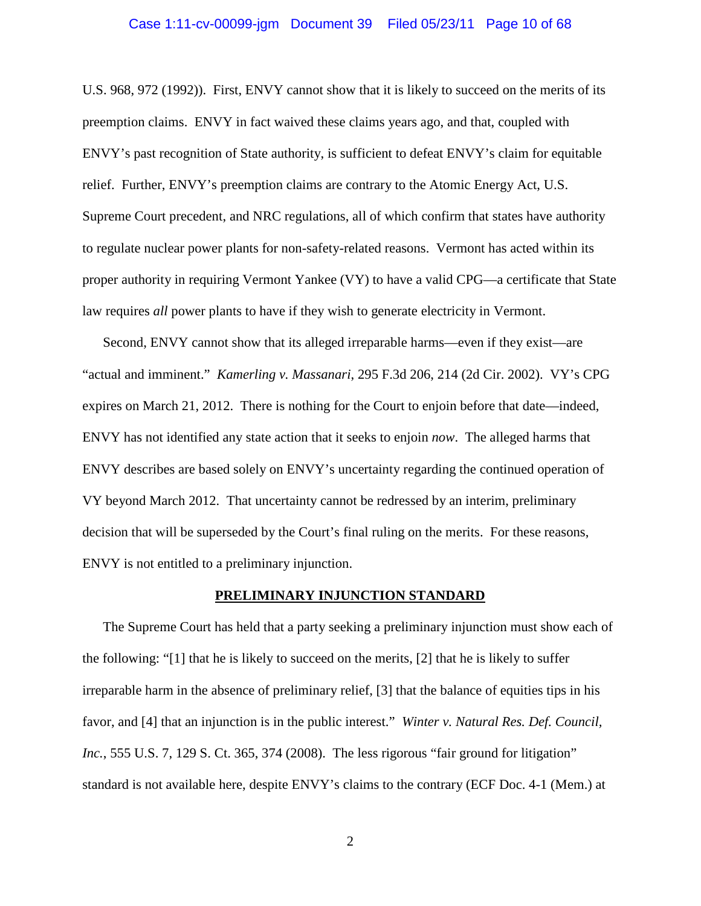U.S. 968, 972 (1992)). First, ENVY cannot show that it is likely to succeed on the merits of its preemption claims. ENVY in fact waived these claims years ago, and that, coupled with ENVY's past recognition of State authority, is sufficient to defeat ENVY's claim for equitable relief. Further, ENVY's preemption claims are contrary to the Atomic Energy Act, U.S. Supreme Court precedent, and NRC regulations, all of which confirm that states have authority to regulate nuclear power plants for non-safety-related reasons. Vermont has acted within its proper authority in requiring Vermont Yankee (VY) to have a valid CPG—a certificate that State law requires *all* power plants to have if they wish to generate electricity in Vermont.

Second, ENVY cannot show that its alleged irreparable harms—even if they exist—are "actual and imminent." *Kamerling v. Massanari*, 295 F.3d 206, 214 (2d Cir. 2002). VY's CPG expires on March 21, 2012. There is nothing for the Court to enjoin before that date—indeed, ENVY has not identified any state action that it seeks to enjoin *now*. The alleged harms that ENVY describes are based solely on ENVY's uncertainty regarding the continued operation of VY beyond March 2012. That uncertainty cannot be redressed by an interim, preliminary decision that will be superseded by the Court's final ruling on the merits. For these reasons, ENVY is not entitled to a preliminary injunction.

## PRELIMINARY INJUNCTION STANDARD

The Supreme Court has held that a party seeking a preliminary injunction must show each of the following: "[1] that he is likely to succeed on the merits, [2] that he is likely to suffer irreparable harm in the absence of preliminary relief, [3] that the balance of equities tips in his favor, and [4] that an injunction is in the public interest." *Winter v. Natural Res. Def. Council, Inc.*, 555 U.S. 7, 129 S. Ct. 365, 374 (2008). The less rigorous "fair ground for litigation" standard is not available here, despite ENVY's claims to the contrary (ECF Doc. 4-1 (Mem.) at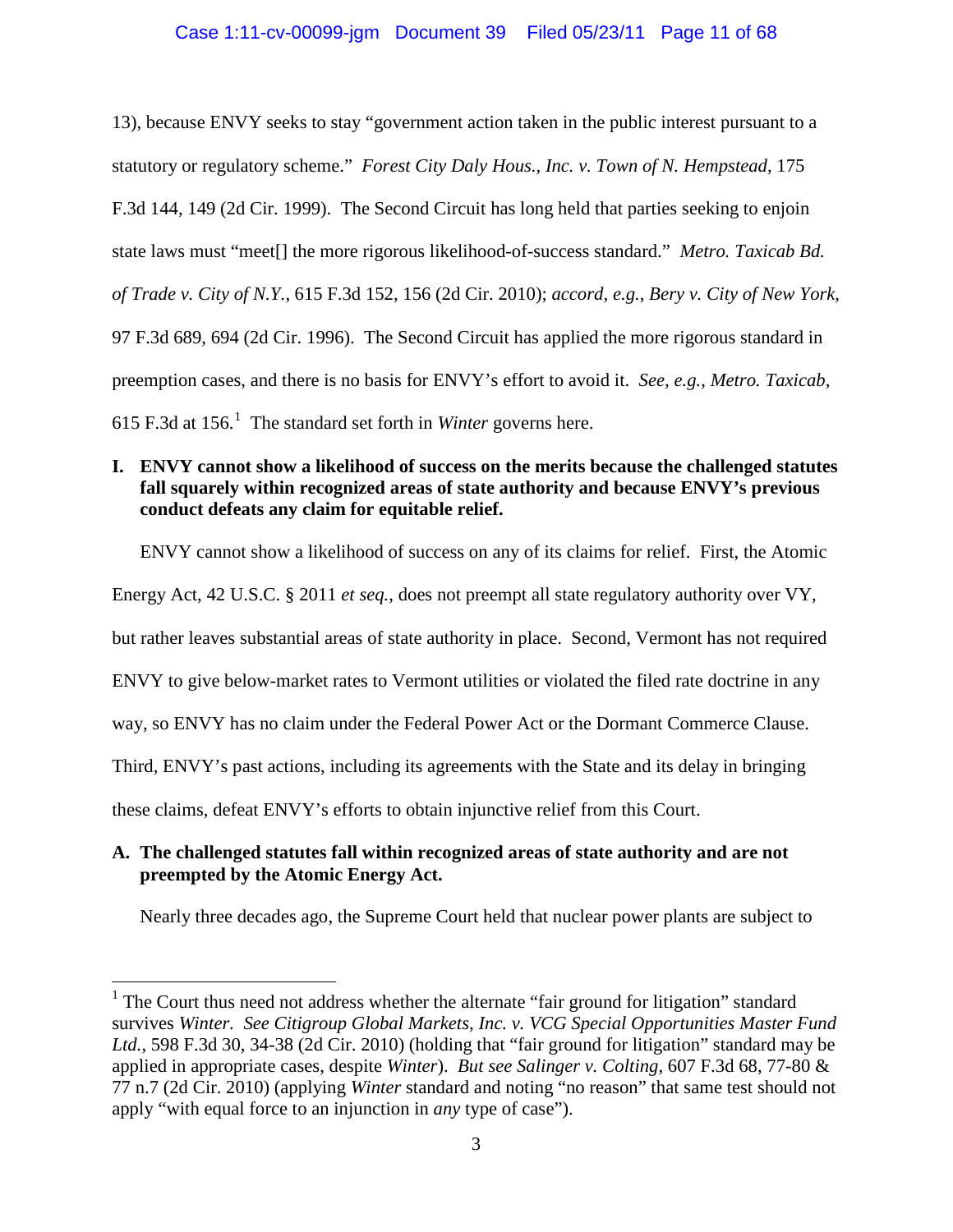13), because ENVY seeks to stay "government action taken in the public interest pursuant to a statutory or regulatory scheme." *Forest City Daly Hous., Inc. v. Town of N. Hempstead*, 175 F.3d 144, 149 (2d Cir. 1999). The Second Circuit has long held that parties seeking to enjoin state laws must "meet[] the more rigorous likelihood-of-success standard." *Metro. Taxicab Bd. of Trade v. City of N.Y.*, 615 F.3d 152, 156 (2d Cir. 2010); *accord, e.g.*, *Bery v. City of New York*, 97 F.3d 689, 694 (2d Cir. 1996). The Second Circuit has applied the more rigorous standard in preemption cases, and there is no basis for ENVY's effort to avoid it. *See, e.g.*, *Metro. Taxicab*, 615 F.3d at 156.[1] The standard set forth in *Winter* governs here.

**I. ENVY cannot show a likelihood of success on the merits because the challenged statutes fall squarely within recognized areas of state authority and because ENVY's previous conduct defeats any claim for equitable relief.**

ENVY cannot show a likelihood of success on any of its claims for relief. First, the Atomic Energy Act, 42 U.S.C. § 2011 *et seq.*, does not preempt all state regulatory authority over VY, but rather leaves substantial areas of state authority in place. Second, Vermont has not required ENVY to give below-market rates to Vermont utilities or violated the filed rate doctrine in any way, so ENVY has no claim under the Federal Power Act or the Dormant Commerce Clause. Third, ENVY's past actions, including its agreements with the State and its delay in bringing these claims, defeat ENVY's efforts to obtain injunctive relief from this Court.

**A. The challenged statutes fall within recognized areas of state authority and are not preempted by the Atomic Energy Act.**

Nearly three decades ago, the Supreme Court held that nuclear power plants are subject to

---

[1] The Court thus need not address whether the alternate "fair ground for litigation" standard survives *Winter*. *See Citigroup Global Markets, Inc. v. VCG Special Opportunities Master Fund Ltd.*, 598 F.3d 30, 34-38 (2d Cir. 2010) (holding that "fair ground for litigation" standard may be applied in appropriate cases, despite *Winter*). *But see Salinger v. Colting*, 607 F.3d 68, 77-80 & 77 n.7 (2d Cir. 2010) (applying *Winter* standard and noting "no reason" that same test should not apply "with equal force to an injunction in *any* type of case").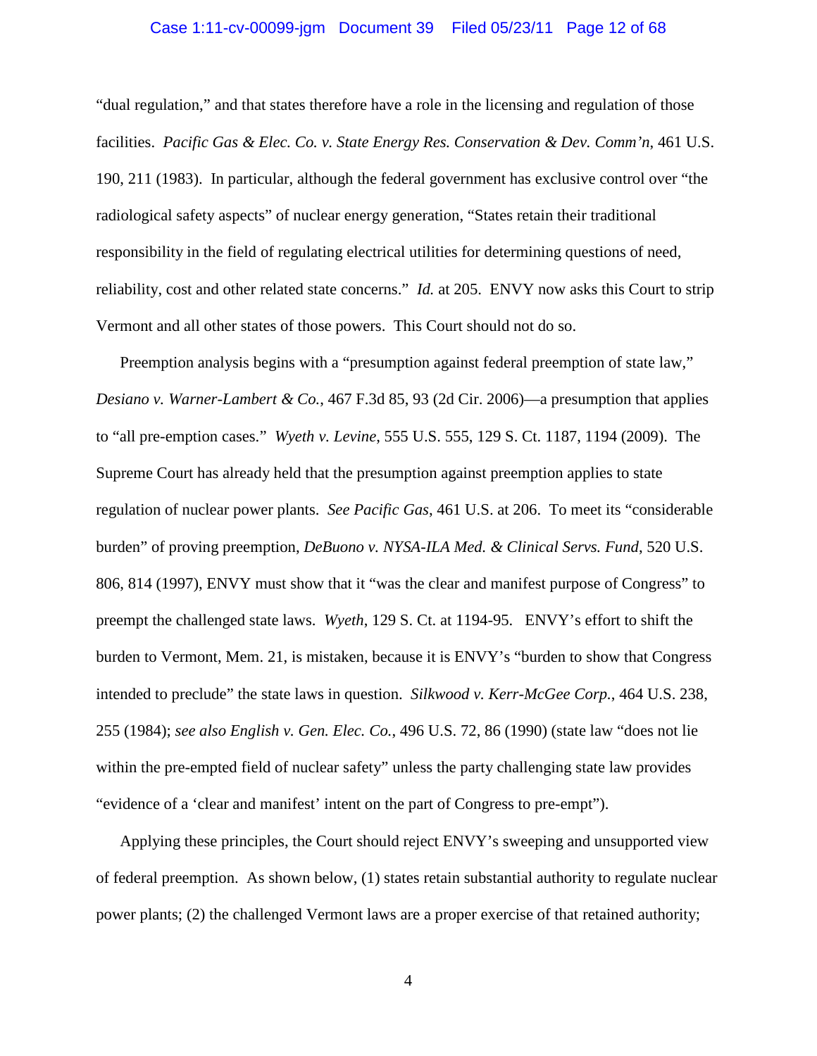"dual regulation," and that states therefore have a role in the licensing and regulation of those facilities. *Pacific Gas & Elec. Co. v. State Energy Res. Conservation & Dev. Comm'n*, 461 U.S. 190, 211 (1983). In particular, although the federal government has exclusive control over "the radiological safety aspects" of nuclear energy generation, "States retain their traditional responsibility in the field of regulating electrical utilities for determining questions of need, reliability, cost and other related state concerns." *Id.* at 205. ENVY now asks this Court to strip Vermont and all other states of those powers. This Court should not do so.

Preemption analysis begins with a "presumption against federal preemption of state law," *Desiano v. Warner-Lambert & Co.*, 467 F.3d 85, 93 (2d Cir. 2006)—a presumption that applies to "all pre-emption cases." *Wyeth v. Levine*, 555 U.S. 555, 129 S. Ct. 1187, 1194 (2009). The Supreme Court has already held that the presumption against preemption applies to state regulation of nuclear power plants. *See Pacific Gas*, 461 U.S. at 206. To meet its "considerable burden" of proving preemption, *DeBuono v. NYSA-ILA Med. & Clinical Servs. Fund*, 520 U.S. 806, 814 (1997), ENVY must show that it "was the clear and manifest purpose of Congress" to preempt the challenged state laws. *Wyeth*, 129 S. Ct. at 1194-95. ENVY's effort to shift the burden to Vermont, Mem. 21, is mistaken, because it is ENVY's "burden to show that Congress intended to preclude" the state laws in question. *Silkwood v. Kerr-McGee Corp.*, 464 U.S. 238, 255 (1984); *see also English v. Gen. Elec. Co.*, 496 U.S. 72, 86 (1990) (state law "does not lie within the pre-empted field of nuclear safety" unless the party challenging state law provides "evidence of a 'clear and manifest' intent on the part of Congress to pre-empt").

Applying these principles, the Court should reject ENVY's sweeping and unsupported view of federal preemption. As shown below, (1) states retain substantial authority to regulate nuclear power plants; (2) the challenged Vermont laws are a proper exercise of that retained authority;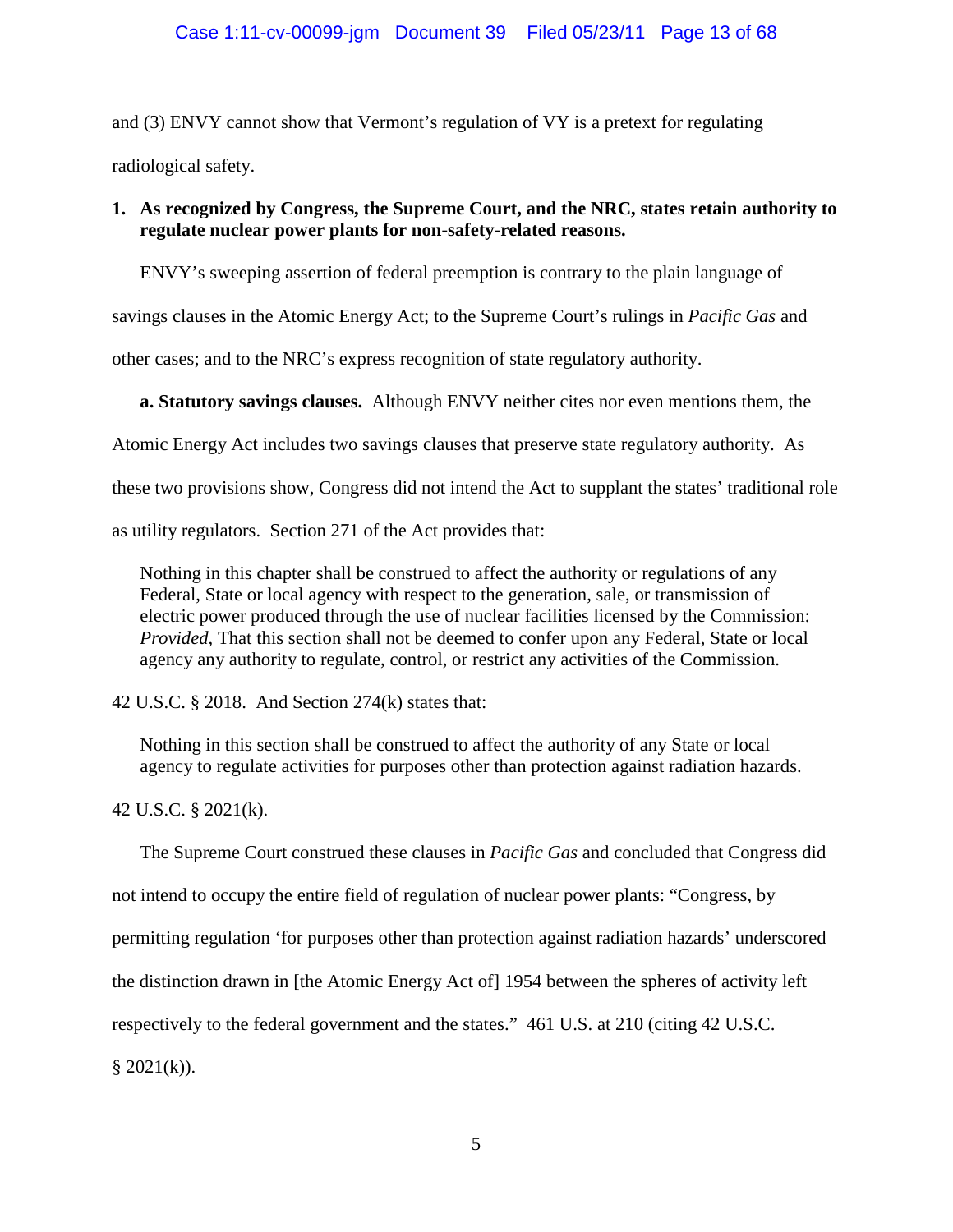and (3) ENVY cannot show that Vermont's regulation of VY is a pretext for regulating radiological safety.

**1. As recognized by Congress, the Supreme Court, and the NRC, states retain authority to regulate nuclear power plants for non-safety-related reasons.**

ENVY's sweeping assertion of federal preemption is contrary to the plain language of savings clauses in the Atomic Energy Act; to the Supreme Court's rulings in *Pacific Gas* and other cases; and to the NRC's express recognition of state regulatory authority.

**a. Statutory savings clauses.** Although ENVY neither cites nor even mentions them, the Atomic Energy Act includes two savings clauses that preserve state regulatory authority. As these two provisions show, Congress did not intend the Act to supplant the states' traditional role as utility regulators. Section 271 of the Act provides that:

> Nothing in this chapter shall be construed to affect the authority or regulations of any Federal, State or local agency with respect to the generation, sale, or transmission of electric power produced through the use of nuclear facilities licensed by the Commission: *Provided,* That this section shall not be deemed to confer upon any Federal, State or local agency any authority to regulate, control, or restrict any activities of the Commission.

42 U.S.C. § 2018. And Section 274(k) states that:

> Nothing in this section shall be construed to affect the authority of any State or local agency to regulate activities for purposes other than protection against radiation hazards.

42 U.S.C. § 2021(k).

The Supreme Court construed these clauses in *Pacific Gas* and concluded that Congress did not intend to occupy the entire field of regulation of nuclear power plants: "Congress, by permitting regulation 'for purposes other than protection against radiation hazards' underscored the distinction drawn in [the Atomic Energy Act of] 1954 between the spheres of activity left respectively to the federal government and the states." 461 U.S. at 210 (citing 42 U.S.C. § 2021(k)).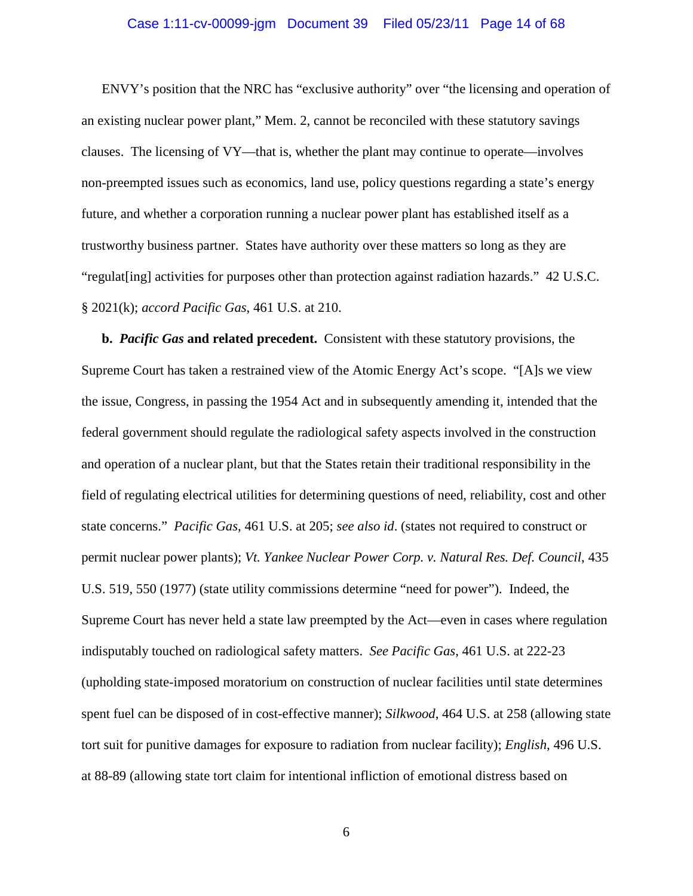ENVY's position that the NRC has "exclusive authority" over "the licensing and operation of an existing nuclear power plant," Mem. 2, cannot be reconciled with these statutory savings clauses. The licensing of VY—that is, whether the plant may continue to operate—involves non-preempted issues such as economics, land use, policy questions regarding a state's energy future, and whether a corporation running a nuclear power plant has established itself as a trustworthy business partner. States have authority over these matters so long as they are "regulat[ing] activities for purposes other than protection against radiation hazards." 42 U.S.C. § 2021(k); *accord Pacific Gas*, 461 U.S. at 210.

**b. *Pacific Gas* and related precedent.** Consistent with these statutory provisions, the Supreme Court has taken a restrained view of the Atomic Energy Act's scope. "[A]s we view the issue, Congress, in passing the 1954 Act and in subsequently amending it, intended that the federal government should regulate the radiological safety aspects involved in the construction and operation of a nuclear plant, but that the States retain their traditional responsibility in the field of regulating electrical utilities for determining questions of need, reliability, cost and other state concerns." *Pacific Gas*, 461 U.S. at 205; *see also id*. (states not required to construct or permit nuclear power plants); *Vt. Yankee Nuclear Power Corp. v. Natural Res. Def. Council*, 435 U.S. 519, 550 (1977) (state utility commissions determine "need for power"). Indeed, the Supreme Court has never held a state law preempted by the Act—even in cases where regulation indisputably touched on radiological safety matters. *See Pacific Gas*, 461 U.S. at 222-23 (upholding state-imposed moratorium on construction of nuclear facilities until state determines spent fuel can be disposed of in cost-effective manner); *Silkwood*, 464 U.S. at 258 (allowing state tort suit for punitive damages for exposure to radiation from nuclear facility); *English*, 496 U.S. at 88-89 (allowing state tort claim for intentional infliction of emotional distress based on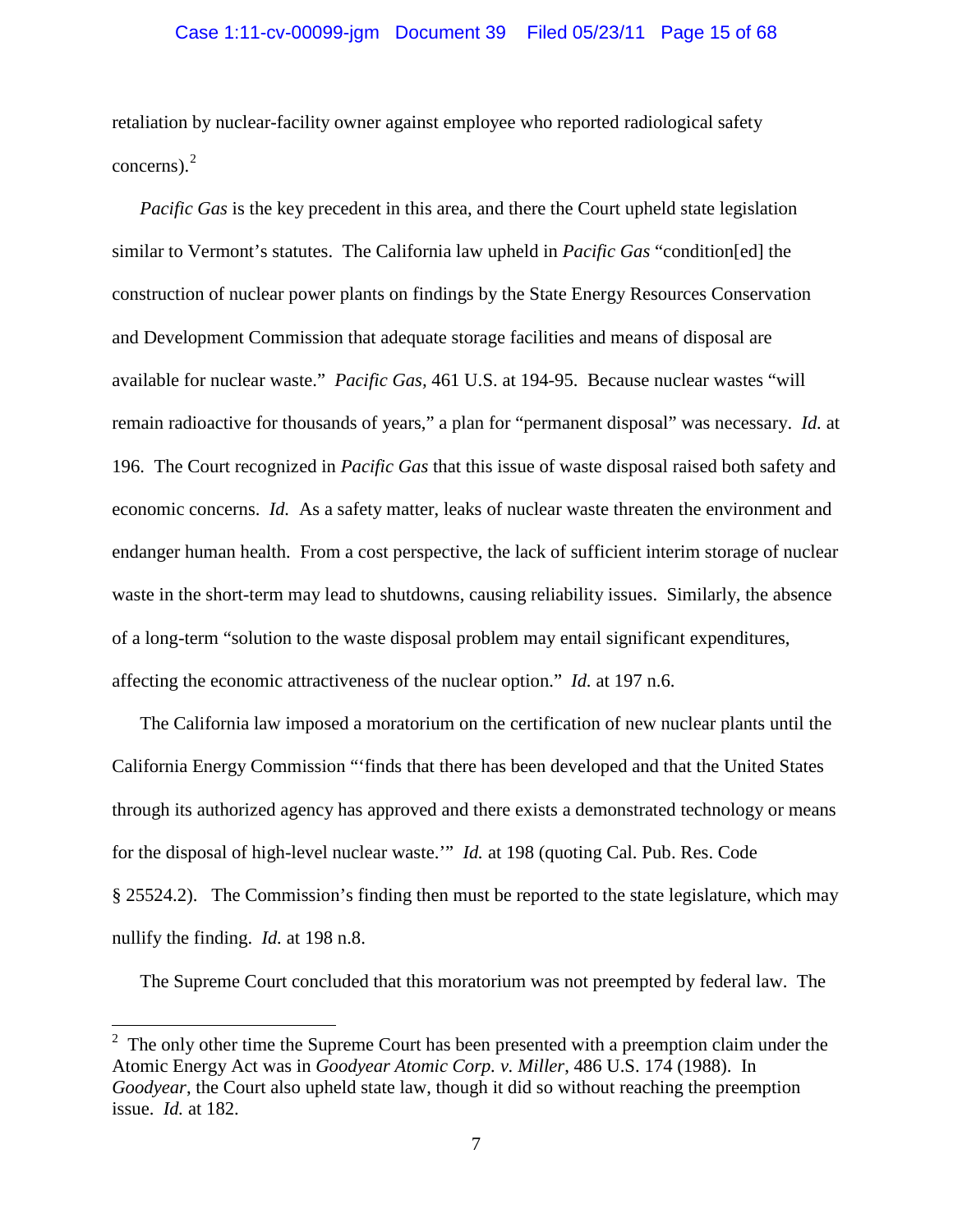retaliation by nuclear-facility owner against employee who reported radiological safety concerns).[2]

*Pacific Gas* is the key precedent in this area, and there the Court upheld state legislation similar to Vermont's statutes. The California law upheld in *Pacific Gas* "condition[ed] the construction of nuclear power plants on findings by the State Energy Resources Conservation and Development Commission that adequate storage facilities and means of disposal are available for nuclear waste." *Pacific Gas*, 461 U.S. at 194-95. Because nuclear wastes "will remain radioactive for thousands of years," a plan for "permanent disposal" was necessary. *Id.* at 196. The Court recognized in *Pacific Gas* that this issue of waste disposal raised both safety and economic concerns. *Id.* As a safety matter, leaks of nuclear waste threaten the environment and endanger human health. From a cost perspective, the lack of sufficient interim storage of nuclear waste in the short-term may lead to shutdowns, causing reliability issues. Similarly, the absence of a long-term "solution to the waste disposal problem may entail significant expenditures, affecting the economic attractiveness of the nuclear option." *Id.* at 197 n.6.

The California law imposed a moratorium on the certification of new nuclear plants until the California Energy Commission "'finds that there has been developed and that the United States through its authorized agency has approved and there exists a demonstrated technology or means for the disposal of high-level nuclear waste.'" *Id.* at 198 (quoting Cal. Pub. Res. Code § 25524.2). The Commission's finding then must be reported to the state legislature, which may nullify the finding. *Id.* at 198 n.8.

The Supreme Court concluded that this moratorium was not preempted by federal law. The

---

[2] The only other time the Supreme Court has been presented with a preemption claim under the Atomic Energy Act was in *Goodyear Atomic Corp. v. Miller*, 486 U.S. 174 (1988). In *Goodyear*, the Court also upheld state law, though it did so without reaching the preemption issue. *Id.* at 182.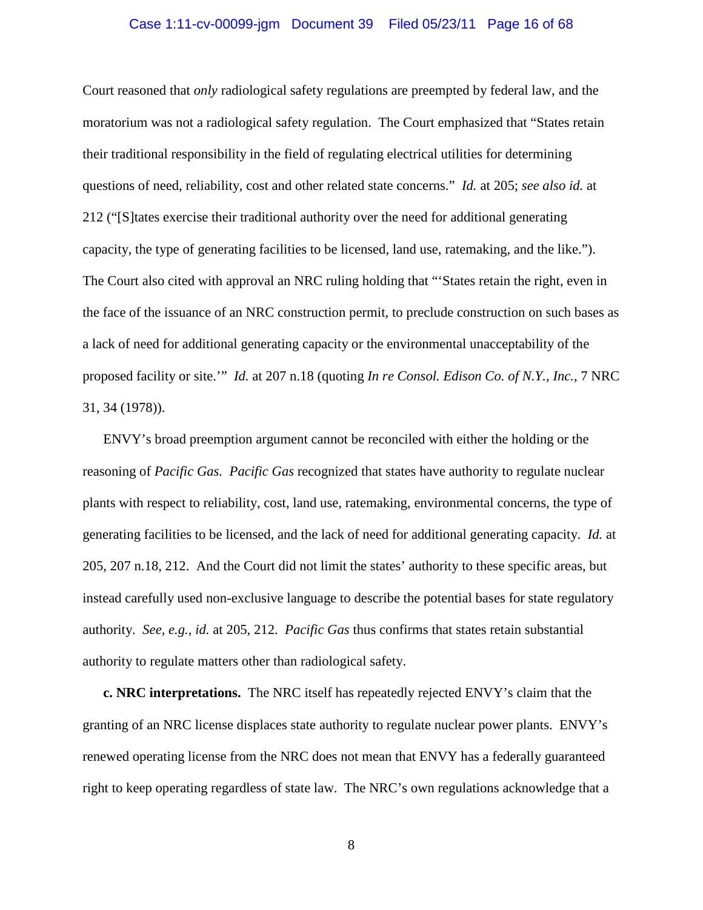Court reasoned that *only* radiological safety regulations are preempted by federal law, and the moratorium was not a radiological safety regulation. The Court emphasized that "States retain their traditional responsibility in the field of regulating electrical utilities for determining questions of need, reliability, cost and other related state concerns." *Id.* at 205; *see also id.* at 212 ("[S]tates exercise their traditional authority over the need for additional generating capacity, the type of generating facilities to be licensed, land use, ratemaking, and the like."). The Court also cited with approval an NRC ruling holding that "'States retain the right, even in the face of the issuance of an NRC construction permit, to preclude construction on such bases as a lack of need for additional generating capacity or the environmental unacceptability of the proposed facility or site.'" *Id.* at 207 n.18 (quoting *In re Consol. Edison Co. of N.Y., Inc.*, 7 NRC 31, 34 (1978)).

ENVY's broad preemption argument cannot be reconciled with either the holding or the reasoning of *Pacific Gas*. *Pacific Gas* recognized that states have authority to regulate nuclear plants with respect to reliability, cost, land use, ratemaking, environmental concerns, the type of generating facilities to be licensed, and the lack of need for additional generating capacity. *Id.* at 205, 207 n.18, 212. And the Court did not limit the states' authority to these specific areas, but instead carefully used non-exclusive language to describe the potential bases for state regulatory authority. *See, e.g.*, *id.* at 205, 212. *Pacific Gas* thus confirms that states retain substantial authority to regulate matters other than radiological safety.

**c. NRC interpretations.** The NRC itself has repeatedly rejected ENVY's claim that the granting of an NRC license displaces state authority to regulate nuclear power plants. ENVY's renewed operating license from the NRC does not mean that ENVY has a federally guaranteed right to keep operating regardless of state law. The NRC's own regulations acknowledge that a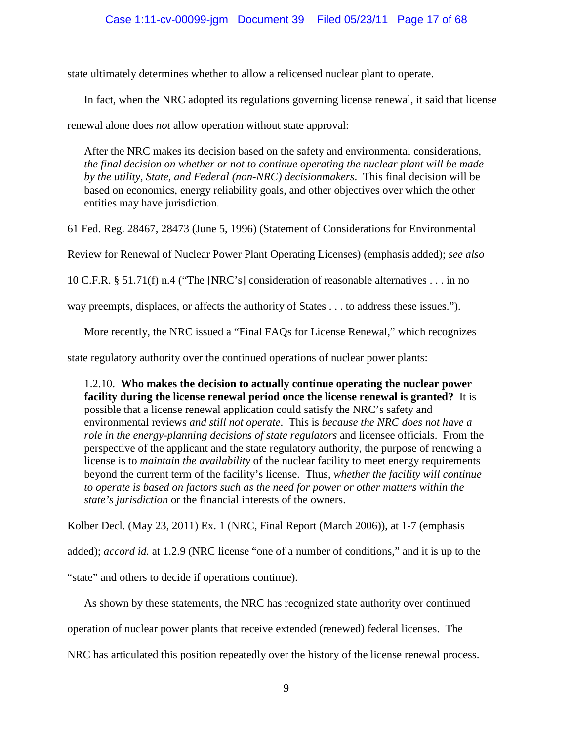state ultimately determines whether to allow a relicensed nuclear plant to operate.

In fact, when the NRC adopted its regulations governing license renewal, it said that license renewal alone does *not* allow operation without state approval:

> After the NRC makes its decision based on the safety and environmental considerations, *the final decision on whether or not to continue operating the nuclear plant will be made by the utility, State, and Federal (non-NRC) decisionmakers*. This final decision will be based on economics, energy reliability goals, and other objectives over which the other entities may have jurisdiction.

61 Fed. Reg. 28467, 28473 (June 5, 1996) (Statement of Considerations for Environmental Review for Renewal of Nuclear Power Plant Operating Licenses) (emphasis added); *see also* 10 C.F.R. § 51.71(f) n.4 ("The [NRC's] consideration of reasonable alternatives . . . in no way preempts, displaces, or affects the authority of States . . . to address these issues.").

More recently, the NRC issued a "Final FAQs for License Renewal," which recognizes state regulatory authority over the continued operations of nuclear power plants:

> 1.2.10. **Who makes the decision to actually continue operating the nuclear power facility during the license renewal period once the license renewal is granted?** It is possible that a license renewal application could satisfy the NRC's safety and environmental reviews *and still not operate*. This is *because the NRC does not have a role in the energy-planning decisions of state regulators* and licensee officials. From the perspective of the applicant and the state regulatory authority, the purpose of renewing a license is to *maintain the availability* of the nuclear facility to meet energy requirements beyond the current term of the facility's license. Thus, *whether the facility will continue to operate is based on factors such as the need for power or other matters within the state's jurisdiction* or the financial interests of the owners.

Kolber Decl. (May 23, 2011) Ex. 1 (NRC, Final Report (March 2006)), at 1-7 (emphasis added); *accord id.* at 1.2.9 (NRC license "one of a number of conditions," and it is up to the "state" and others to decide if operations continue).

As shown by these statements, the NRC has recognized state authority over continued operation of nuclear power plants that receive extended (renewed) federal licenses. The NRC has articulated this position repeatedly over the history of the license renewal process.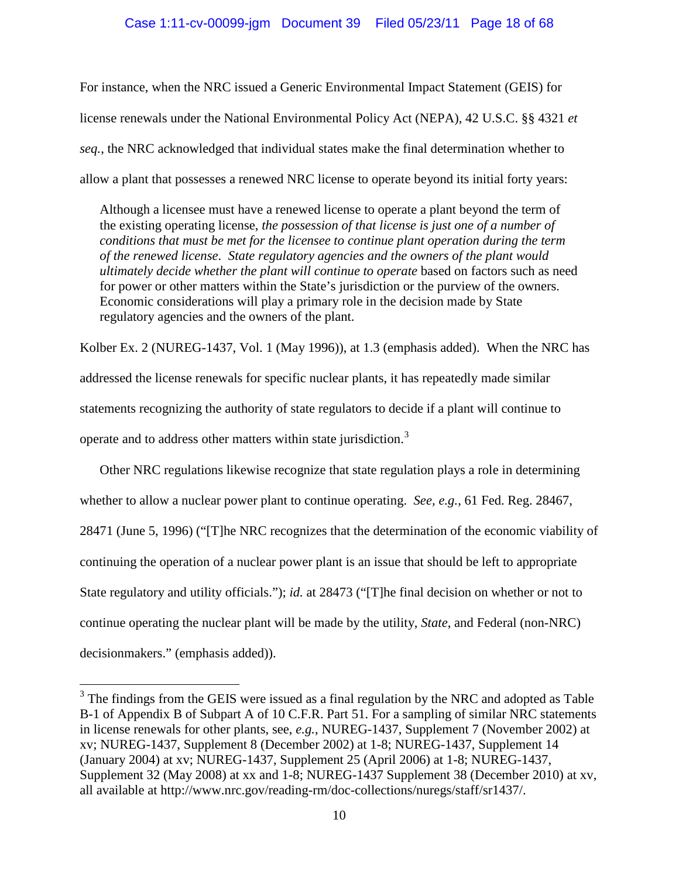For instance, when the NRC issued a Generic Environmental Impact Statement (GEIS) for license renewals under the National Environmental Policy Act (NEPA), 42 U.S.C. §§ 4321 *et seq.*, the NRC acknowledged that individual states make the final determination whether to allow a plant that possesses a renewed NRC license to operate beyond its initial forty years:

> Although a licensee must have a renewed license to operate a plant beyond the term of the existing operating license, *the possession of that license is just one of a number of conditions that must be met for the licensee to continue plant operation during the term of the renewed license. State regulatory agencies and the owners of the plant would ultimately decide whether the plant will continue to operate* based on factors such as need for power or other matters within the State's jurisdiction or the purview of the owners. Economic considerations will play a primary role in the decision made by State regulatory agencies and the owners of the plant.

Kolber Ex. 2 (NUREG-1437, Vol. 1 (May 1996)), at 1.3 (emphasis added). When the NRC has addressed the license renewals for specific nuclear plants, it has repeatedly made similar statements recognizing the authority of state regulators to decide if a plant will continue to operate and to address other matters within state jurisdiction.[3]

Other NRC regulations likewise recognize that state regulation plays a role in determining whether to allow a nuclear power plant to continue operating. *See, e.g.*, 61 Fed. Reg. 28467, 28471 (June 5, 1996) ("[T]he NRC recognizes that the determination of the economic viability of continuing the operation of a nuclear power plant is an issue that should be left to appropriate State regulatory and utility officials."); *id.* at 28473 ("[T]he final decision on whether or not to continue operating the nuclear plant will be made by the utility, *State*, and Federal (non-NRC) decisionmakers." (emphasis added)).

---

[3] The findings from the GEIS were issued as a final regulation by the NRC and adopted as Table B-1 of Appendix B of Subpart A of 10 C.F.R. Part 51. For a sampling of similar NRC statements in license renewals for other plants, see, *e.g.*, NUREG-1437, Supplement 7 (November 2002) at xv; NUREG-1437, Supplement 8 (December 2002) at 1-8; NUREG-1437, Supplement 14 (January 2004) at xv; NUREG-1437, Supplement 25 (April 2006) at 1-8; NUREG-1437, Supplement 32 (May 2008) at xx and 1-8; NUREG-1437 Supplement 38 (December 2010) at xv, all available at http://www.nrc.gov/reading-rm/doc-collections/nuregs/staff/sr1437/.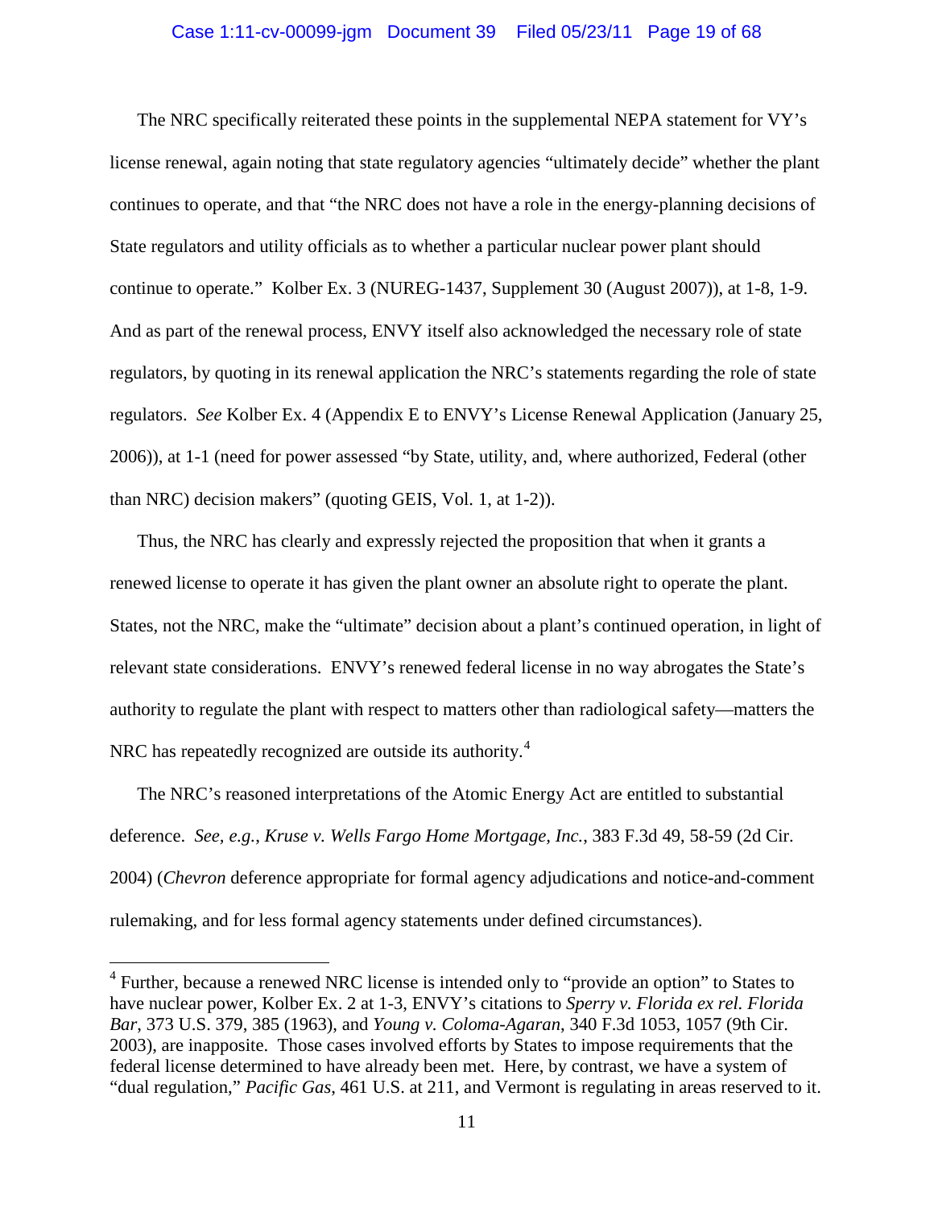The NRC specifically reiterated these points in the supplemental NEPA statement for VY's license renewal, again noting that state regulatory agencies "ultimately decide" whether the plant continues to operate, and that "the NRC does not have a role in the energy-planning decisions of State regulators and utility officials as to whether a particular nuclear power plant should continue to operate." Kolber Ex. 3 (NUREG-1437, Supplement 30 (August 2007)), at 1-8, 1-9. And as part of the renewal process, ENVY itself also acknowledged the necessary role of state regulators, by quoting in its renewal application the NRC's statements regarding the role of state regulators. *See* Kolber Ex. 4 (Appendix E to ENVY's License Renewal Application (January 25, 2006)), at 1-1 (need for power assessed "by State, utility, and, where authorized, Federal (other than NRC) decision makers" (quoting GEIS, Vol. 1, at 1-2)).

Thus, the NRC has clearly and expressly rejected the proposition that when it grants a renewed license to operate it has given the plant owner an absolute right to operate the plant. States, not the NRC, make the "ultimate" decision about a plant's continued operation, in light of relevant state considerations. ENVY's renewed federal license in no way abrogates the State's authority to regulate the plant with respect to matters other than radiological safety—matters the NRC has repeatedly recognized are outside its authority.[4]

The NRC's reasoned interpretations of the Atomic Energy Act are entitled to substantial deference. *See, e.g.*, *Kruse v. Wells Fargo Home Mortgage, Inc.*, 383 F.3d 49, 58-59 (2d Cir. 2004) (*Chevron* deference appropriate for formal agency adjudications and notice-and-comment rulemaking, and for less formal agency statements under defined circumstances).

---

[4] Further, because a renewed NRC license is intended only to "provide an option" to States to have nuclear power, Kolber Ex. 2 at 1-3, ENVY's citations to *Sperry v. Florida ex rel. Florida Bar*, 373 U.S. 379, 385 (1963), and *Young v. Coloma-Agaran*, 340 F.3d 1053, 1057 (9th Cir. 2003), are inapposite. Those cases involved efforts by States to impose requirements that the federal license determined to have already been met. Here, by contrast, we have a system of "dual regulation," *Pacific Gas*, 461 U.S. at 211, and Vermont is regulating in areas reserved to it.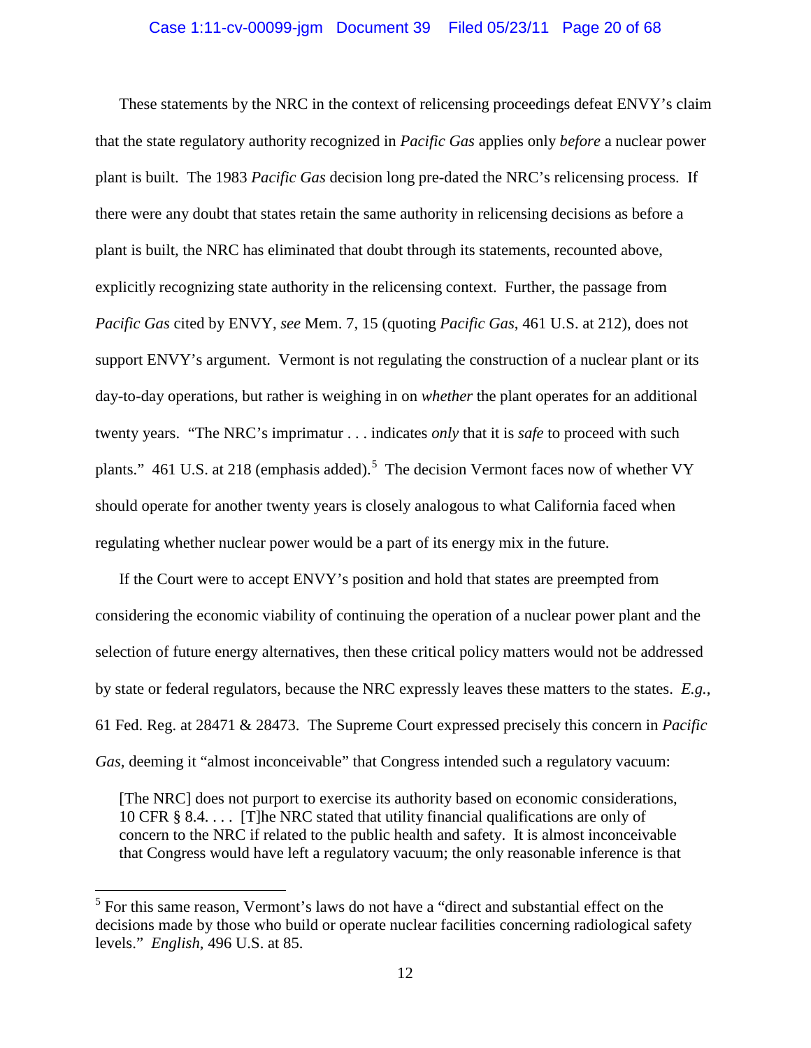These statements by the NRC in the context of relicensing proceedings defeat ENVY's claim that the state regulatory authority recognized in *Pacific Gas* applies only *before* a nuclear power plant is built. The 1983 *Pacific Gas* decision long pre-dated the NRC's relicensing process. If there were any doubt that states retain the same authority in relicensing decisions as before a plant is built, the NRC has eliminated that doubt through its statements, recounted above, explicitly recognizing state authority in the relicensing context. Further, the passage from *Pacific Gas* cited by ENVY, *see* Mem. 7, 15 (quoting *Pacific Gas*, 461 U.S. at 212), does not support ENVY's argument. Vermont is not regulating the construction of a nuclear plant or its day-to-day operations, but rather is weighing in on *whether* the plant operates for an additional twenty years. "The NRC's imprimatur . . . indicates *only* that it is *safe* to proceed with such plants." 461 U.S. at 218 (emphasis added).[5] The decision Vermont faces now of whether VY should operate for another twenty years is closely analogous to what California faced when regulating whether nuclear power would be a part of its energy mix in the future.

If the Court were to accept ENVY's position and hold that states are preempted from considering the economic viability of continuing the operation of a nuclear power plant and the selection of future energy alternatives, then these critical policy matters would not be addressed by state or federal regulators, because the NRC expressly leaves these matters to the states. *E.g.*, 61 Fed. Reg. at 28471 & 28473. The Supreme Court expressed precisely this concern in *Pacific Gas,* deeming it "almost inconceivable" that Congress intended such a regulatory vacuum:

> [The NRC] does not purport to exercise its authority based on economic considerations, 10 CFR § 8.4. . . . [T]he NRC stated that utility financial qualifications are only of concern to the NRC if related to the public health and safety. It is almost inconceivable that Congress would have left a regulatory vacuum; the only reasonable inference is that

---

[5] For this same reason, Vermont's laws do not have a "direct and substantial effect on the decisions made by those who build or operate nuclear facilities concerning radiological safety levels." *English*, 496 U.S. at 85.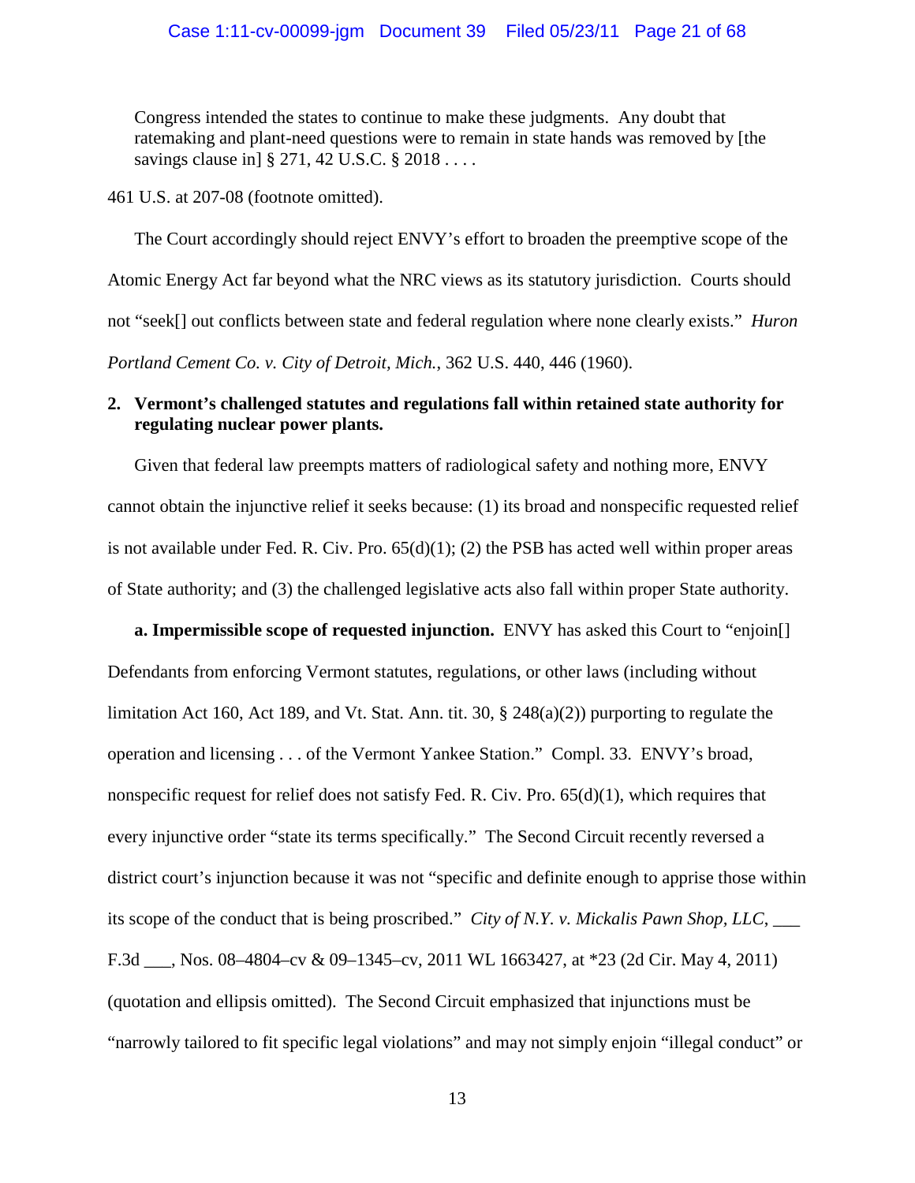> Congress intended the states to continue to make these judgments. Any doubt that ratemaking and plant-need questions were to remain in state hands was removed by [the savings clause in] § 271, 42 U.S.C. § 2018 . . . .

461 U.S. at 207-08 (footnote omitted).

The Court accordingly should reject ENVY's effort to broaden the preemptive scope of the Atomic Energy Act far beyond what the NRC views as its statutory jurisdiction. Courts should not "seek[] out conflicts between state and federal regulation where none clearly exists." *Huron Portland Cement Co. v. City of Detroit, Mich.*, 362 U.S. 440, 446 (1960).

**2. Vermont's challenged statutes and regulations fall within retained state authority for regulating nuclear power plants.**

Given that federal law preempts matters of radiological safety and nothing more, ENVY cannot obtain the injunctive relief it seeks because: (1) its broad and nonspecific requested relief is not available under Fed. R. Civ. Pro. 65(d)(1); (2) the PSB has acted well within proper areas of State authority; and (3) the challenged legislative acts also fall within proper State authority.

**a. Impermissible scope of requested injunction.** ENVY has asked this Court to "enjoin[] Defendants from enforcing Vermont statutes, regulations, or other laws (including without limitation Act 160, Act 189, and Vt. Stat. Ann. tit. 30, § 248(a)(2)) purporting to regulate the operation and licensing . . . of the Vermont Yankee Station." Compl. 33. ENVY's broad, nonspecific request for relief does not satisfy Fed. R. Civ. Pro. 65(d)(1), which requires that every injunctive order "state its terms specifically." The Second Circuit recently reversed a district court's injunction because it was not "specific and definite enough to apprise those within its scope of the conduct that is being proscribed." *City of N.Y. v. Mickalis Pawn Shop, LLC*, ___ F.3d ___, Nos. 08–4804–cv & 09–1345–cv, 2011 WL 1663427, at *23 (2d Cir. May 4, 2011) (quotation and ellipsis omitted). The Second Circuit emphasized that injunctions must be "narrowly tailored to fit specific legal violations" and may not simply enjoin "illegal conduct" or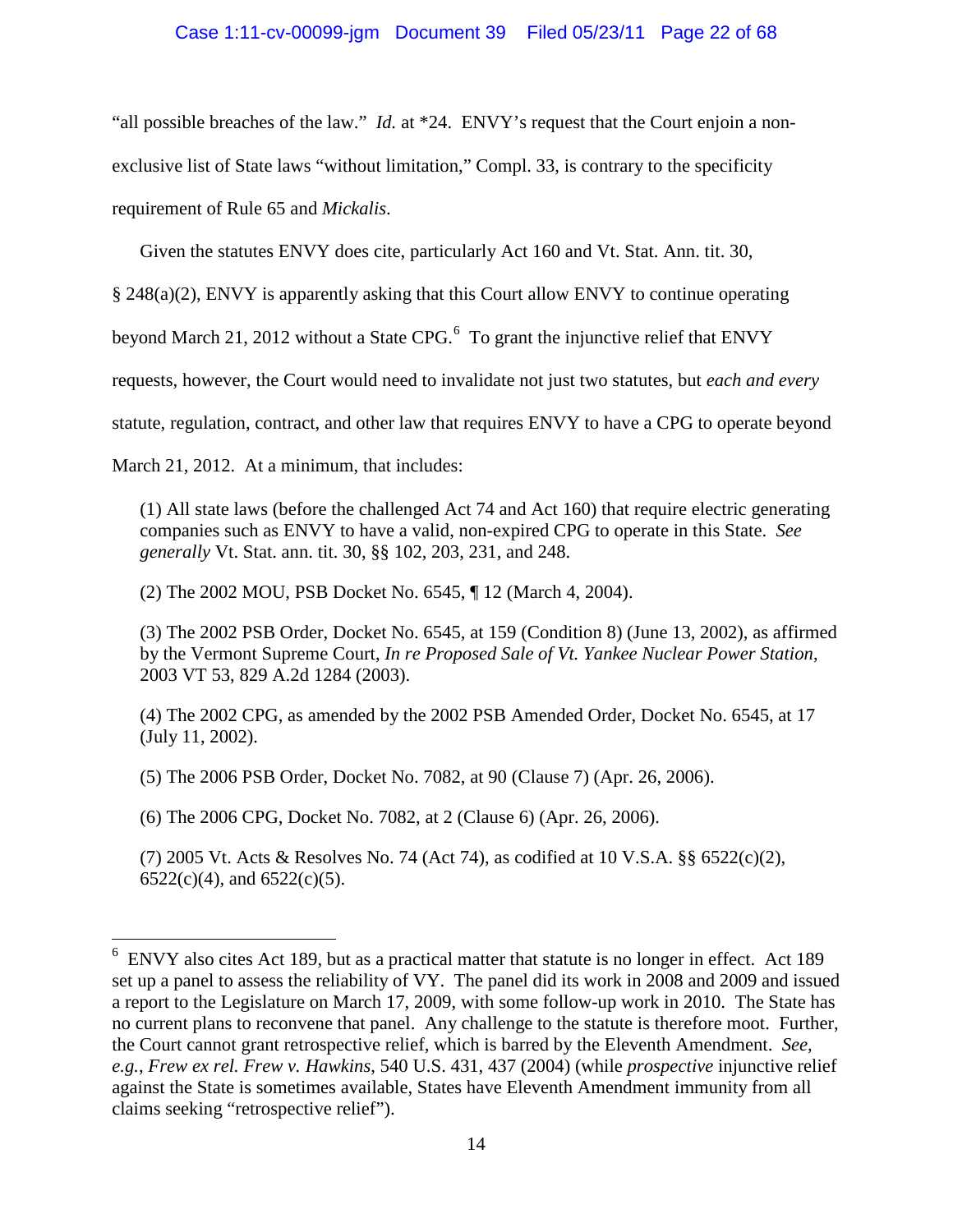"all possible breaches of the law." *Id.* at *24. ENVY's request that the Court enjoin a non-exclusive list of State laws "without limitation," Compl. 33, is contrary to the specificity requirement of Rule 65 and *Mickalis*.

Given the statutes ENVY does cite, particularly Act 160 and Vt. Stat. Ann. tit. 30, § 248(a)(2), ENVY is apparently asking that this Court allow ENVY to continue operating beyond March 21, 2012 without a State CPG.[6] To grant the injunctive relief that ENVY requests, however, the Court would need to invalidate not just two statutes, but *each and every* statute, regulation, contract, and other law that requires ENVY to have a CPG to operate beyond March 21, 2012. At a minimum, that includes:

> (1) All state laws (before the challenged Act 74 and Act 160) that require electric generating companies such as ENVY to have a valid, non-expired CPG to operate in this State. *See generally* Vt. Stat. ann. tit. 30, §§ 102, 203, 231, and 248.
>
> (2) The 2002 MOU, PSB Docket No. 6545, ¶ 12 (March 4, 2004).
>
> (3) The 2002 PSB Order, Docket No. 6545, at 159 (Condition 8) (June 13, 2002), as affirmed by the Vermont Supreme Court, *In re Proposed Sale of Vt. Yankee Nuclear Power Station*, 2003 VT 53, 829 A.2d 1284 (2003).
>
> (4) The 2002 CPG, as amended by the 2002 PSB Amended Order, Docket No. 6545, at 17 (July 11, 2002).
>
> (5) The 2006 PSB Order, Docket No. 7082, at 90 (Clause 7) (Apr. 26, 2006).
>
> (6) The 2006 CPG, Docket No. 7082, at 2 (Clause 6) (Apr. 26, 2006).
>
> (7) 2005 Vt. Acts & Resolves No. 74 (Act 74), as codified at 10 V.S.A. §§ 6522(c)(2), 6522(c)(4), and 6522(c)(5).

---

[6] ENVY also cites Act 189, but as a practical matter that statute is no longer in effect. Act 189 set up a panel to assess the reliability of VY. The panel did its work in 2008 and 2009 and issued a report to the Legislature on March 17, 2009, with some follow-up work in 2010. The State has no current plans to reconvene that panel. Any challenge to the statute is therefore moot. Further, the Court cannot grant retrospective relief, which is barred by the Eleventh Amendment. *See, e.g.*, *Frew ex rel. Frew v. Hawkins*, 540 U.S. 431, 437 (2004) (while *prospective* injunctive relief against the State is sometimes available, States have Eleventh Amendment immunity from all claims seeking "retrospective relief").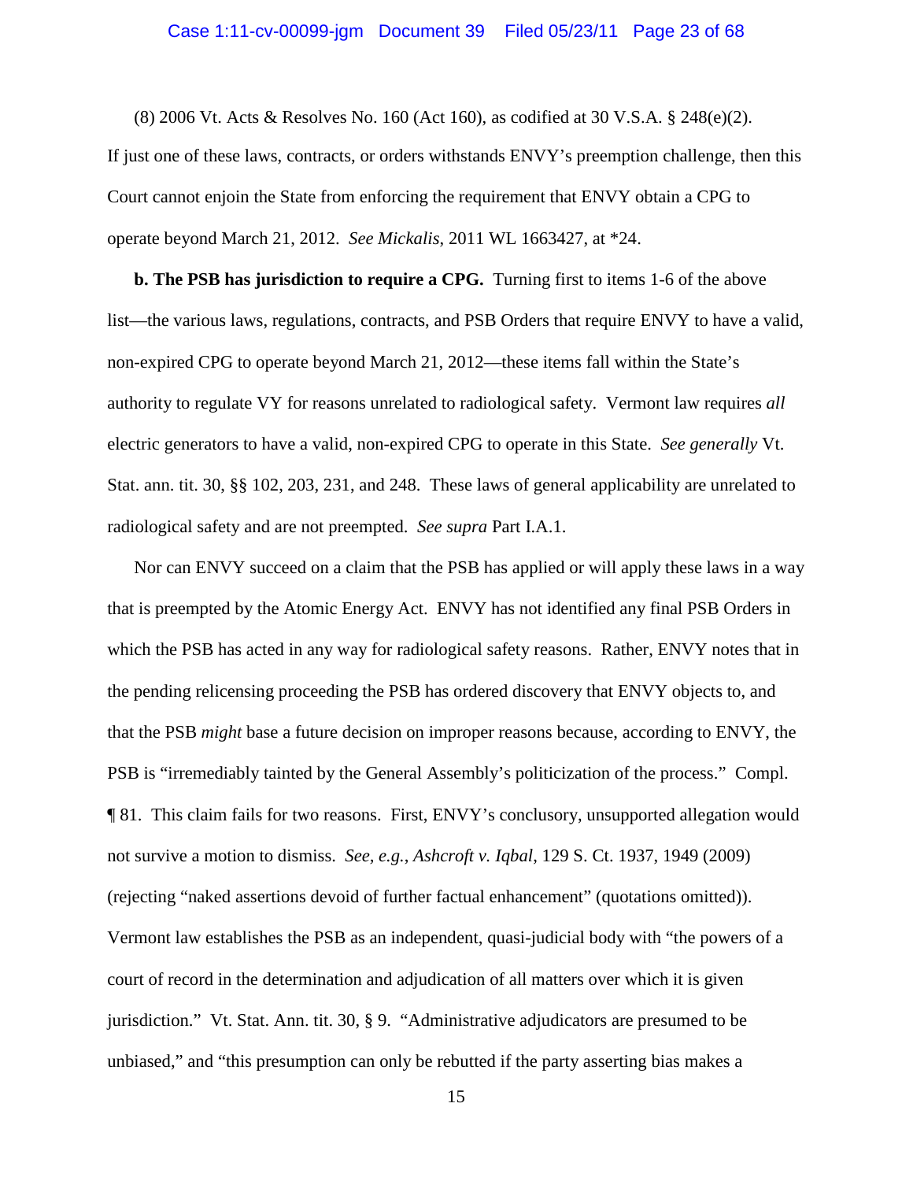(8) 2006 Vt. Acts & Resolves No. 160 (Act 160), as codified at 30 V.S.A. § 248(e)(2). If just one of these laws, contracts, or orders withstands ENVY's preemption challenge, then this Court cannot enjoin the State from enforcing the requirement that ENVY obtain a CPG to operate beyond March 21, 2012. *See Mickalis*, 2011 WL 1663427, at *24.

**b. The PSB has jurisdiction to require a CPG.** Turning first to items 1-6 of the above list—the various laws, regulations, contracts, and PSB Orders that require ENVY to have a valid, non-expired CPG to operate beyond March 21, 2012—these items fall within the State's authority to regulate VY for reasons unrelated to radiological safety. Vermont law requires *all* electric generators to have a valid, non-expired CPG to operate in this State. *See generally* Vt. Stat. ann. tit. 30, §§ 102, 203, 231, and 248. These laws of general applicability are unrelated to radiological safety and are not preempted. *See supra* Part I.A.1.

Nor can ENVY succeed on a claim that the PSB has applied or will apply these laws in a way that is preempted by the Atomic Energy Act. ENVY has not identified any final PSB Orders in which the PSB has acted in any way for radiological safety reasons. Rather, ENVY notes that in the pending relicensing proceeding the PSB has ordered discovery that ENVY objects to, and that the PSB *might* base a future decision on improper reasons because, according to ENVY, the PSB is "irremediably tainted by the General Assembly's politicization of the process." Compl. ¶ 81. This claim fails for two reasons. First, ENVY's conclusory, unsupported allegation would not survive a motion to dismiss. *See, e.g.*, *Ashcroft v. Iqbal*, 129 S. Ct. 1937, 1949 (2009) (rejecting "naked assertions devoid of further factual enhancement" (quotations omitted)). Vermont law establishes the PSB as an independent, quasi-judicial body with "the powers of a court of record in the determination and adjudication of all matters over which it is given jurisdiction." Vt. Stat. Ann. tit. 30, § 9. "Administrative adjudicators are presumed to be unbiased," and "this presumption can only be rebutted if the party asserting bias makes a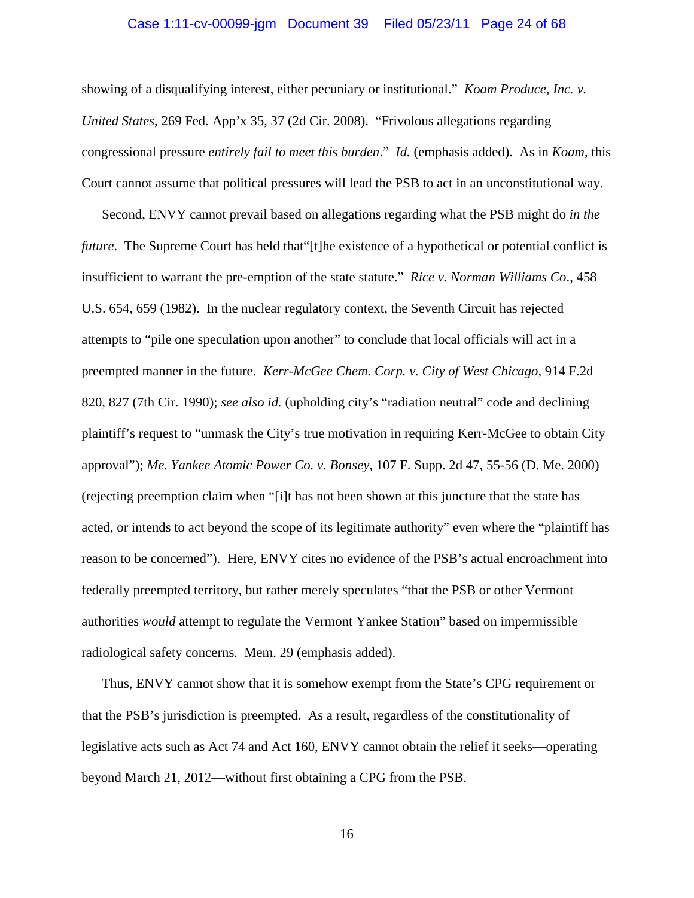showing of a disqualifying interest, either pecuniary or institutional." *Koam Produce, Inc. v. United States*, 269 Fed. App'x 35, 37 (2d Cir. 2008). "Frivolous allegations regarding congressional pressure *entirely fail to meet this burden*." *Id.* (emphasis added). As in *Koam*, this Court cannot assume that political pressures will lead the PSB to act in an unconstitutional way.

Second, ENVY cannot prevail based on allegations regarding what the PSB might do *in the future*. The Supreme Court has held that"[t]he existence of a hypothetical or potential conflict is insufficient to warrant the pre-emption of the state statute." *Rice v. Norman Williams Co*., 458 U.S. 654, 659 (1982). In the nuclear regulatory context, the Seventh Circuit has rejected attempts to "pile one speculation upon another" to conclude that local officials will act in a preempted manner in the future. *Kerr-McGee Chem. Corp. v. City of West Chicago*, 914 F.2d 820, 827 (7th Cir. 1990); *see also id.* (upholding city's "radiation neutral" code and declining plaintiff's request to "unmask the City's true motivation in requiring Kerr-McGee to obtain City approval"); *Me. Yankee Atomic Power Co. v. Bonsey*, 107 F. Supp. 2d 47, 55-56 (D. Me. 2000) (rejecting preemption claim when "[i]t has not been shown at this juncture that the state has acted, or intends to act beyond the scope of its legitimate authority" even where the "plaintiff has reason to be concerned"). Here, ENVY cites no evidence of the PSB's actual encroachment into federally preempted territory, but rather merely speculates "that the PSB or other Vermont authorities *would* attempt to regulate the Vermont Yankee Station" based on impermissible radiological safety concerns. Mem. 29 (emphasis added).

Thus, ENVY cannot show that it is somehow exempt from the State's CPG requirement or that the PSB's jurisdiction is preempted. As a result, regardless of the constitutionality of legislative acts such as Act 74 and Act 160, ENVY cannot obtain the relief it seeks—operating beyond March 21, 2012—without first obtaining a CPG from the PSB.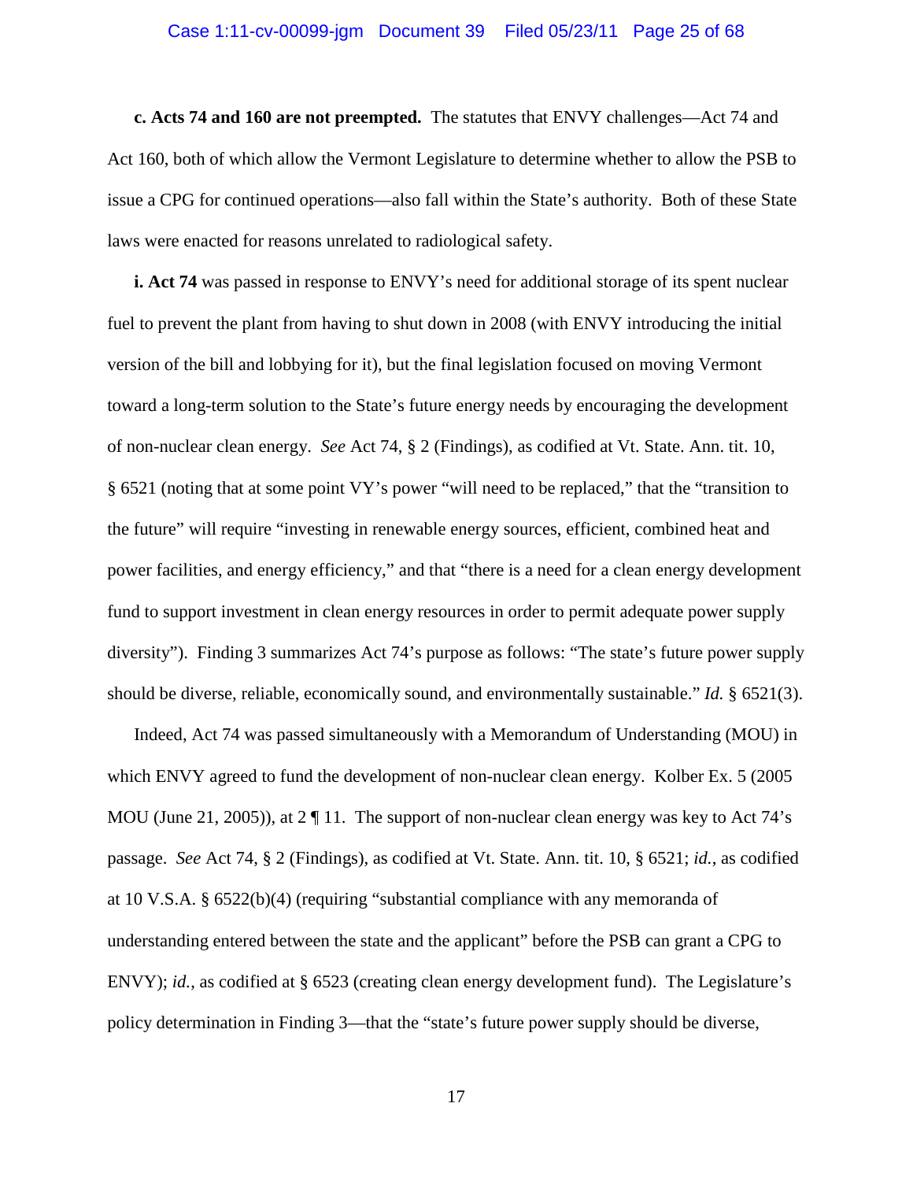**c. Acts 74 and 160 are not preempted.** The statutes that ENVY challenges—Act 74 and Act 160, both of which allow the Vermont Legislature to determine whether to allow the PSB to issue a CPG for continued operations—also fall within the State's authority. Both of these State laws were enacted for reasons unrelated to radiological safety.

**i. Act 74** was passed in response to ENVY's need for additional storage of its spent nuclear fuel to prevent the plant from having to shut down in 2008 (with ENVY introducing the initial version of the bill and lobbying for it), but the final legislation focused on moving Vermont toward a long-term solution to the State's future energy needs by encouraging the development of non-nuclear clean energy. *See* Act 74, § 2 (Findings), as codified at Vt. State. Ann. tit. 10, § 6521 (noting that at some point VY's power "will need to be replaced," that the "transition to the future" will require "investing in renewable energy sources, efficient, combined heat and power facilities, and energy efficiency," and that "there is a need for a clean energy development fund to support investment in clean energy resources in order to permit adequate power supply diversity"). Finding 3 summarizes Act 74's purpose as follows: "The state's future power supply should be diverse, reliable, economically sound, and environmentally sustainable." *Id.* § 6521(3).

Indeed, Act 74 was passed simultaneously with a Memorandum of Understanding (MOU) in which ENVY agreed to fund the development of non-nuclear clean energy. Kolber Ex. 5 (2005 MOU (June 21, 2005)), at 2 ¶ 11. The support of non-nuclear clean energy was key to Act 74's passage. *See* Act 74, § 2 (Findings), as codified at Vt. State. Ann. tit. 10, § 6521; *id.*, as codified at 10 V.S.A. § 6522(b)(4) (requiring "substantial compliance with any memoranda of understanding entered between the state and the applicant" before the PSB can grant a CPG to ENVY); *id.*, as codified at § 6523 (creating clean energy development fund). The Legislature's policy determination in Finding 3—that the "state's future power supply should be diverse,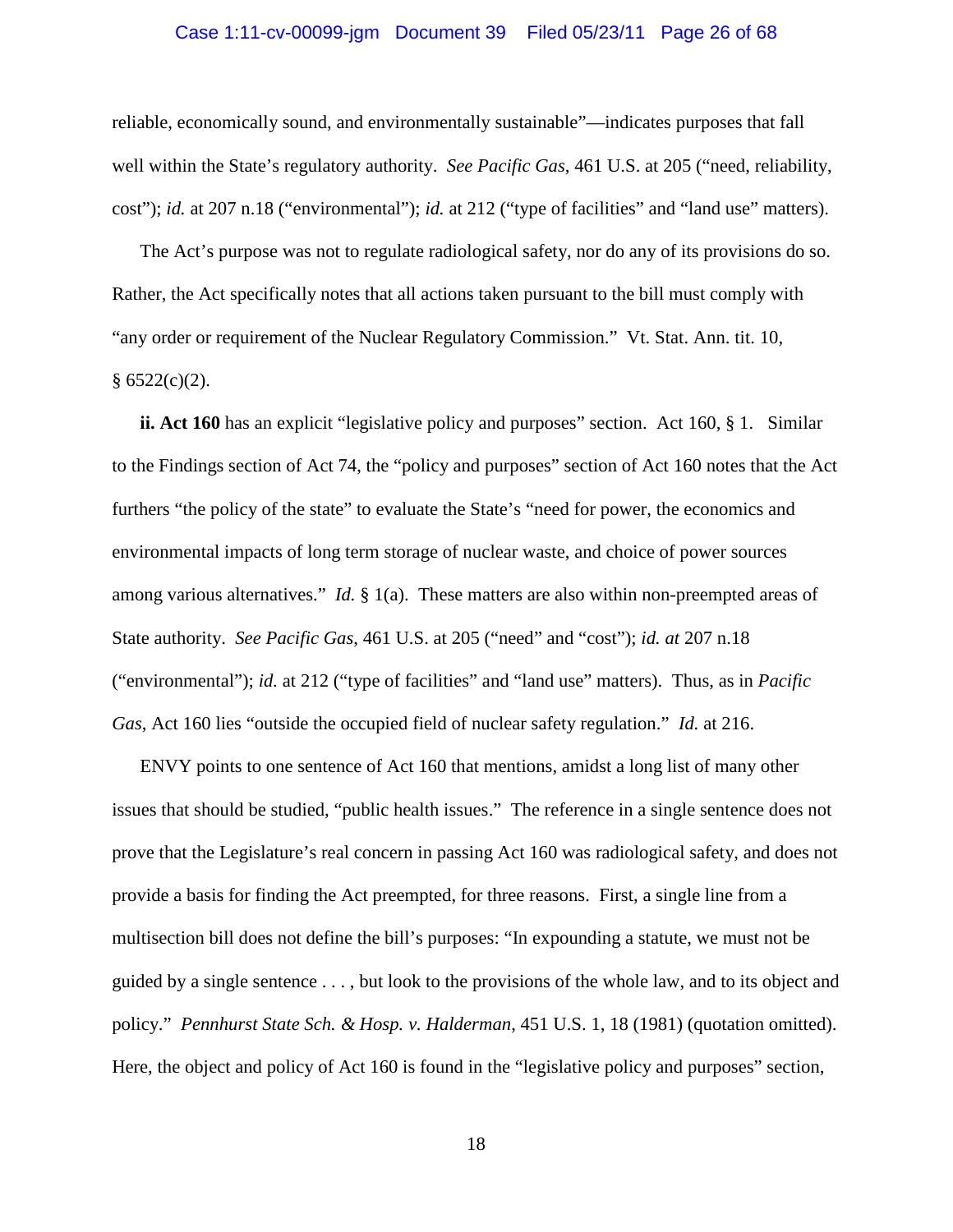reliable, economically sound, and environmentally sustainable"—indicates purposes that fall well within the State's regulatory authority. *See Pacific Gas*, 461 U.S. at 205 ("need, reliability, cost"); *id.* at 207 n.18 ("environmental"); *id.* at 212 ("type of facilities" and "land use" matters).

The Act's purpose was not to regulate radiological safety, nor do any of its provisions do so. Rather, the Act specifically notes that all actions taken pursuant to the bill must comply with "any order or requirement of the Nuclear Regulatory Commission." Vt. Stat. Ann. tit. 10, § 6522(c)(2).

**ii. Act 160** has an explicit "legislative policy and purposes" section. Act 160, § 1. Similar to the Findings section of Act 74, the "policy and purposes" section of Act 160 notes that the Act furthers "the policy of the state" to evaluate the State's "need for power, the economics and environmental impacts of long term storage of nuclear waste, and choice of power sources among various alternatives." *Id.* § 1(a). These matters are also within non-preempted areas of State authority. *See Pacific Gas*, 461 U.S. at 205 ("need" and "cost"); *id. at* 207 n.18 ("environmental"); *id.* at 212 ("type of facilities" and "land use" matters). Thus, as in *Pacific Gas*, Act 160 lies "outside the occupied field of nuclear safety regulation." *Id.* at 216.

ENVY points to one sentence of Act 160 that mentions, amidst a long list of many other issues that should be studied, "public health issues." The reference in a single sentence does not prove that the Legislature's real concern in passing Act 160 was radiological safety, and does not provide a basis for finding the Act preempted, for three reasons. First, a single line from a multisection bill does not define the bill's purposes: "In expounding a statute, we must not be guided by a single sentence . . . , but look to the provisions of the whole law, and to its object and policy." *Pennhurst State Sch. & Hosp. v. Halderman*, 451 U.S. 1, 18 (1981) (quotation omitted). Here, the object and policy of Act 160 is found in the "legislative policy and purposes" section,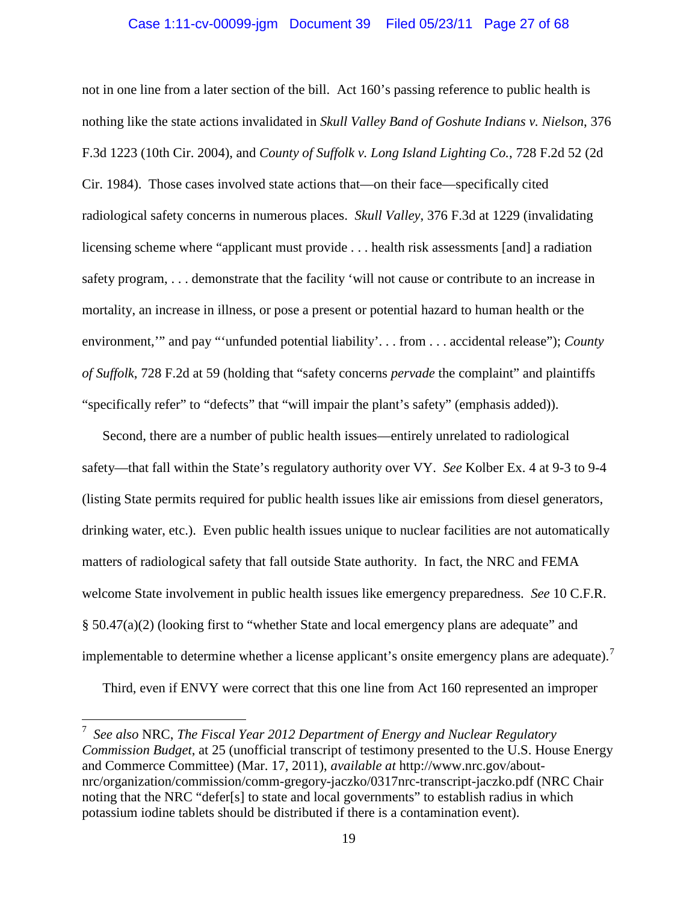not in one line from a later section of the bill. Act 160's passing reference to public health is nothing like the state actions invalidated in *Skull Valley Band of Goshute Indians v. Nielson*, 376 F.3d 1223 (10th Cir. 2004), and *County of Suffolk v. Long Island Lighting Co.*, 728 F.2d 52 (2d Cir. 1984). Those cases involved state actions that—on their face—specifically cited radiological safety concerns in numerous places. *Skull Valley*, 376 F.3d at 1229 (invalidating licensing scheme where "applicant must provide . . . health risk assessments [and] a radiation safety program, . . . demonstrate that the facility 'will not cause or contribute to an increase in mortality, an increase in illness, or pose a present or potential hazard to human health or the environment,'" and pay "'unfunded potential liability'. . . from . . . accidental release"); *County of Suffolk*, 728 F.2d at 59 (holding that "safety concerns *pervade* the complaint" and plaintiffs "specifically refer" to "defects" that "will impair the plant's safety" (emphasis added)).

Second, there are a number of public health issues—entirely unrelated to radiological safety—that fall within the State's regulatory authority over VY. *See* Kolber Ex. 4 at 9-3 to 9-4 (listing State permits required for public health issues like air emissions from diesel generators, drinking water, etc.). Even public health issues unique to nuclear facilities are not automatically matters of radiological safety that fall outside State authority. In fact, the NRC and FEMA welcome State involvement in public health issues like emergency preparedness. *See* 10 C.F.R. § 50.47(a)(2) (looking first to "whether State and local emergency plans are adequate" and implementable to determine whether a license applicant's onsite emergency plans are adequate).[7]

Third, even if ENVY were correct that this one line from Act 160 represented an improper

---

[7] *See also* NRC, *The Fiscal Year 2012 Department of Energy and Nuclear Regulatory Commission Budget*, at 25 (unofficial transcript of testimony presented to the U.S. House Energy and Commerce Committee) (Mar. 17, 2011), *available at* http://www.nrc.gov/about-nrc/organization/commission/comm-gregory-jaczko/0317nrc-transcript-jaczko.pdf (NRC Chair noting that the NRC "defer[s] to state and local governments" to establish radius in which potassium iodine tablets should be distributed if there is a contamination event).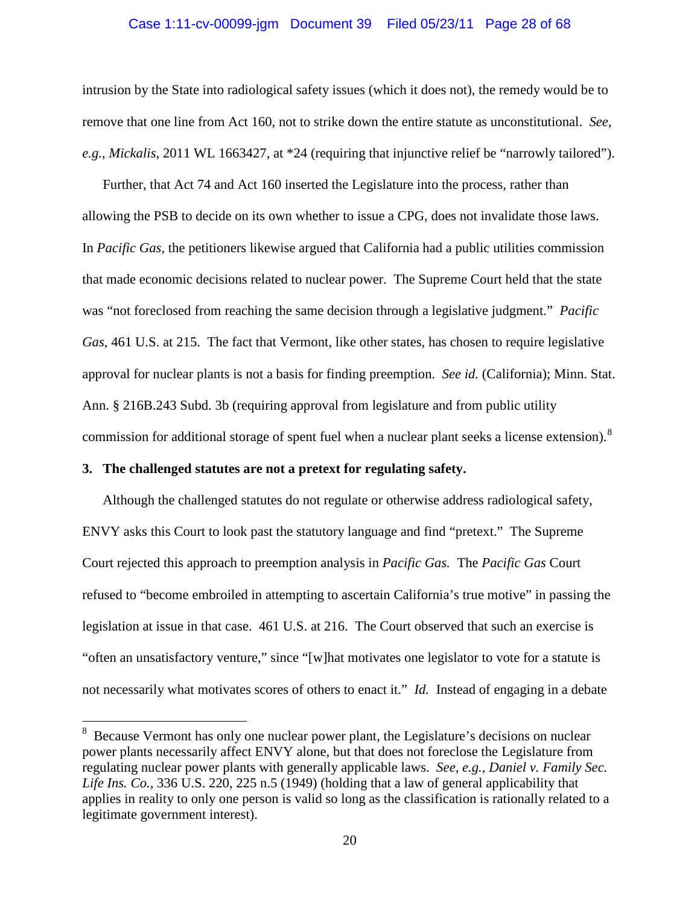intrusion by the State into radiological safety issues (which it does not), the remedy would be to remove that one line from Act 160, not to strike down the entire statute as unconstitutional. *See, e.g.*, *Mickalis*, 2011 WL 1663427, at *24 (requiring that injunctive relief be "narrowly tailored").

Further, that Act 74 and Act 160 inserted the Legislature into the process, rather than allowing the PSB to decide on its own whether to issue a CPG, does not invalidate those laws. In *Pacific Gas*, the petitioners likewise argued that California had a public utilities commission that made economic decisions related to nuclear power. The Supreme Court held that the state was "not foreclosed from reaching the same decision through a legislative judgment." *Pacific Gas*, 461 U.S. at 215. The fact that Vermont, like other states, has chosen to require legislative approval for nuclear plants is not a basis for finding preemption. *See id.* (California); Minn. Stat. Ann. § 216B.243 Subd. 3b (requiring approval from legislature and from public utility commission for additional storage of spent fuel when a nuclear plant seeks a license extension).[8]

**3. The challenged statutes are not a pretext for regulating safety.**

Although the challenged statutes do not regulate or otherwise address radiological safety, ENVY asks this Court to look past the statutory language and find "pretext." The Supreme Court rejected this approach to preemption analysis in *Pacific Gas.* The *Pacific Gas* Court refused to "become embroiled in attempting to ascertain California's true motive" in passing the legislation at issue in that case. 461 U.S. at 216. The Court observed that such an exercise is "often an unsatisfactory venture," since "[w]hat motivates one legislator to vote for a statute is not necessarily what motivates scores of others to enact it." *Id.* Instead of engaging in a debate

---

[8] Because Vermont has only one nuclear power plant, the Legislature's decisions on nuclear power plants necessarily affect ENVY alone, but that does not foreclose the Legislature from regulating nuclear power plants with generally applicable laws. *See, e.g.*, *Daniel v. Family Sec. Life Ins. Co.*, 336 U.S. 220, 225 n.5 (1949) (holding that a law of general applicability that applies in reality to only one person is valid so long as the classification is rationally related to a legitimate government interest).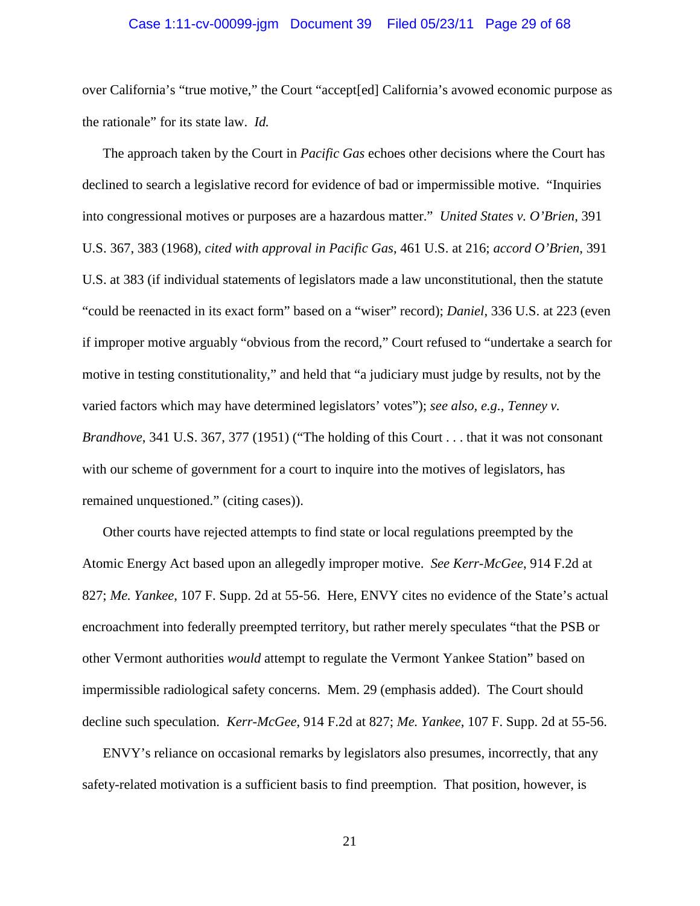over California's "true motive," the Court "accept[ed] California's avowed economic purpose as the rationale" for its state law. *Id.*

The approach taken by the Court in *Pacific Gas* echoes other decisions where the Court has declined to search a legislative record for evidence of bad or impermissible motive. "Inquiries into congressional motives or purposes are a hazardous matter." *United States v. O'Brien*, 391 U.S. 367, 383 (1968), *cited with approval in Pacific Gas*, 461 U.S. at 216; *accord O'Brien*, 391 U.S. at 383 (if individual statements of legislators made a law unconstitutional, then the statute "could be reenacted in its exact form" based on a "wiser" record); *Daniel*, 336 U.S. at 223 (even if improper motive arguably "obvious from the record," Court refused to "undertake a search for motive in testing constitutionality," and held that "a judiciary must judge by results, not by the varied factors which may have determined legislators' votes"); *see also, e.g.*, *Tenney v. Brandhove*, 341 U.S. 367, 377 (1951) ("The holding of this Court . . . that it was not consonant with our scheme of government for a court to inquire into the motives of legislators, has remained unquestioned." (citing cases)).

Other courts have rejected attempts to find state or local regulations preempted by the Atomic Energy Act based upon an allegedly improper motive. *See Kerr-McGee*, 914 F.2d at 827; *Me. Yankee*, 107 F. Supp. 2d at 55-56. Here, ENVY cites no evidence of the State's actual encroachment into federally preempted territory, but rather merely speculates "that the PSB or other Vermont authorities *would* attempt to regulate the Vermont Yankee Station" based on impermissible radiological safety concerns. Mem. 29 (emphasis added). The Court should decline such speculation. *Kerr-McGee*, 914 F.2d at 827; *Me. Yankee*, 107 F. Supp. 2d at 55-56.

ENVY's reliance on occasional remarks by legislators also presumes, incorrectly, that any safety-related motivation is a sufficient basis to find preemption. That position, however, is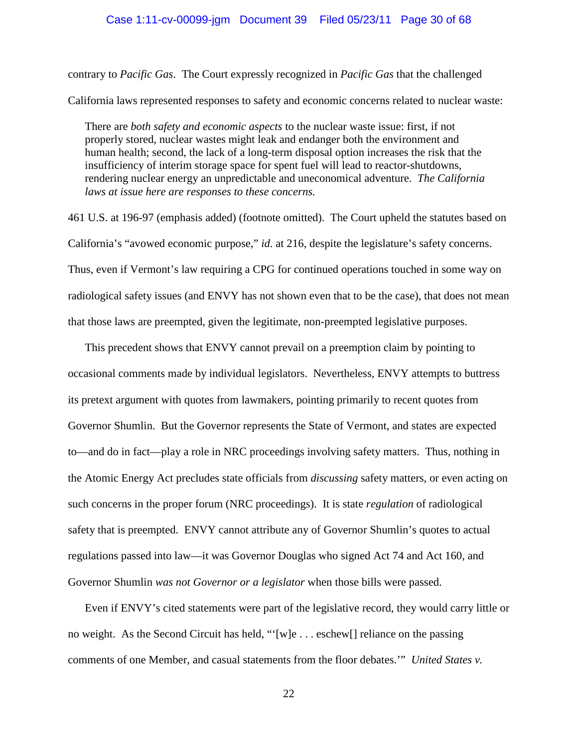contrary to *Pacific Gas*. The Court expressly recognized in *Pacific Gas* that the challenged California laws represented responses to safety and economic concerns related to nuclear waste:

> There are *both safety and economic aspects* to the nuclear waste issue: first, if not properly stored, nuclear wastes might leak and endanger both the environment and human health; second, the lack of a long-term disposal option increases the risk that the insufficiency of interim storage space for spent fuel will lead to reactor-shutdowns, rendering nuclear energy an unpredictable and uneconomical adventure. *The California laws at issue here are responses to these concerns.*

461 U.S. at 196-97 (emphasis added) (footnote omitted). The Court upheld the statutes based on California's "avowed economic purpose," *id.* at 216, despite the legislature's safety concerns. Thus, even if Vermont's law requiring a CPG for continued operations touched in some way on radiological safety issues (and ENVY has not shown even that to be the case), that does not mean that those laws are preempted, given the legitimate, non-preempted legislative purposes.

This precedent shows that ENVY cannot prevail on a preemption claim by pointing to occasional comments made by individual legislators. Nevertheless, ENVY attempts to buttress its pretext argument with quotes from lawmakers, pointing primarily to recent quotes from Governor Shumlin. But the Governor represents the State of Vermont, and states are expected to—and do in fact—play a role in NRC proceedings involving safety matters. Thus, nothing in the Atomic Energy Act precludes state officials from *discussing* safety matters, or even acting on such concerns in the proper forum (NRC proceedings). It is state *regulation* of radiological safety that is preempted. ENVY cannot attribute any of Governor Shumlin's quotes to actual regulations passed into law—it was Governor Douglas who signed Act 74 and Act 160, and Governor Shumlin *was not Governor or a legislator* when those bills were passed.

Even if ENVY's cited statements were part of the legislative record, they would carry little or no weight. As the Second Circuit has held, "'[w]e . . . eschew[] reliance on the passing comments of one Member, and casual statements from the floor debates.'" *United States v.*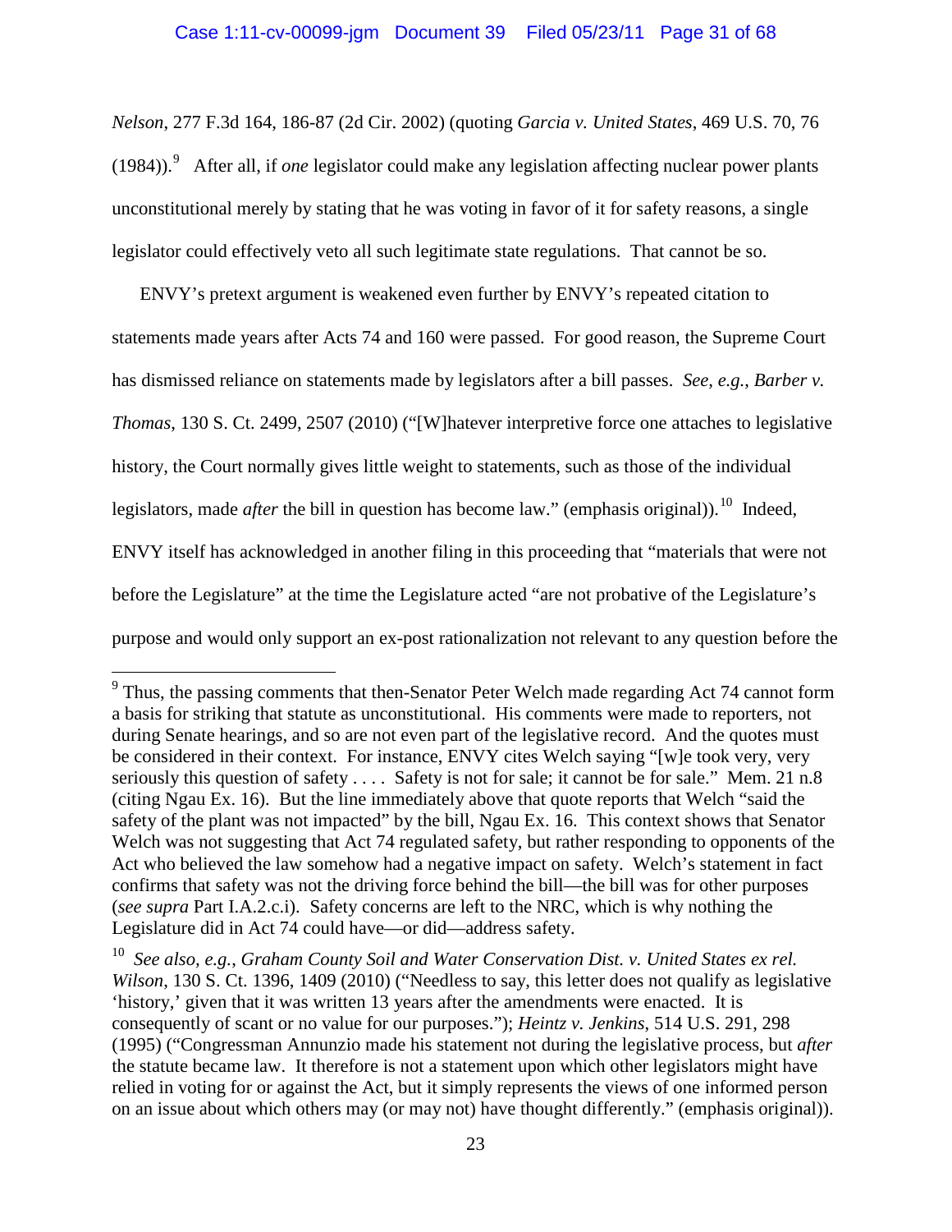*Nelson*, 277 F.3d 164, 186-87 (2d Cir. 2002) (quoting *Garcia v. United States*, 469 U.S. 70, 76 (1984)).[9] After all, if *one* legislator could make any legislation affecting nuclear power plants unconstitutional merely by stating that he was voting in favor of it for safety reasons, a single legislator could effectively veto all such legitimate state regulations. That cannot be so.

ENVY's pretext argument is weakened even further by ENVY's repeated citation to statements made years after Acts 74 and 160 were passed. For good reason, the Supreme Court has dismissed reliance on statements made by legislators after a bill passes. *See, e.g.*, *Barber v. Thomas*, 130 S. Ct. 2499, 2507 (2010) ("[W]hatever interpretive force one attaches to legislative history, the Court normally gives little weight to statements, such as those of the individual legislators, made *after* the bill in question has become law." (emphasis original)).[10] Indeed, ENVY itself has acknowledged in another filing in this proceeding that "materials that were not before the Legislature" at the time the Legislature acted "are not probative of the Legislature's purpose and would only support an ex-post rationalization not relevant to any question before the

---

[9] Thus, the passing comments that then-Senator Peter Welch made regarding Act 74 cannot form a basis for striking that statute as unconstitutional. His comments were made to reporters, not during Senate hearings, and so are not even part of the legislative record. And the quotes must be considered in their context. For instance, ENVY cites Welch saying "[w]e took very, very seriously this question of safety . . . . Safety is not for sale; it cannot be for sale." Mem. 21 n.8 (citing Ngau Ex. 16). But the line immediately above that quote reports that Welch "said the safety of the plant was not impacted" by the bill, Ngau Ex. 16. This context shows that Senator Welch was not suggesting that Act 74 regulated safety, but rather responding to opponents of the Act who believed the law somehow had a negative impact on safety. Welch's statement in fact confirms that safety was not the driving force behind the bill—the bill was for other purposes (*see supra* Part I.A.2.c.i). Safety concerns are left to the NRC, which is why nothing the Legislature did in Act 74 could have—or did—address safety.

[10] *See also, e.g.*, *Graham County Soil and Water Conservation Dist. v. United States ex rel. Wilson*, 130 S. Ct. 1396, 1409 (2010) ("Needless to say, this letter does not qualify as legislative 'history,' given that it was written 13 years after the amendments were enacted. It is consequently of scant or no value for our purposes."); *Heintz v. Jenkins*, 514 U.S. 291, 298 (1995) ("Congressman Annunzio made his statement not during the legislative process, but *after* the statute became law. It therefore is not a statement upon which other legislators might have relied in voting for or against the Act, but it simply represents the views of one informed person on an issue about which others may (or may not) have thought differently." (emphasis original)).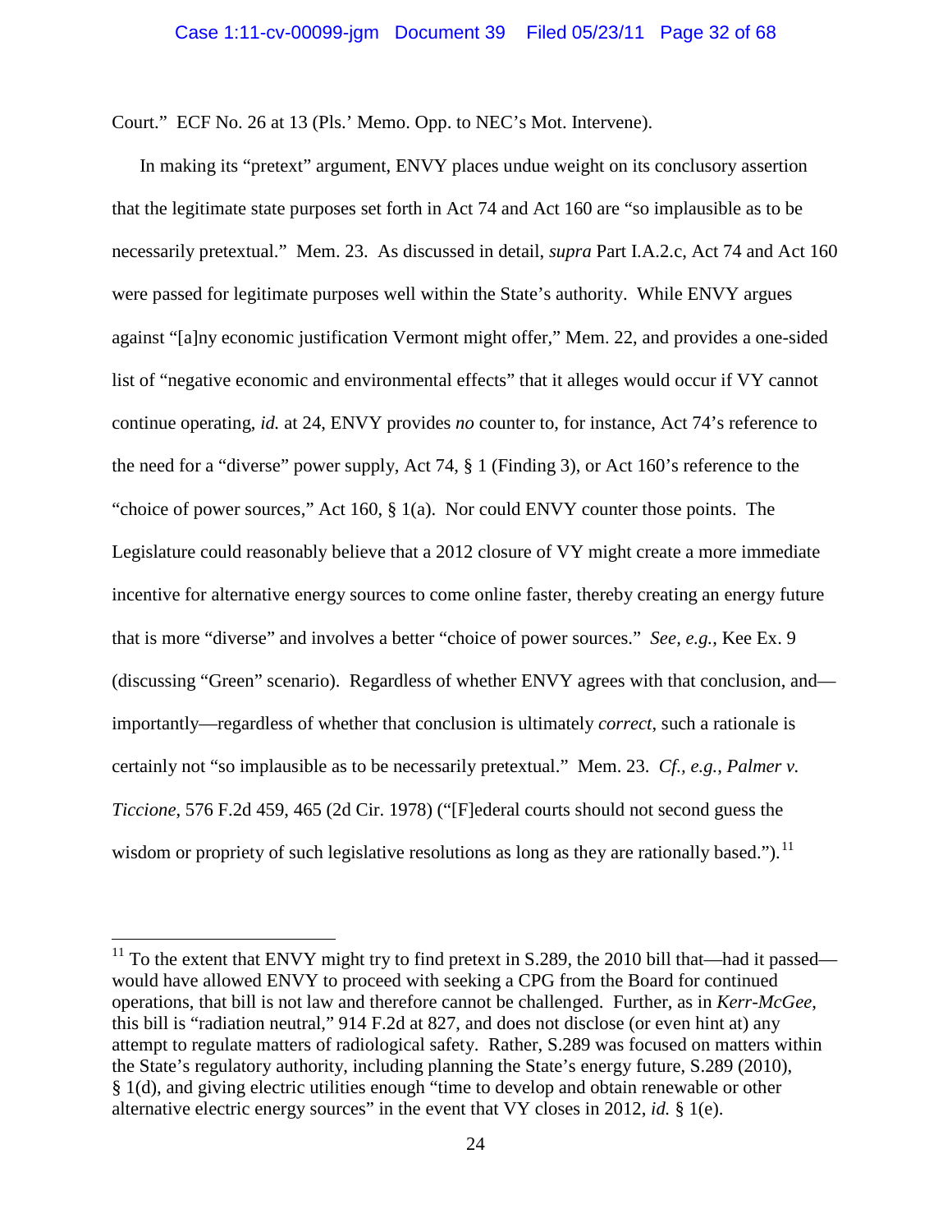Court." ECF No. 26 at 13 (Pls.' Memo. Opp. to NEC's Mot. Intervene).

In making its "pretext" argument, ENVY places undue weight on its conclusory assertion that the legitimate state purposes set forth in Act 74 and Act 160 are "so implausible as to be necessarily pretextual." Mem. 23. As discussed in detail, *supra* Part I.A.2.c, Act 74 and Act 160 were passed for legitimate purposes well within the State's authority. While ENVY argues against "[a]ny economic justification Vermont might offer," Mem. 22, and provides a one-sided list of "negative economic and environmental effects" that it alleges would occur if VY cannot continue operating, *id.* at 24, ENVY provides *no* counter to, for instance, Act 74's reference to the need for a "diverse" power supply, Act 74, § 1 (Finding 3), or Act 160's reference to the "choice of power sources," Act 160, § 1(a). Nor could ENVY counter those points. The Legislature could reasonably believe that a 2012 closure of VY might create a more immediate incentive for alternative energy sources to come online faster, thereby creating an energy future that is more "diverse" and involves a better "choice of power sources." *See, e.g.*, Kee Ex. 9 (discussing "Green" scenario). Regardless of whether ENVY agrees with that conclusion, and—importantly—regardless of whether that conclusion is ultimately *correct*, such a rationale is certainly not "so implausible as to be necessarily pretextual." Mem. 23. *Cf., e.g.*, *Palmer v. Ticcione*, 576 F.2d 459, 465 (2d Cir. 1978) ("[F]ederal courts should not second guess the wisdom or propriety of such legislative resolutions as long as they are rationally based.").[11]

---

[11] To the extent that ENVY might try to find pretext in S.289, the 2010 bill that—had it passed—would have allowed ENVY to proceed with seeking a CPG from the Board for continued operations, that bill is not law and therefore cannot be challenged. Further, as in *Kerr-McGee*, this bill is "radiation neutral," 914 F.2d at 827, and does not disclose (or even hint at) any attempt to regulate matters of radiological safety. Rather, S.289 was focused on matters within the State's regulatory authority, including planning the State's energy future, S.289 (2010), § 1(d), and giving electric utilities enough "time to develop and obtain renewable or other alternative electric energy sources" in the event that VY closes in 2012, *id.* § 1(e).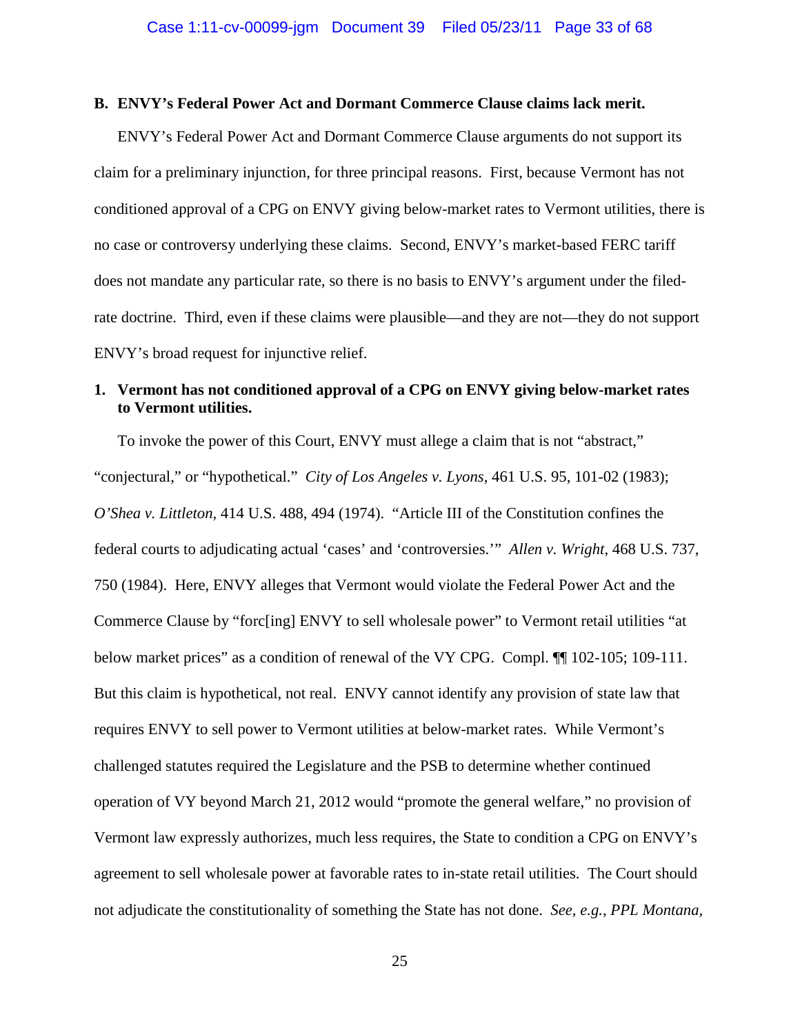**B. ENVY's Federal Power Act and Dormant Commerce Clause claims lack merit.**

ENVY's Federal Power Act and Dormant Commerce Clause arguments do not support its claim for a preliminary injunction, for three principal reasons. First, because Vermont has not conditioned approval of a CPG on ENVY giving below-market rates to Vermont utilities, there is no case or controversy underlying these claims. Second, ENVY's market-based FERC tariff does not mandate any particular rate, so there is no basis to ENVY's argument under the filed-rate doctrine. Third, even if these claims were plausible—and they are not—they do not support ENVY's broad request for injunctive relief.

**1. Vermont has not conditioned approval of a CPG on ENVY giving below-market rates to Vermont utilities.**

To invoke the power of this Court, ENVY must allege a claim that is not "abstract," "conjectural," or "hypothetical." *City of Los Angeles v. Lyons*, 461 U.S. 95, 101-02 (1983); *O'Shea v. Littleton*, 414 U.S. 488, 494 (1974). "Article III of the Constitution confines the federal courts to adjudicating actual 'cases' and 'controversies.'" *Allen v. Wright*, 468 U.S. 737, 750 (1984). Here, ENVY alleges that Vermont would violate the Federal Power Act and the Commerce Clause by "forc[ing] ENVY to sell wholesale power" to Vermont retail utilities "at below market prices" as a condition of renewal of the VY CPG. Compl. ¶¶ 102-105; 109-111. But this claim is hypothetical, not real. ENVY cannot identify any provision of state law that requires ENVY to sell power to Vermont utilities at below-market rates. While Vermont's challenged statutes required the Legislature and the PSB to determine whether continued operation of VY beyond March 21, 2012 would "promote the general welfare," no provision of Vermont law expressly authorizes, much less requires, the State to condition a CPG on ENVY's agreement to sell wholesale power at favorable rates to in-state retail utilities. The Court should not adjudicate the constitutionality of something the State has not done. *See, e.g.*, *PPL Montana,*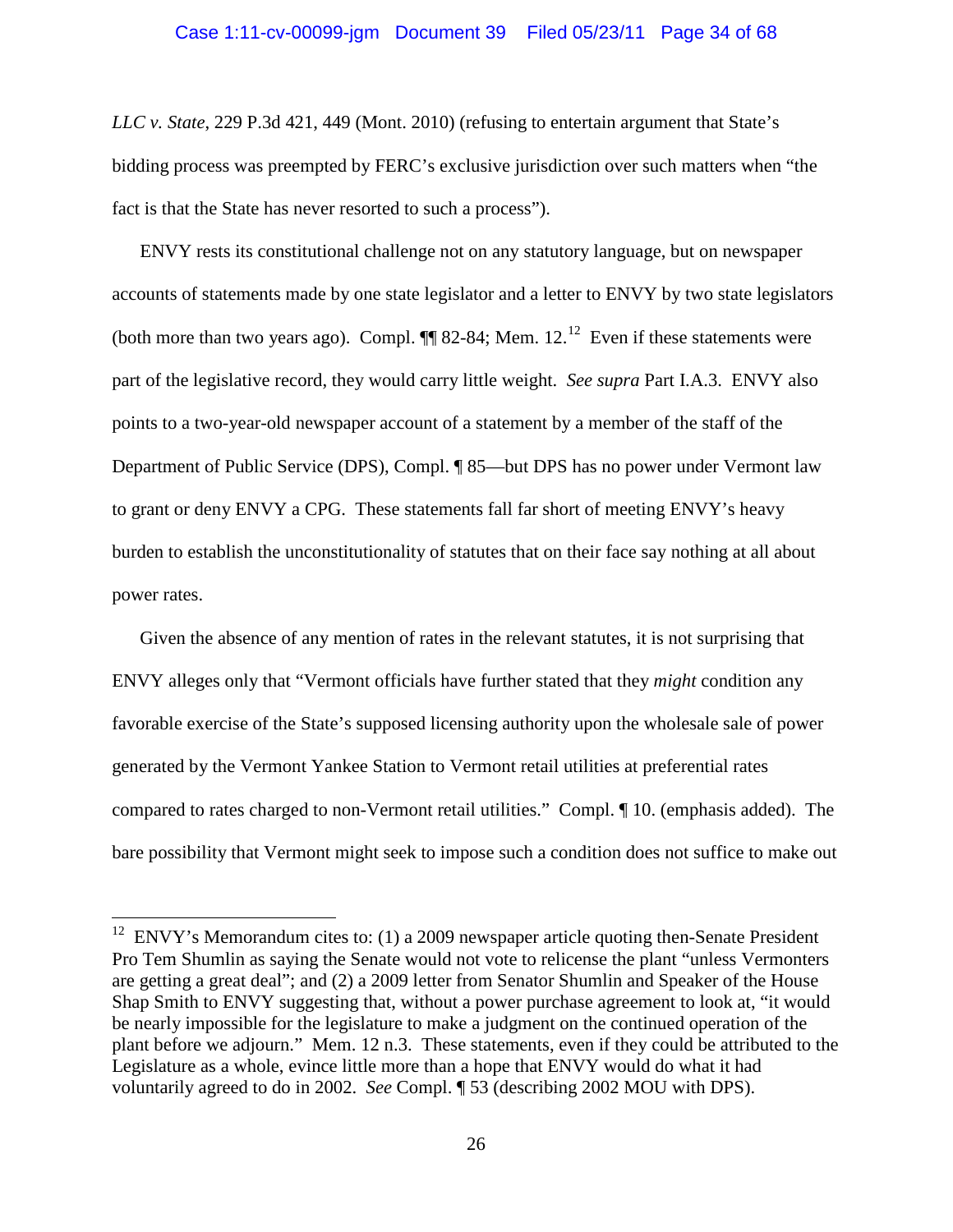*LLC v. State*, 229 P.3d 421, 449 (Mont. 2010) (refusing to entertain argument that State's bidding process was preempted by FERC's exclusive jurisdiction over such matters when "the fact is that the State has never resorted to such a process").

ENVY rests its constitutional challenge not on any statutory language, but on newspaper accounts of statements made by one state legislator and a letter to ENVY by two state legislators (both more than two years ago). Compl. ¶¶ 82-84; Mem. 12.[12] Even if these statements were part of the legislative record, they would carry little weight. *See supra* Part I.A.3. ENVY also points to a two-year-old newspaper account of a statement by a member of the staff of the Department of Public Service (DPS), Compl. ¶ 85—but DPS has no power under Vermont law to grant or deny ENVY a CPG. These statements fall far short of meeting ENVY's heavy burden to establish the unconstitutionality of statutes that on their face say nothing at all about power rates.

Given the absence of any mention of rates in the relevant statutes, it is not surprising that ENVY alleges only that "Vermont officials have further stated that they *might* condition any favorable exercise of the State's supposed licensing authority upon the wholesale sale of power generated by the Vermont Yankee Station to Vermont retail utilities at preferential rates compared to rates charged to non-Vermont retail utilities." Compl. ¶ 10. (emphasis added). The bare possibility that Vermont might seek to impose such a condition does not suffice to make out

---

[12] ENVY's Memorandum cites to: (1) a 2009 newspaper article quoting then-Senate President Pro Tem Shumlin as saying the Senate would not vote to relicense the plant "unless Vermonters are getting a great deal"; and (2) a 2009 letter from Senator Shumlin and Speaker of the House Shap Smith to ENVY suggesting that, without a power purchase agreement to look at, "it would be nearly impossible for the legislature to make a judgment on the continued operation of the plant before we adjourn." Mem. 12 n.3. These statements, even if they could be attributed to the Legislature as a whole, evince little more than a hope that ENVY would do what it had voluntarily agreed to do in 2002. *See* Compl. ¶ 53 (describing 2002 MOU with DPS).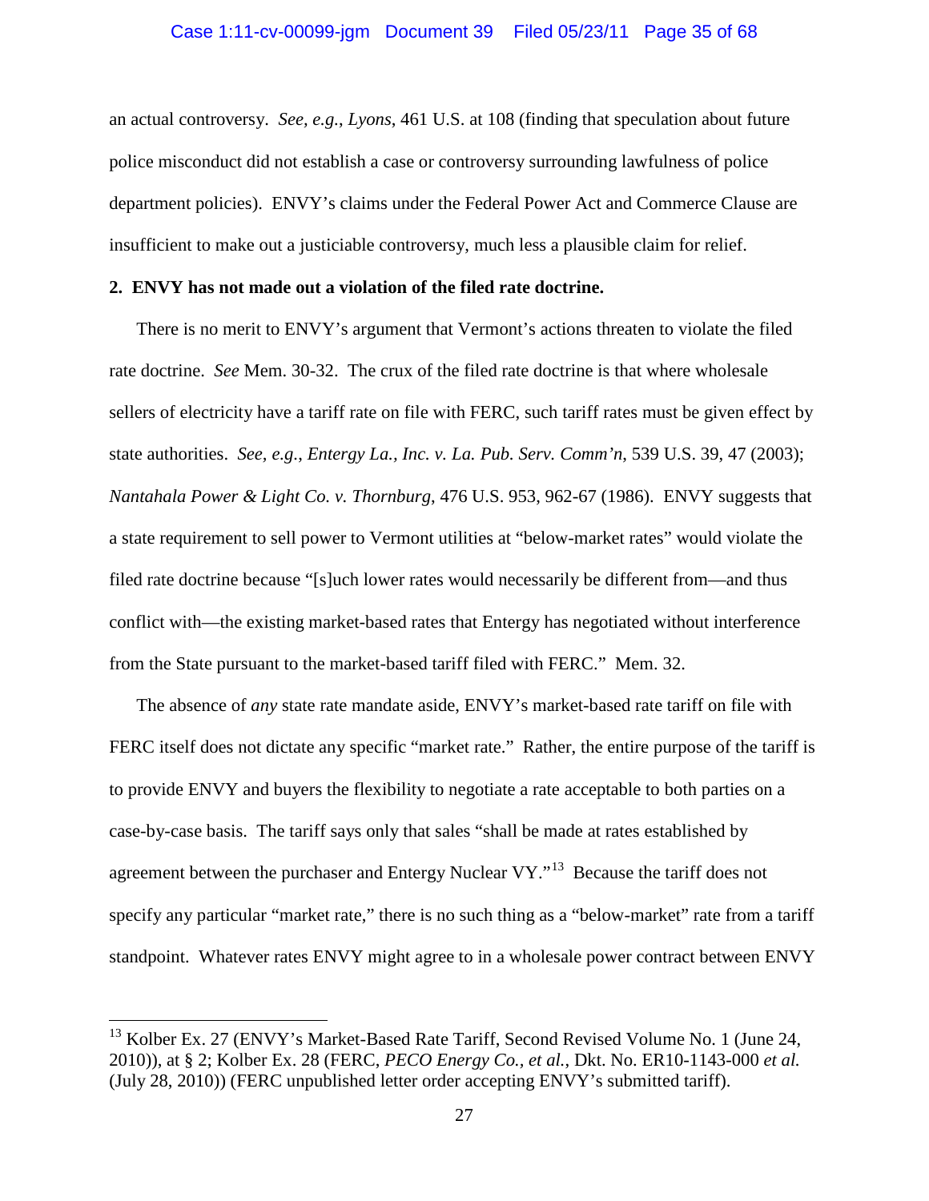an actual controversy. *See, e.g.*, *Lyons*, 461 U.S. at 108 (finding that speculation about future police misconduct did not establish a case or controversy surrounding lawfulness of police department policies). ENVY's claims under the Federal Power Act and Commerce Clause are insufficient to make out a justiciable controversy, much less a plausible claim for relief.

**2. ENVY has not made out a violation of the filed rate doctrine.**

There is no merit to ENVY's argument that Vermont's actions threaten to violate the filed rate doctrine. *See* Mem. 30-32. The crux of the filed rate doctrine is that where wholesale sellers of electricity have a tariff rate on file with FERC, such tariff rates must be given effect by state authorities. *See, e.g.*, *Entergy La., Inc. v. La. Pub. Serv. Comm'n*, 539 U.S. 39, 47 (2003); *Nantahala Power & Light Co. v. Thornburg*, 476 U.S. 953, 962-67 (1986). ENVY suggests that a state requirement to sell power to Vermont utilities at "below-market rates" would violate the filed rate doctrine because "[s]uch lower rates would necessarily be different from—and thus conflict with—the existing market-based rates that Entergy has negotiated without interference from the State pursuant to the market-based tariff filed with FERC." Mem. 32.

The absence of *any* state rate mandate aside, ENVY's market-based rate tariff on file with FERC itself does not dictate any specific "market rate." Rather, the entire purpose of the tariff is to provide ENVY and buyers the flexibility to negotiate a rate acceptable to both parties on a case-by-case basis. The tariff says only that sales "shall be made at rates established by agreement between the purchaser and Entergy Nuclear VY."[13] Because the tariff does not specify any particular "market rate," there is no such thing as a "below-market" rate from a tariff standpoint. Whatever rates ENVY might agree to in a wholesale power contract between ENVY

---

[13] Kolber Ex. 27 (ENVY's Market-Based Rate Tariff, Second Revised Volume No. 1 (June 24, 2010)), at § 2; Kolber Ex. 28 (FERC, *PECO Energy Co., et al.*, Dkt. No. ER10-1143-000 *et al.* (July 28, 2010)) (FERC unpublished letter order accepting ENVY's submitted tariff).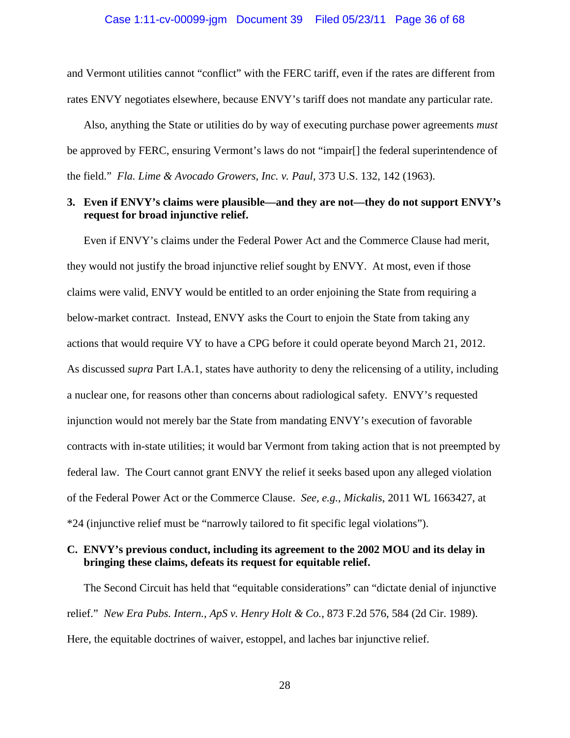and Vermont utilities cannot "conflict" with the FERC tariff, even if the rates are different from rates ENVY negotiates elsewhere, because ENVY's tariff does not mandate any particular rate.

Also, anything the State or utilities do by way of executing purchase power agreements *must* be approved by FERC, ensuring Vermont's laws do not "impair[] the federal superintendence of the field." *Fla. Lime & Avocado Growers, Inc. v. Paul*, 373 U.S. 132, 142 (1963).

### 3. Even if ENVY's claims were plausible—and they are not—they do not support ENVY's request for broad injunctive relief.

Even if ENVY's claims under the Federal Power Act and the Commerce Clause had merit, they would not justify the broad injunctive relief sought by ENVY. At most, even if those claims were valid, ENVY would be entitled to an order enjoining the State from requiring a below-market contract. Instead, ENVY asks the Court to enjoin the State from taking any actions that would require VY to have a CPG before it could operate beyond March 21, 2012. As discussed *supra* Part I.A.1, states have authority to deny the relicensing of a utility, including a nuclear one, for reasons other than concerns about radiological safety. ENVY's requested injunction would not merely bar the State from mandating ENVY's execution of favorable contracts with in-state utilities; it would bar Vermont from taking action that is not preempted by federal law. The Court cannot grant ENVY the relief it seeks based upon any alleged violation of the Federal Power Act or the Commerce Clause. *See, e.g.*, *Mickalis*, 2011 WL 1663427, at *24 (injunctive relief must be "narrowly tailored to fit specific legal violations").

## C. ENVY's previous conduct, including its agreement to the 2002 MOU and its delay in bringing these claims, defeats its request for equitable relief.

The Second Circuit has held that "equitable considerations" can "dictate denial of injunctive relief." *New Era Pubs. Intern., ApS v. Henry Holt & Co.*, 873 F.2d 576, 584 (2d Cir. 1989). Here, the equitable doctrines of waiver, estoppel, and laches bar injunctive relief.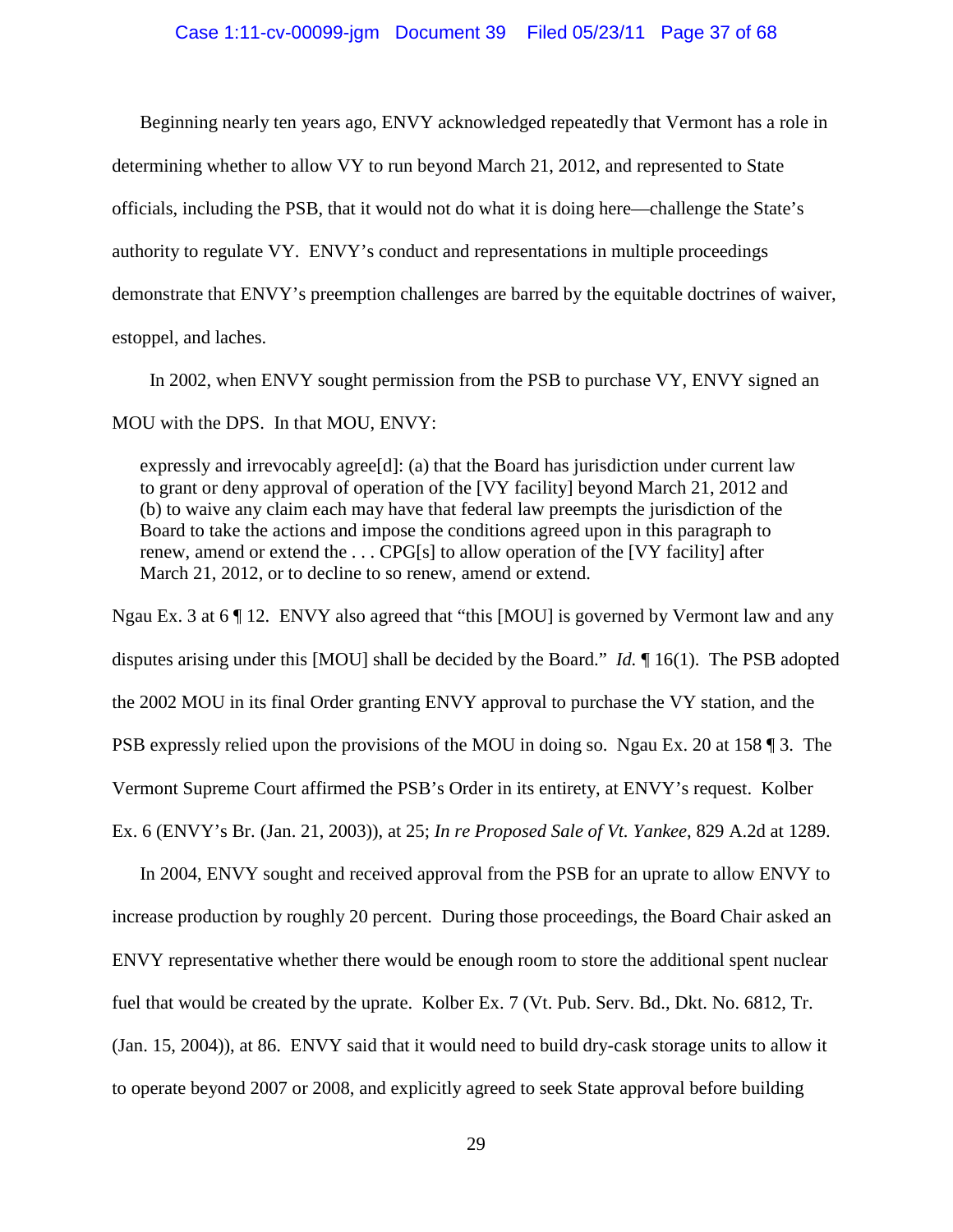Beginning nearly ten years ago, ENVY acknowledged repeatedly that Vermont has a role in determining whether to allow VY to run beyond March 21, 2012, and represented to State officials, including the PSB, that it would not do what it is doing here—challenge the State's authority to regulate VY. ENVY's conduct and representations in multiple proceedings demonstrate that ENVY's preemption challenges are barred by the equitable doctrines of waiver, estoppel, and laches.

In 2002, when ENVY sought permission from the PSB to purchase VY, ENVY signed an MOU with the DPS. In that MOU, ENVY:

> expressly and irrevocably agree[d]: (a) that the Board has jurisdiction under current law to grant or deny approval of operation of the [VY facility] beyond March 21, 2012 and (b) to waive any claim each may have that federal law preempts the jurisdiction of the Board to take the actions and impose the conditions agreed upon in this paragraph to renew, amend or extend the . . . CPG[s] to allow operation of the [VY facility] after March 21, 2012, or to decline to so renew, amend or extend.

Ngau Ex. 3 at 6 ¶ 12. ENVY also agreed that "this [MOU] is governed by Vermont law and any disputes arising under this [MOU] shall be decided by the Board." *Id.* ¶ 16(1). The PSB adopted the 2002 MOU in its final Order granting ENVY approval to purchase the VY station, and the PSB expressly relied upon the provisions of the MOU in doing so. Ngau Ex. 20 at 158 ¶ 3. The Vermont Supreme Court affirmed the PSB's Order in its entirety, at ENVY's request. Kolber Ex. 6 (ENVY's Br. (Jan. 21, 2003)), at 25; *In re Proposed Sale of Vt. Yankee*, 829 A.2d at 1289.

In 2004, ENVY sought and received approval from the PSB for an uprate to allow ENVY to increase production by roughly 20 percent. During those proceedings, the Board Chair asked an ENVY representative whether there would be enough room to store the additional spent nuclear fuel that would be created by the uprate. Kolber Ex. 7 (Vt. Pub. Serv. Bd., Dkt. No. 6812, Tr. (Jan. 15, 2004)), at 86. ENVY said that it would need to build dry-cask storage units to allow it to operate beyond 2007 or 2008, and explicitly agreed to seek State approval before building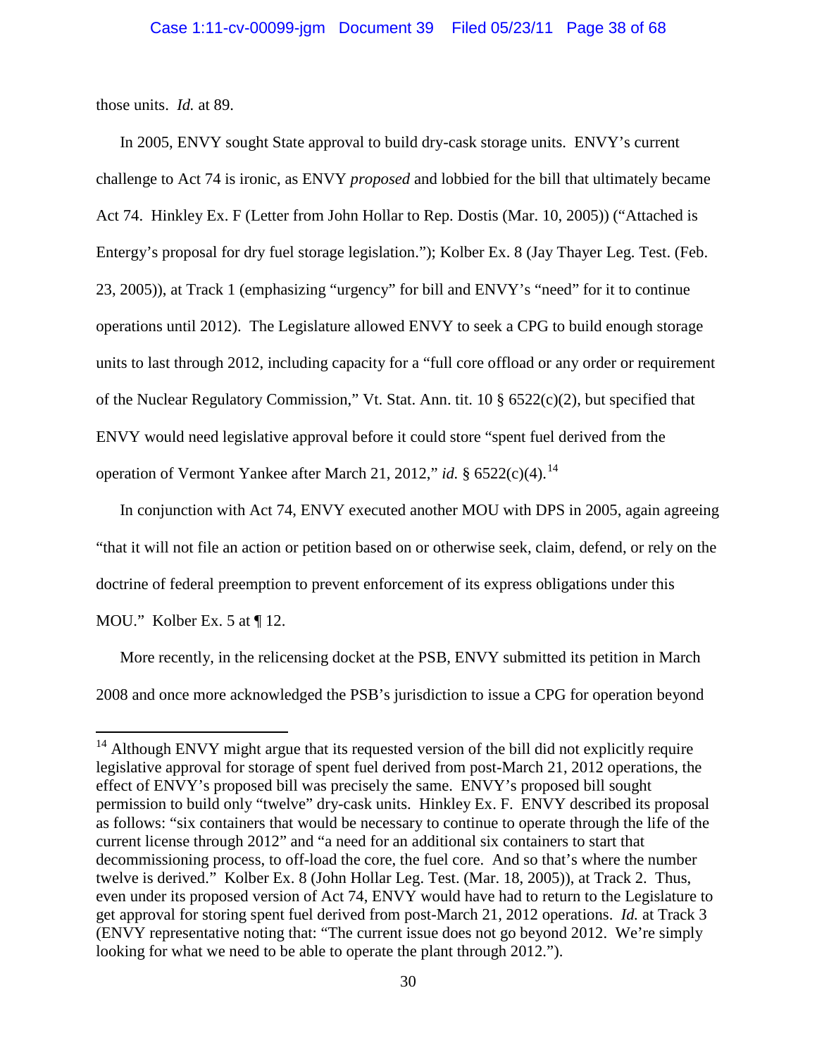those units. *Id.* at 89.

In 2005, ENVY sought State approval to build dry-cask storage units. ENVY's current challenge to Act 74 is ironic, as ENVY *proposed* and lobbied for the bill that ultimately became Act 74. Hinkley Ex. F (Letter from John Hollar to Rep. Dostis (Mar. 10, 2005)) ("Attached is Entergy's proposal for dry fuel storage legislation."); Kolber Ex. 8 (Jay Thayer Leg. Test. (Feb. 23, 2005)), at Track 1 (emphasizing "urgency" for bill and ENVY's "need" for it to continue operations until 2012). The Legislature allowed ENVY to seek a CPG to build enough storage units to last through 2012, including capacity for a "full core offload or any order or requirement of the Nuclear Regulatory Commission," Vt. Stat. Ann. tit. 10 § 6522(c)(2), but specified that ENVY would need legislative approval before it could store "spent fuel derived from the operation of Vermont Yankee after March 21, 2012," *id.* § 6522(c)(4).[14]

In conjunction with Act 74, ENVY executed another MOU with DPS in 2005, again agreeing "that it will not file an action or petition based on or otherwise seek, claim, defend, or rely on the doctrine of federal preemption to prevent enforcement of its express obligations under this MOU." Kolber Ex. 5 at ¶ 12.

More recently, in the relicensing docket at the PSB, ENVY submitted its petition in March 2008 and once more acknowledged the PSB's jurisdiction to issue a CPG for operation beyond

---

[14] Although ENVY might argue that its requested version of the bill did not explicitly require legislative approval for storage of spent fuel derived from post-March 21, 2012 operations, the effect of ENVY's proposed bill was precisely the same. ENVY's proposed bill sought permission to build only "twelve" dry-cask units. Hinkley Ex. F. ENVY described its proposal as follows: "six containers that would be necessary to continue to operate through the life of the current license through 2012" and "a need for an additional six containers to start that decommissioning process, to off-load the core, the fuel core. And so that's where the number twelve is derived." Kolber Ex. 8 (John Hollar Leg. Test. (Mar. 18, 2005)), at Track 2. Thus, even under its proposed version of Act 74, ENVY would have had to return to the Legislature to get approval for storing spent fuel derived from post-March 21, 2012 operations. *Id.* at Track 3 (ENVY representative noting that: "The current issue does not go beyond 2012. We're simply looking for what we need to be able to operate the plant through 2012.").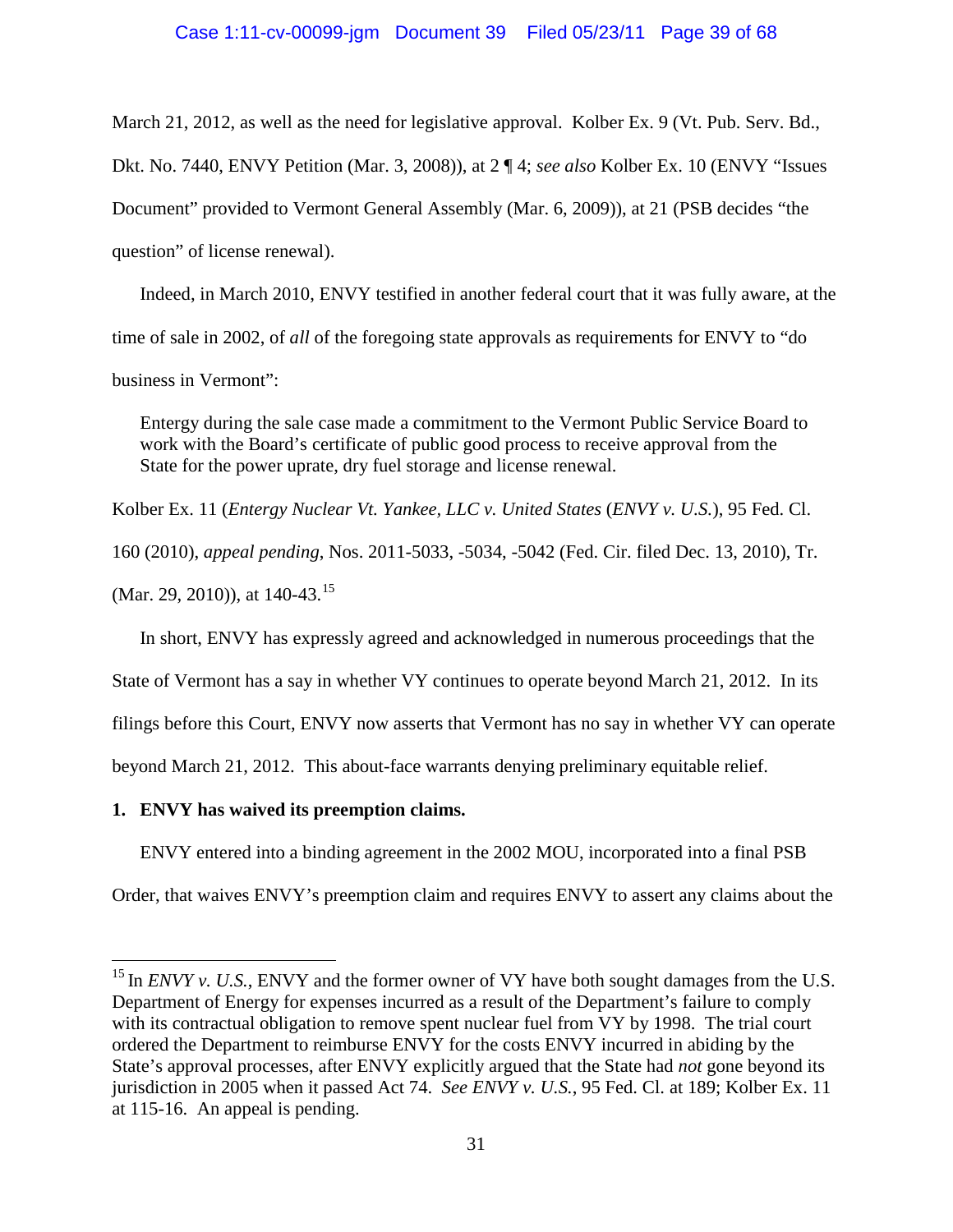March 21, 2012, as well as the need for legislative approval. Kolber Ex. 9 (Vt. Pub. Serv. Bd., Dkt. No. 7440, ENVY Petition (Mar. 3, 2008)), at 2 ¶ 4; *see also* Kolber Ex. 10 (ENVY "Issues Document" provided to Vermont General Assembly (Mar. 6, 2009)), at 21 (PSB decides "the question" of license renewal).

Indeed, in March 2010, ENVY testified in another federal court that it was fully aware, at the time of sale in 2002, of *all* of the foregoing state approvals as requirements for ENVY to "do business in Vermont":

> Entergy during the sale case made a commitment to the Vermont Public Service Board to work with the Board's certificate of public good process to receive approval from the State for the power uprate, dry fuel storage and license renewal.

Kolber Ex. 11 (*Entergy Nuclear Vt. Yankee, LLC v. United States* (*ENVY v. U.S.*), 95 Fed. Cl. 160 (2010), *appeal pending*, Nos. 2011-5033, -5034, -5042 (Fed. Cir. filed Dec. 13, 2010), Tr. (Mar. 29, 2010)), at 140-43.[15]

In short, ENVY has expressly agreed and acknowledged in numerous proceedings that the State of Vermont has a say in whether VY continues to operate beyond March 21, 2012. In its filings before this Court, ENVY now asserts that Vermont has no say in whether VY can operate beyond March 21, 2012. This about-face warrants denying preliminary equitable relief.

**1. ENVY has waived its preemption claims.**

ENVY entered into a binding agreement in the 2002 MOU, incorporated into a final PSB Order, that waives ENVY's preemption claim and requires ENVY to assert any claims about the

---

[15] In *ENVY v. U.S.*, ENVY and the former owner of VY have both sought damages from the U.S. Department of Energy for expenses incurred as a result of the Department's failure to comply with its contractual obligation to remove spent nuclear fuel from VY by 1998. The trial court ordered the Department to reimburse ENVY for the costs ENVY incurred in abiding by the State's approval processes, after ENVY explicitly argued that the State had *not* gone beyond its jurisdiction in 2005 when it passed Act 74. *See ENVY v. U.S.*, 95 Fed. Cl. at 189; Kolber Ex. 11 at 115-16. An appeal is pending.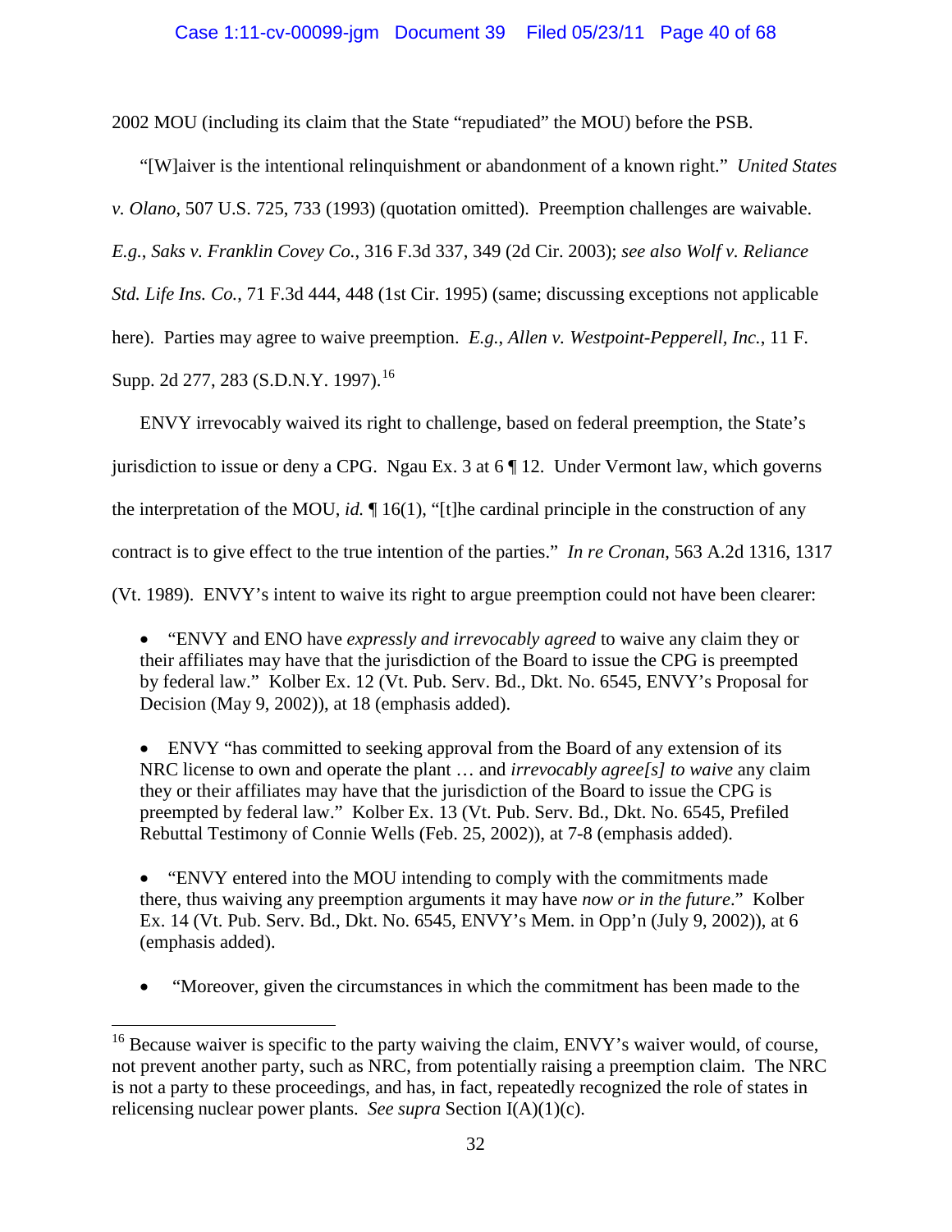2002 MOU (including its claim that the State "repudiated" the MOU) before the PSB.

"[W]aiver is the intentional relinquishment or abandonment of a known right." *United States v. Olano*, 507 U.S. 725, 733 (1993) (quotation omitted). Preemption challenges are waivable. *E.g.*, *Saks v. Franklin Covey Co.*, 316 F.3d 337, 349 (2d Cir. 2003); *see also Wolf v. Reliance Std. Life Ins. Co.*, 71 F.3d 444, 448 (1st Cir. 1995) (same; discussing exceptions not applicable here). Parties may agree to waive preemption. *E.g.*, *Allen v. Westpoint-Pepperell, Inc.*, 11 F. Supp. 2d 277, 283 (S.D.N.Y. 1997).[16]

ENVY irrevocably waived its right to challenge, based on federal preemption, the State's jurisdiction to issue or deny a CPG. Ngau Ex. 3 at 6 ¶ 12. Under Vermont law, which governs the interpretation of the MOU, *id.* ¶ 16(1), "[t]he cardinal principle in the construction of any contract is to give effect to the true intention of the parties." *In re Cronan*, 563 A.2d 1316, 1317 (Vt. 1989). ENVY's intent to waive its right to argue preemption could not have been clearer:

- "ENVY and ENO have *expressly and irrevocably agreed* to waive any claim they or their affiliates may have that the jurisdiction of the Board to issue the CPG is preempted by federal law." Kolber Ex. 12 (Vt. Pub. Serv. Bd., Dkt. No. 6545, ENVY's Proposal for Decision (May 9, 2002)), at 18 (emphasis added).

- ENVY "has committed to seeking approval from the Board of any extension of its NRC license to own and operate the plant … and *irrevocably agree[s] to waive* any claim they or their affiliates may have that the jurisdiction of the Board to issue the CPG is preempted by federal law." Kolber Ex. 13 (Vt. Pub. Serv. Bd., Dkt. No. 6545, Prefiled Rebuttal Testimony of Connie Wells (Feb. 25, 2002)), at 7-8 (emphasis added).

- "ENVY entered into the MOU intending to comply with the commitments made there, thus waiving any preemption arguments it may have *now or in the future*." Kolber Ex. 14 (Vt. Pub. Serv. Bd., Dkt. No. 6545, ENVY's Mem. in Opp'n (July 9, 2002)), at 6 (emphasis added).

- "Moreover, given the circumstances in which the commitment has been made to the

---

[16] Because waiver is specific to the party waiving the claim, ENVY's waiver would, of course, not prevent another party, such as NRC, from potentially raising a preemption claim. The NRC is not a party to these proceedings, and has, in fact, repeatedly recognized the role of states in relicensing nuclear power plants. *See supra* Section I(A)(1)(c).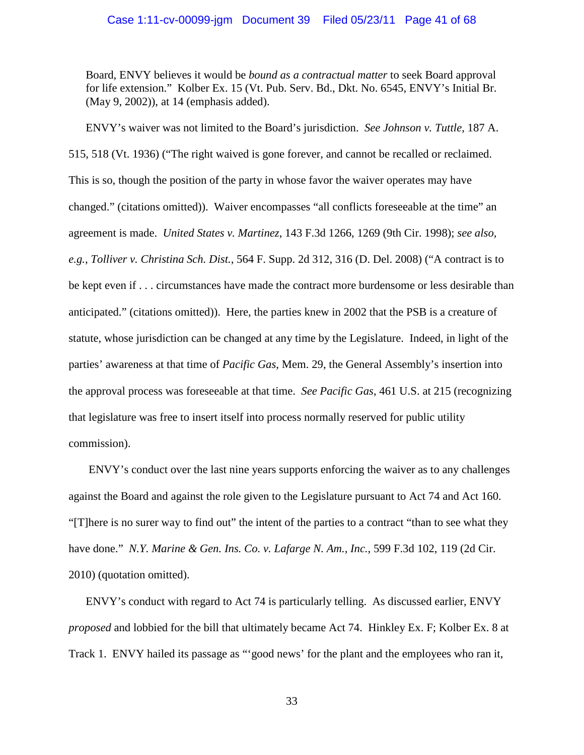Board, ENVY believes it would be *bound as a contractual matter* to seek Board approval for life extension." Kolber Ex. 15 (Vt. Pub. Serv. Bd., Dkt. No. 6545, ENVY's Initial Br. (May 9, 2002)), at 14 (emphasis added).

ENVY's waiver was not limited to the Board's jurisdiction. *See Johnson v. Tuttle*, 187 A. 515, 518 (Vt. 1936) ("The right waived is gone forever, and cannot be recalled or reclaimed. This is so, though the position of the party in whose favor the waiver operates may have changed." (citations omitted)). Waiver encompasses "all conflicts foreseeable at the time" an agreement is made. *United States v. Martinez*, 143 F.3d 1266, 1269 (9th Cir. 1998); *see also, e.g.*, *Tolliver v. Christina Sch. Dist.*, 564 F. Supp. 2d 312, 316 (D. Del. 2008) ("A contract is to be kept even if . . . circumstances have made the contract more burdensome or less desirable than anticipated." (citations omitted)). Here, the parties knew in 2002 that the PSB is a creature of statute, whose jurisdiction can be changed at any time by the Legislature. Indeed, in light of the parties' awareness at that time of *Pacific Gas*, Mem. 29, the General Assembly's insertion into the approval process was foreseeable at that time. *See Pacific Gas*, 461 U.S. at 215 (recognizing that legislature was free to insert itself into process normally reserved for public utility commission).

ENVY's conduct over the last nine years supports enforcing the waiver as to any challenges against the Board and against the role given to the Legislature pursuant to Act 74 and Act 160. "[T]here is no surer way to find out" the intent of the parties to a contract "than to see what they have done." *N.Y. Marine & Gen. Ins. Co. v. Lafarge N. Am., Inc.*, 599 F.3d 102, 119 (2d Cir. 2010) (quotation omitted).

ENVY's conduct with regard to Act 74 is particularly telling. As discussed earlier, ENVY *proposed* and lobbied for the bill that ultimately became Act 74. Hinkley Ex. F; Kolber Ex. 8 at Track 1. ENVY hailed its passage as "'good news' for the plant and the employees who ran it,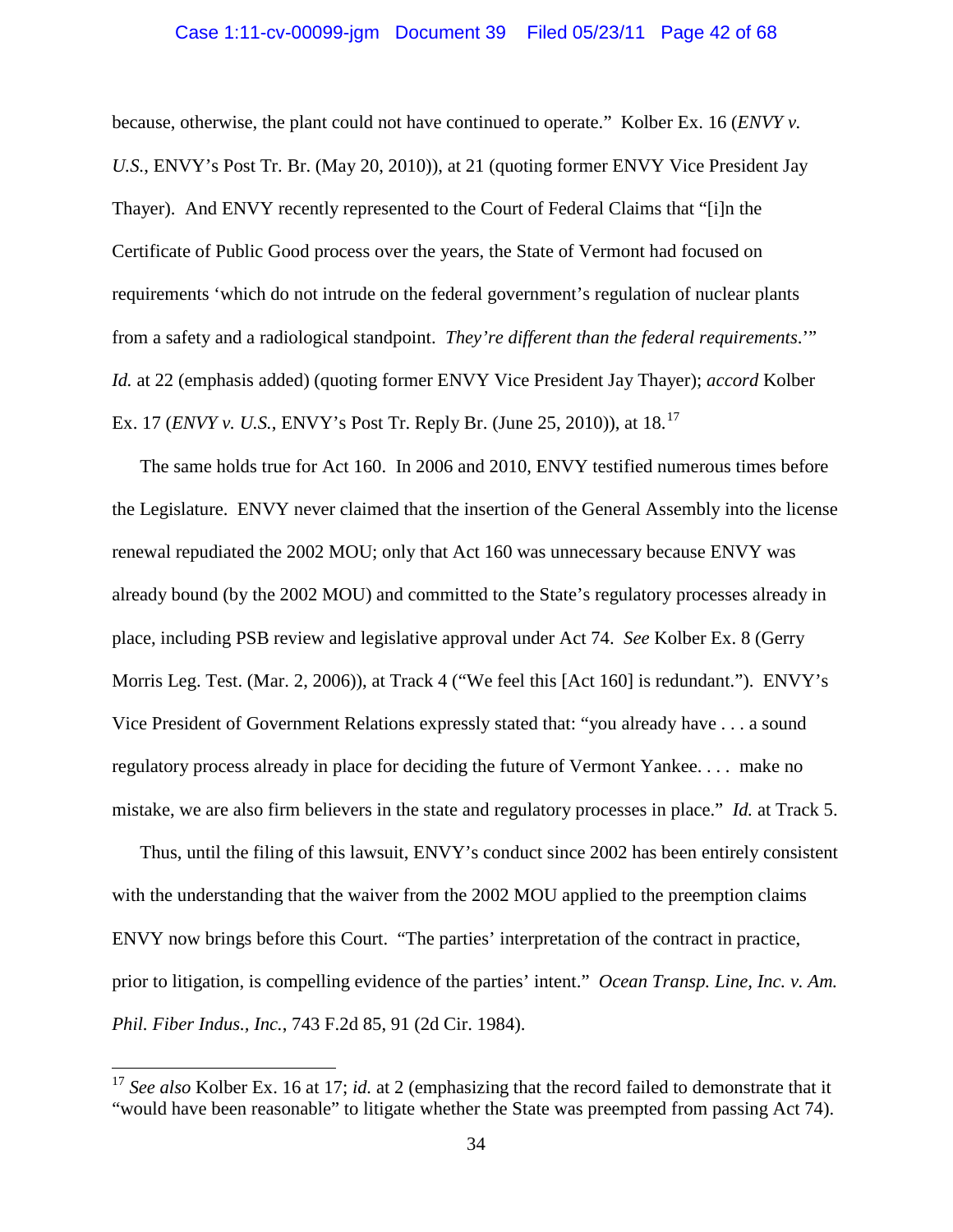because, otherwise, the plant could not have continued to operate." Kolber Ex. 16 (*ENVY v. U.S.*, ENVY's Post Tr. Br. (May 20, 2010)), at 21 (quoting former ENVY Vice President Jay Thayer). And ENVY recently represented to the Court of Federal Claims that "[i]n the Certificate of Public Good process over the years, the State of Vermont had focused on requirements 'which do not intrude on the federal government's regulation of nuclear plants from a safety and a radiological standpoint. *They're different than the federal requirements*.'" *Id.* at 22 (emphasis added) (quoting former ENVY Vice President Jay Thayer); *accord* Kolber Ex. 17 (*ENVY v. U.S.*, ENVY's Post Tr. Reply Br. (June 25, 2010)), at 18.[17]

The same holds true for Act 160. In 2006 and 2010, ENVY testified numerous times before the Legislature. ENVY never claimed that the insertion of the General Assembly into the license renewal repudiated the 2002 MOU; only that Act 160 was unnecessary because ENVY was already bound (by the 2002 MOU) and committed to the State's regulatory processes already in place, including PSB review and legislative approval under Act 74. *See* Kolber Ex. 8 (Gerry Morris Leg. Test. (Mar. 2, 2006)), at Track 4 ("We feel this [Act 160] is redundant."). ENVY's Vice President of Government Relations expressly stated that: "you already have . . . a sound regulatory process already in place for deciding the future of Vermont Yankee. . . . make no mistake, we are also firm believers in the state and regulatory processes in place." *Id.* at Track 5.

Thus, until the filing of this lawsuit, ENVY's conduct since 2002 has been entirely consistent with the understanding that the waiver from the 2002 MOU applied to the preemption claims ENVY now brings before this Court. "The parties' interpretation of the contract in practice, prior to litigation, is compelling evidence of the parties' intent." *Ocean Transp. Line, Inc. v. Am. Phil. Fiber Indus., Inc.*, 743 F.2d 85, 91 (2d Cir. 1984).

---

[17] *See also* Kolber Ex. 16 at 17; *id.* at 2 (emphasizing that the record failed to demonstrate that it "would have been reasonable" to litigate whether the State was preempted from passing Act 74).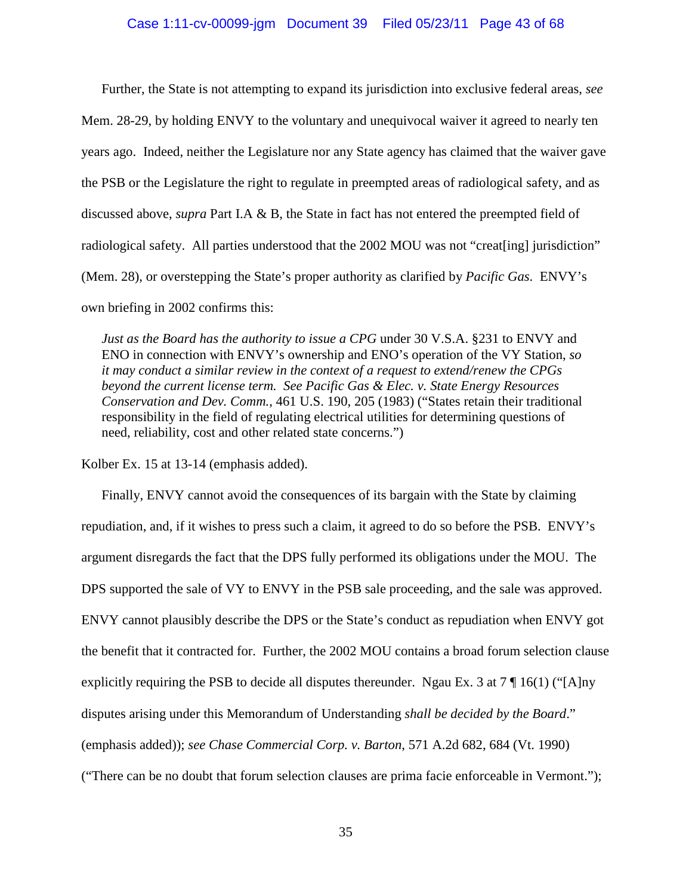Further, the State is not attempting to expand its jurisdiction into exclusive federal areas, *see* Mem. 28-29, by holding ENVY to the voluntary and unequivocal waiver it agreed to nearly ten years ago. Indeed, neither the Legislature nor any State agency has claimed that the waiver gave the PSB or the Legislature the right to regulate in preempted areas of radiological safety, and as discussed above, *supra* Part I.A & B, the State in fact has not entered the preempted field of radiological safety. All parties understood that the 2002 MOU was not "creat[ing] jurisdiction" (Mem. 28), or overstepping the State's proper authority as clarified by *Pacific Gas*. ENVY's own briefing in 2002 confirms this:

> *Just as the Board has the authority to issue a CPG* under 30 V.S.A. §231 to ENVY and ENO in connection with ENVY's ownership and ENO's operation of the VY Station, *so it may conduct a similar review in the context of a request to extend/renew the CPGs beyond the current license term. See Pacific Gas & Elec. v. State Energy Resources Conservation and Dev. Comm.*, 461 U.S. 190, 205 (1983) ("States retain their traditional responsibility in the field of regulating electrical utilities for determining questions of need, reliability, cost and other related state concerns.")

Kolber Ex. 15 at 13-14 (emphasis added).

Finally, ENVY cannot avoid the consequences of its bargain with the State by claiming repudiation, and, if it wishes to press such a claim, it agreed to do so before the PSB. ENVY's argument disregards the fact that the DPS fully performed its obligations under the MOU. The DPS supported the sale of VY to ENVY in the PSB sale proceeding, and the sale was approved. ENVY cannot plausibly describe the DPS or the State's conduct as repudiation when ENVY got the benefit that it contracted for. Further, the 2002 MOU contains a broad forum selection clause explicitly requiring the PSB to decide all disputes thereunder. Ngau Ex. 3 at 7 ¶ 16(1) ("[A]ny disputes arising under this Memorandum of Understanding *shall be decided by the Board*." (emphasis added)); *see Chase Commercial Corp. v. Barton*, 571 A.2d 682, 684 (Vt. 1990) ("There can be no doubt that forum selection clauses are prima facie enforceable in Vermont.");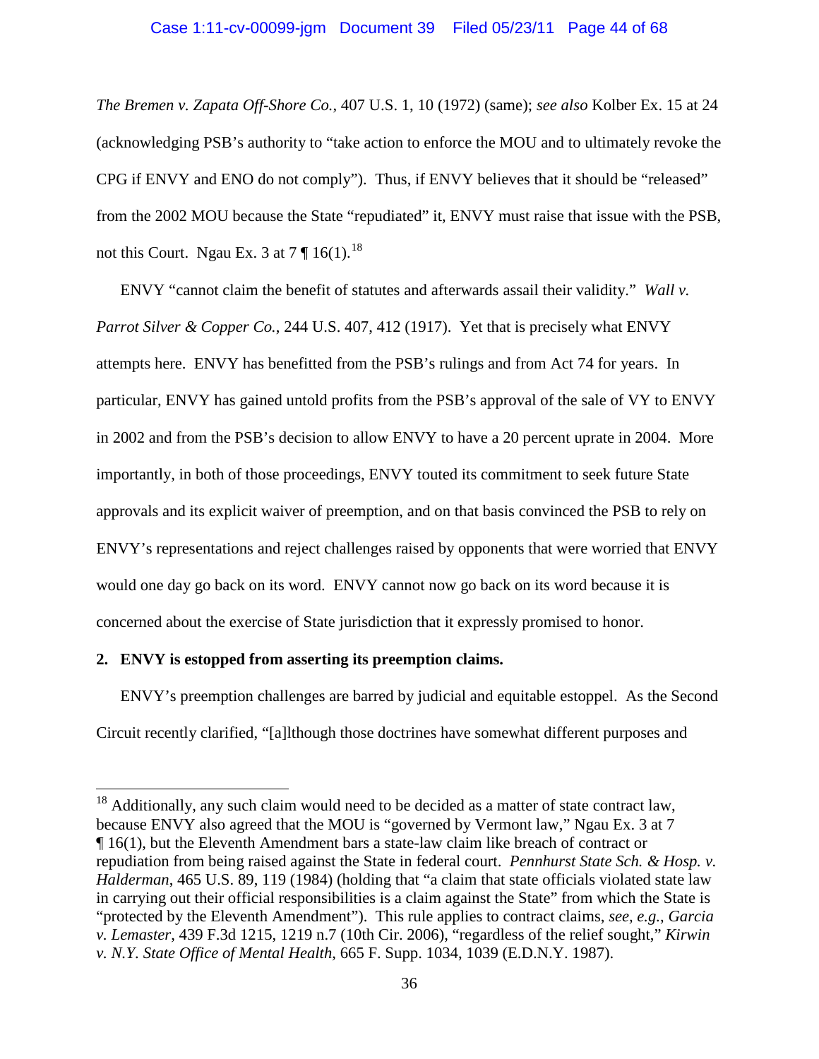*The Bremen v. Zapata Off-Shore Co.*, 407 U.S. 1, 10 (1972) (same); *see also* Kolber Ex. 15 at 24 (acknowledging PSB's authority to "take action to enforce the MOU and to ultimately revoke the CPG if ENVY and ENO do not comply"). Thus, if ENVY believes that it should be "released" from the 2002 MOU because the State "repudiated" it, ENVY must raise that issue with the PSB, not this Court. Ngau Ex. 3 at 7 ¶ 16(1).[18]

ENVY "cannot claim the benefit of statutes and afterwards assail their validity." *Wall v. Parrot Silver & Copper Co.*, 244 U.S. 407, 412 (1917). Yet that is precisely what ENVY attempts here. ENVY has benefitted from the PSB's rulings and from Act 74 for years. In particular, ENVY has gained untold profits from the PSB's approval of the sale of VY to ENVY in 2002 and from the PSB's decision to allow ENVY to have a 20 percent uprate in 2004. More importantly, in both of those proceedings, ENVY touted its commitment to seek future State approvals and its explicit waiver of preemption, and on that basis convinced the PSB to rely on ENVY's representations and reject challenges raised by opponents that were worried that ENVY would one day go back on its word. ENVY cannot now go back on its word because it is concerned about the exercise of State jurisdiction that it expressly promised to honor.

**2. ENVY is estopped from asserting its preemption claims.**

ENVY's preemption challenges are barred by judicial and equitable estoppel. As the Second Circuit recently clarified, "[a]lthough those doctrines have somewhat different purposes and

---

[18] Additionally, any such claim would need to be decided as a matter of state contract law, because ENVY also agreed that the MOU is "governed by Vermont law," Ngau Ex. 3 at 7 ¶ 16(1), but the Eleventh Amendment bars a state-law claim like breach of contract or repudiation from being raised against the State in federal court. *Pennhurst State Sch. & Hosp. v. Halderman*, 465 U.S. 89, 119 (1984) (holding that "a claim that state officials violated state law in carrying out their official responsibilities is a claim against the State" from which the State is "protected by the Eleventh Amendment"). This rule applies to contract claims, *see, e.g.*, *Garcia v. Lemaster*, 439 F.3d 1215, 1219 n.7 (10th Cir. 2006), "regardless of the relief sought," *Kirwin v. N.Y. State Office of Mental Health*, 665 F. Supp. 1034, 1039 (E.D.N.Y. 1987).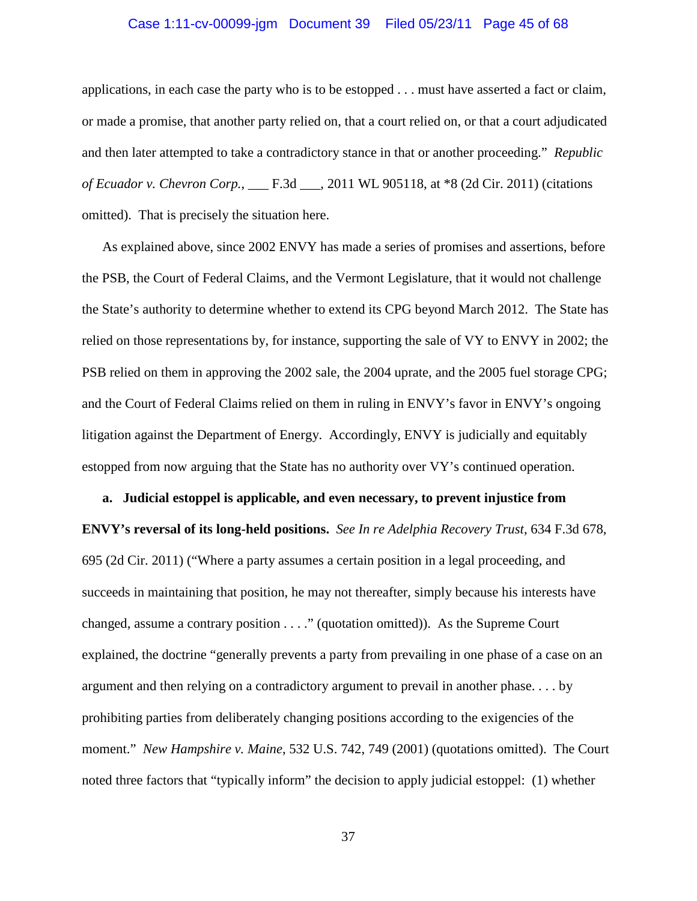applications, in each case the party who is to be estopped . . . must have asserted a fact or claim, or made a promise, that another party relied on, that a court relied on, or that a court adjudicated and then later attempted to take a contradictory stance in that or another proceeding." *Republic of Ecuador v. Chevron Corp.*, ___ F.3d ___, 2011 WL 905118, at *8 (2d Cir. 2011) (citations omitted). That is precisely the situation here.

As explained above, since 2002 ENVY has made a series of promises and assertions, before the PSB, the Court of Federal Claims, and the Vermont Legislature, that it would not challenge the State's authority to determine whether to extend its CPG beyond March 2012. The State has relied on those representations by, for instance, supporting the sale of VY to ENVY in 2002; the PSB relied on them in approving the 2002 sale, the 2004 uprate, and the 2005 fuel storage CPG; and the Court of Federal Claims relied on them in ruling in ENVY's favor in ENVY's ongoing litigation against the Department of Energy. Accordingly, ENVY is judicially and equitably estopped from now arguing that the State has no authority over VY's continued operation.

**a. Judicial estoppel is applicable, and even necessary, to prevent injustice from ENVY's reversal of its long-held positions.** *See In re Adelphia Recovery Trust*, 634 F.3d 678, 695 (2d Cir. 2011) ("Where a party assumes a certain position in a legal proceeding, and succeeds in maintaining that position, he may not thereafter, simply because his interests have changed, assume a contrary position . . . ." (quotation omitted)). As the Supreme Court explained, the doctrine "generally prevents a party from prevailing in one phase of a case on an argument and then relying on a contradictory argument to prevail in another phase. . . . by prohibiting parties from deliberately changing positions according to the exigencies of the moment." *New Hampshire v. Maine*, 532 U.S. 742, 749 (2001) (quotations omitted). The Court noted three factors that "typically inform" the decision to apply judicial estoppel: (1) whether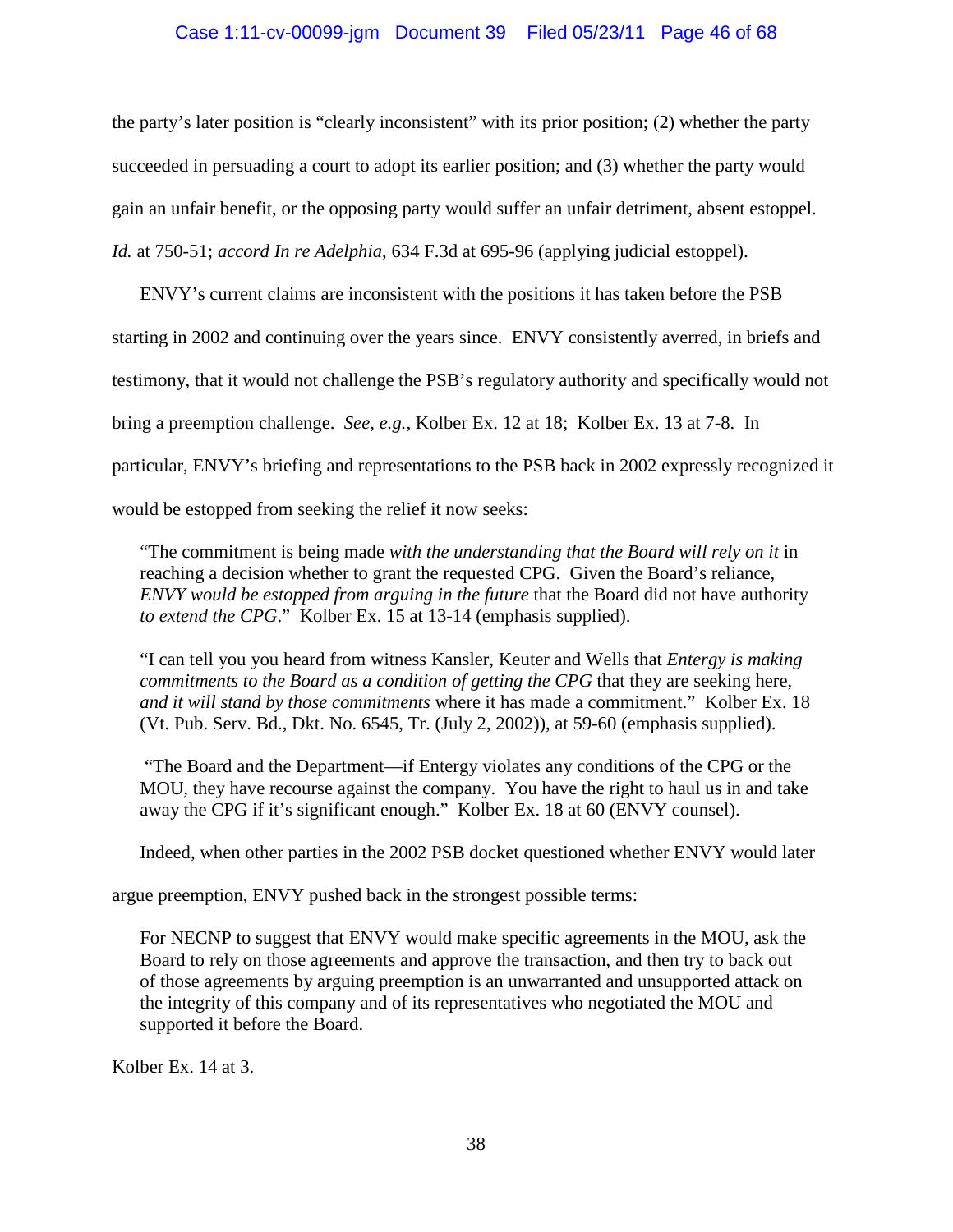the party's later position is "clearly inconsistent" with its prior position; (2) whether the party succeeded in persuading a court to adopt its earlier position; and (3) whether the party would gain an unfair benefit, or the opposing party would suffer an unfair detriment, absent estoppel. *Id.* at 750-51; *accord In re Adelphia*, 634 F.3d at 695-96 (applying judicial estoppel).

ENVY's current claims are inconsistent with the positions it has taken before the PSB starting in 2002 and continuing over the years since. ENVY consistently averred, in briefs and testimony, that it would not challenge the PSB's regulatory authority and specifically would not bring a preemption challenge. *See, e.g.,* Kolber Ex. 12 at 18; Kolber Ex. 13 at 7-8. In particular, ENVY's briefing and representations to the PSB back in 2002 expressly recognized it would be estopped from seeking the relief it now seeks:

> "The commitment is being made *with the understanding that the Board will rely on it* in reaching a decision whether to grant the requested CPG. Given the Board's reliance, *ENVY would be estopped from arguing in the future* that the Board did not have authority *to extend the CPG*." Kolber Ex. 15 at 13-14 (emphasis supplied).
>
> "I can tell you you heard from witness Kansler, Keuter and Wells that *Entergy is making commitments to the Board as a condition of getting the CPG* that they are seeking here, *and it will stand by those commitments* where it has made a commitment." Kolber Ex. 18 (Vt. Pub. Serv. Bd., Dkt. No. 6545, Tr. (July 2, 2002)), at 59-60 (emphasis supplied).
>
> "The Board and the Department—if Entergy violates any conditions of the CPG or the MOU, they have recourse against the company. You have the right to haul us in and take away the CPG if it's significant enough." Kolber Ex. 18 at 60 (ENVY counsel).

Indeed, when other parties in the 2002 PSB docket questioned whether ENVY would later argue preemption, ENVY pushed back in the strongest possible terms:

> For NECNP to suggest that ENVY would make specific agreements in the MOU, ask the Board to rely on those agreements and approve the transaction, and then try to back out of those agreements by arguing preemption is an unwarranted and unsupported attack on the integrity of this company and of its representatives who negotiated the MOU and supported it before the Board.

Kolber Ex. 14 at 3.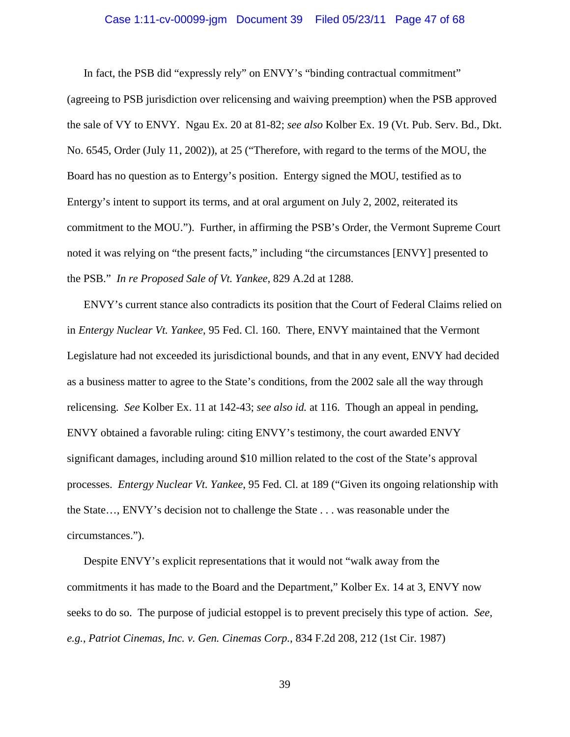In fact, the PSB did "expressly rely" on ENVY's "binding contractual commitment" (agreeing to PSB jurisdiction over relicensing and waiving preemption) when the PSB approved the sale of VY to ENVY. Ngau Ex. 20 at 81-82; *see also* Kolber Ex. 19 (Vt. Pub. Serv. Bd., Dkt. No. 6545, Order (July 11, 2002)), at 25 ("Therefore, with regard to the terms of the MOU, the Board has no question as to Entergy's position. Entergy signed the MOU, testified as to Entergy's intent to support its terms, and at oral argument on July 2, 2002, reiterated its commitment to the MOU."). Further, in affirming the PSB's Order, the Vermont Supreme Court noted it was relying on "the present facts," including "the circumstances [ENVY] presented to the PSB." *In re Proposed Sale of Vt. Yankee*, 829 A.2d at 1288.

ENVY's current stance also contradicts its position that the Court of Federal Claims relied on in *Entergy Nuclear Vt. Yankee*, 95 Fed. Cl. 160. There, ENVY maintained that the Vermont Legislature had not exceeded its jurisdictional bounds, and that in any event, ENVY had decided as a business matter to agree to the State's conditions, from the 2002 sale all the way through relicensing. *See* Kolber Ex. 11 at 142-43; *see also id.* at 116. Though an appeal in pending, ENVY obtained a favorable ruling: citing ENVY's testimony, the court awarded ENVY significant damages, including around $10 million related to the cost of the State's approval processes. *Entergy Nuclear Vt. Yankee*, 95 Fed. Cl. at 189 ("Given its ongoing relationship with the State…, ENVY's decision not to challenge the State . . . was reasonable under the circumstances.").

Despite ENVY's explicit representations that it would not "walk away from the commitments it has made to the Board and the Department," Kolber Ex. 14 at 3, ENVY now seeks to do so. The purpose of judicial estoppel is to prevent precisely this type of action. *See, e.g.*, *Patriot Cinemas, Inc. v. Gen. Cinemas Corp.*, 834 F.2d 208, 212 (1st Cir. 1987)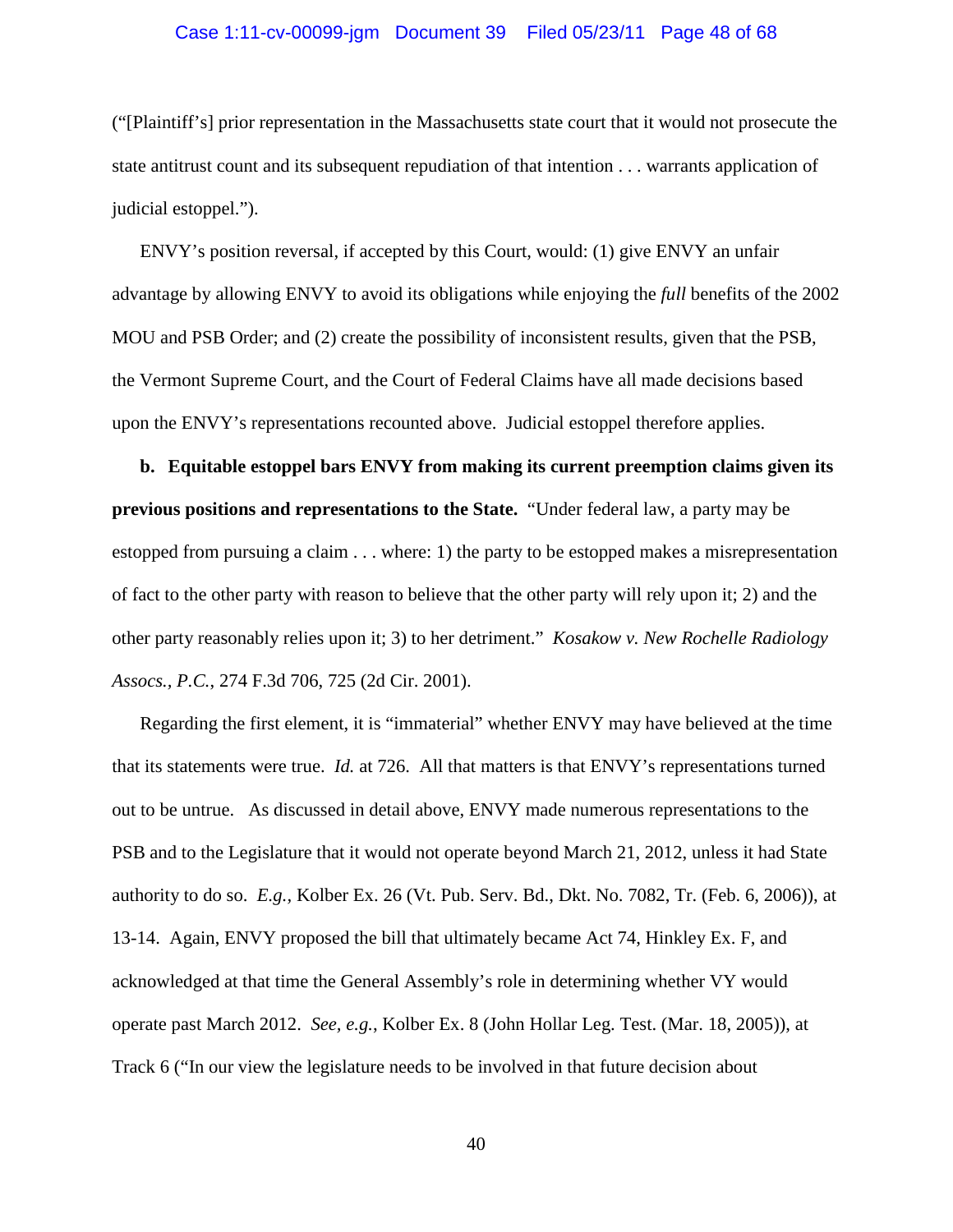("[Plaintiff's] prior representation in the Massachusetts state court that it would not prosecute the state antitrust count and its subsequent repudiation of that intention . . . warrants application of judicial estoppel.").

ENVY's position reversal, if accepted by this Court, would: (1) give ENVY an unfair advantage by allowing ENVY to avoid its obligations while enjoying the *full* benefits of the 2002 MOU and PSB Order; and (2) create the possibility of inconsistent results, given that the PSB, the Vermont Supreme Court, and the Court of Federal Claims have all made decisions based upon the ENVY's representations recounted above. Judicial estoppel therefore applies.

**b. Equitable estoppel bars ENVY from making its current preemption claims given its previous positions and representations to the State.** "Under federal law, a party may be estopped from pursuing a claim . . . where: 1) the party to be estopped makes a misrepresentation of fact to the other party with reason to believe that the other party will rely upon it; 2) and the other party reasonably relies upon it; 3) to her detriment." *Kosakow v. New Rochelle Radiology Assocs., P.C.*, 274 F.3d 706, 725 (2d Cir. 2001).

Regarding the first element, it is "immaterial" whether ENVY may have believed at the time that its statements were true. *Id.* at 726. All that matters is that ENVY's representations turned out to be untrue. As discussed in detail above, ENVY made numerous representations to the PSB and to the Legislature that it would not operate beyond March 21, 2012, unless it had State authority to do so. *E.g.*, Kolber Ex. 26 (Vt. Pub. Serv. Bd., Dkt. No. 7082, Tr. (Feb. 6, 2006)), at 13-14. Again, ENVY proposed the bill that ultimately became Act 74, Hinkley Ex. F, and acknowledged at that time the General Assembly's role in determining whether VY would operate past March 2012. *See, e.g.*, Kolber Ex. 8 (John Hollar Leg. Test. (Mar. 18, 2005)), at Track 6 ("In our view the legislature needs to be involved in that future decision about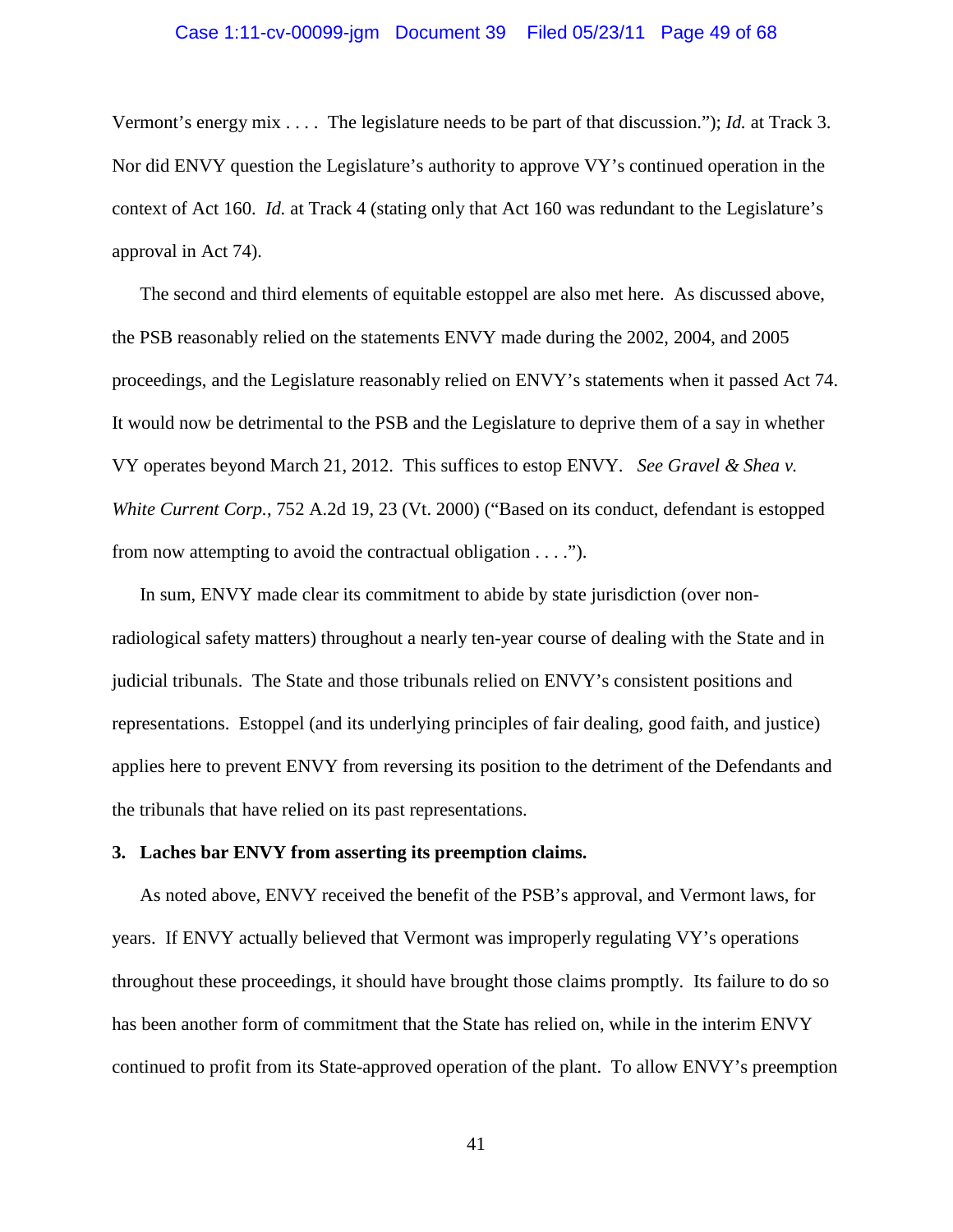Vermont's energy mix . . . . The legislature needs to be part of that discussion."); *Id.* at Track 3. Nor did ENVY question the Legislature's authority to approve VY's continued operation in the context of Act 160. *Id.* at Track 4 (stating only that Act 160 was redundant to the Legislature's approval in Act 74).

The second and third elements of equitable estoppel are also met here. As discussed above, the PSB reasonably relied on the statements ENVY made during the 2002, 2004, and 2005 proceedings, and the Legislature reasonably relied on ENVY's statements when it passed Act 74. It would now be detrimental to the PSB and the Legislature to deprive them of a say in whether VY operates beyond March 21, 2012. This suffices to estop ENVY. *See Gravel & Shea v. White Current Corp.*, 752 A.2d 19, 23 (Vt. 2000) ("Based on its conduct, defendant is estopped from now attempting to avoid the contractual obligation . . . .").

In sum, ENVY made clear its commitment to abide by state jurisdiction (over non-radiological safety matters) throughout a nearly ten-year course of dealing with the State and in judicial tribunals. The State and those tribunals relied on ENVY's consistent positions and representations. Estoppel (and its underlying principles of fair dealing, good faith, and justice) applies here to prevent ENVY from reversing its position to the detriment of the Defendants and the tribunals that have relied on its past representations.

**3. Laches bar ENVY from asserting its preemption claims.**

As noted above, ENVY received the benefit of the PSB's approval, and Vermont laws, for years. If ENVY actually believed that Vermont was improperly regulating VY's operations throughout these proceedings, it should have brought those claims promptly. Its failure to do so has been another form of commitment that the State has relied on, while in the interim ENVY continued to profit from its State-approved operation of the plant. To allow ENVY's preemption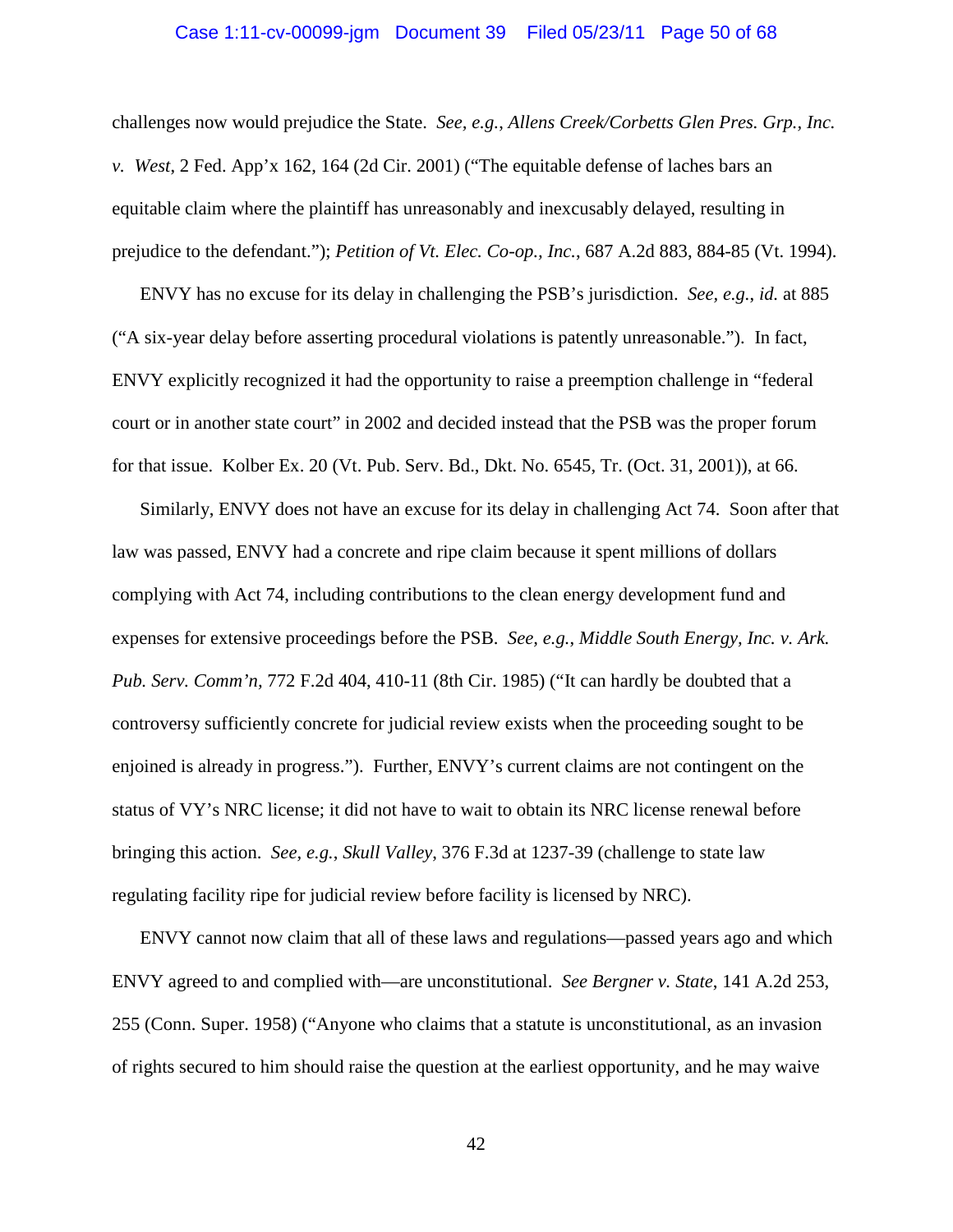challenges now would prejudice the State. *See, e.g.*, *Allens Creek/Corbetts Glen Pres. Grp., Inc. v. West*, 2 Fed. App'x 162, 164 (2d Cir. 2001) ("The equitable defense of laches bars an equitable claim where the plaintiff has unreasonably and inexcusably delayed, resulting in prejudice to the defendant."); *Petition of Vt. Elec. Co-op., Inc.*, 687 A.2d 883, 884-85 (Vt. 1994).

ENVY has no excuse for its delay in challenging the PSB's jurisdiction. *See, e.g.*, *id.* at 885 ("A six-year delay before asserting procedural violations is patently unreasonable."). In fact, ENVY explicitly recognized it had the opportunity to raise a preemption challenge in "federal court or in another state court" in 2002 and decided instead that the PSB was the proper forum for that issue. Kolber Ex. 20 (Vt. Pub. Serv. Bd., Dkt. No. 6545, Tr. (Oct. 31, 2001)), at 66.

Similarly, ENVY does not have an excuse for its delay in challenging Act 74. Soon after that law was passed, ENVY had a concrete and ripe claim because it spent millions of dollars complying with Act 74, including contributions to the clean energy development fund and expenses for extensive proceedings before the PSB. *See, e.g., Middle South Energy, Inc. v. Ark. Pub. Serv. Comm'n*, 772 F.2d 404, 410-11 (8th Cir. 1985) ("It can hardly be doubted that a controversy sufficiently concrete for judicial review exists when the proceeding sought to be enjoined is already in progress."). Further, ENVY's current claims are not contingent on the status of VY's NRC license; it did not have to wait to obtain its NRC license renewal before bringing this action. *See, e.g.*, *Skull Valley*, 376 F.3d at 1237-39 (challenge to state law regulating facility ripe for judicial review before facility is licensed by NRC).

ENVY cannot now claim that all of these laws and regulations—passed years ago and which ENVY agreed to and complied with—are unconstitutional. *See Bergner v. State*, 141 A.2d 253, 255 (Conn. Super. 1958) ("Anyone who claims that a statute is unconstitutional, as an invasion of rights secured to him should raise the question at the earliest opportunity, and he may waive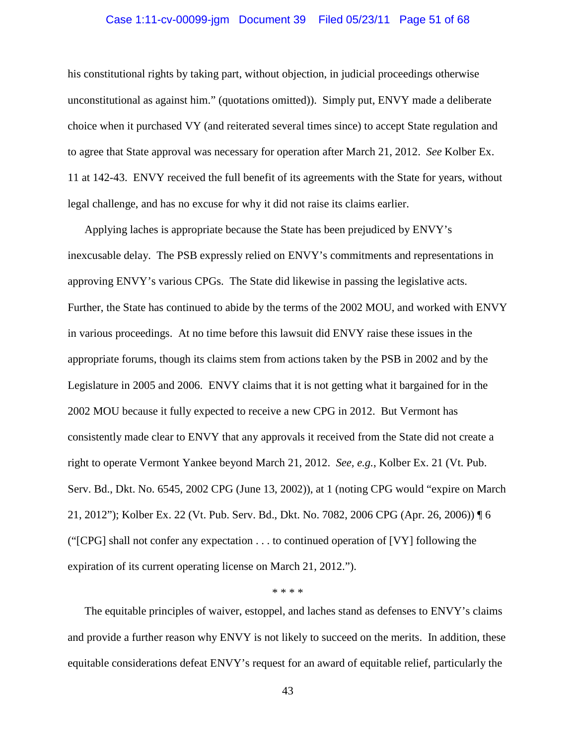his constitutional rights by taking part, without objection, in judicial proceedings otherwise unconstitutional as against him." (quotations omitted)). Simply put, ENVY made a deliberate choice when it purchased VY (and reiterated several times since) to accept State regulation and to agree that State approval was necessary for operation after March 21, 2012. *See* Kolber Ex. 11 at 142-43. ENVY received the full benefit of its agreements with the State for years, without legal challenge, and has no excuse for why it did not raise its claims earlier.

Applying laches is appropriate because the State has been prejudiced by ENVY's inexcusable delay. The PSB expressly relied on ENVY's commitments and representations in approving ENVY's various CPGs. The State did likewise in passing the legislative acts. Further, the State has continued to abide by the terms of the 2002 MOU, and worked with ENVY in various proceedings. At no time before this lawsuit did ENVY raise these issues in the appropriate forums, though its claims stem from actions taken by the PSB in 2002 and by the Legislature in 2005 and 2006. ENVY claims that it is not getting what it bargained for in the 2002 MOU because it fully expected to receive a new CPG in 2012. But Vermont has consistently made clear to ENVY that any approvals it received from the State did not create a right to operate Vermont Yankee beyond March 21, 2012. *See, e.g.*, Kolber Ex. 21 (Vt. Pub. Serv. Bd., Dkt. No. 6545, 2002 CPG (June 13, 2002)), at 1 (noting CPG would "expire on March 21, 2012"); Kolber Ex. 22 (Vt. Pub. Serv. Bd., Dkt. No. 7082, 2006 CPG (Apr. 26, 2006)) ¶ 6 ("[CPG] shall not confer any expectation . . . to continued operation of [VY] following the expiration of its current operating license on March 21, 2012.").

\* \* \* \*

The equitable principles of waiver, estoppel, and laches stand as defenses to ENVY's claims and provide a further reason why ENVY is not likely to succeed on the merits. In addition, these equitable considerations defeat ENVY's request for an award of equitable relief, particularly the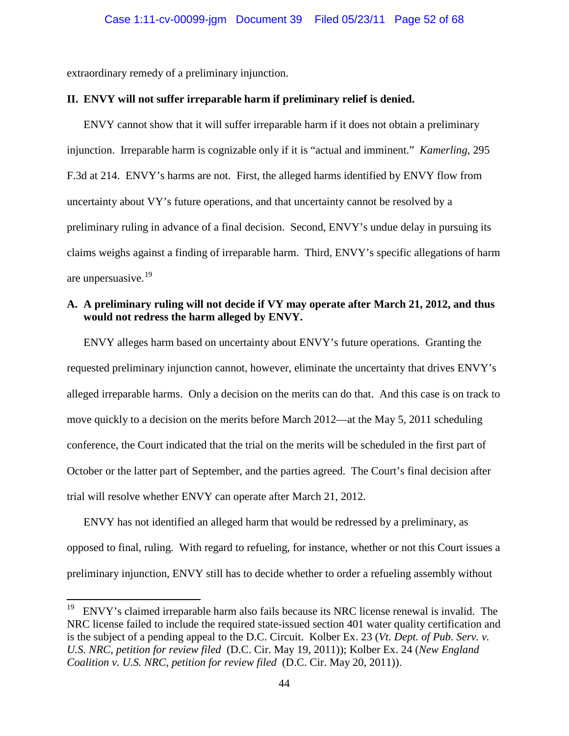extraordinary remedy of a preliminary injunction.

**II. ENVY will not suffer irreparable harm if preliminary relief is denied.**

ENVY cannot show that it will suffer irreparable harm if it does not obtain a preliminary injunction. Irreparable harm is cognizable only if it is "actual and imminent." *Kamerling*, 295 F.3d at 214. ENVY's harms are not. First, the alleged harms identified by ENVY flow from uncertainty about VY's future operations, and that uncertainty cannot be resolved by a preliminary ruling in advance of a final decision. Second, ENVY's undue delay in pursuing its claims weighs against a finding of irreparable harm. Third, ENVY's specific allegations of harm are unpersuasive.[19]

**A. A preliminary ruling will not decide if VY may operate after March 21, 2012, and thus would not redress the harm alleged by ENVY.**

ENVY alleges harm based on uncertainty about ENVY's future operations. Granting the requested preliminary injunction cannot, however, eliminate the uncertainty that drives ENVY's alleged irreparable harms. Only a decision on the merits can do that. And this case is on track to move quickly to a decision on the merits before March 2012—at the May 5, 2011 scheduling conference, the Court indicated that the trial on the merits will be scheduled in the first part of October or the latter part of September, and the parties agreed. The Court's final decision after trial will resolve whether ENVY can operate after March 21, 2012.

ENVY has not identified an alleged harm that would be redressed by a preliminary, as opposed to final, ruling. With regard to refueling, for instance, whether or not this Court issues a preliminary injunction, ENVY still has to decide whether to order a refueling assembly without

---

[19] ENVY's claimed irreparable harm also fails because its NRC license renewal is invalid. The NRC license failed to include the required state-issued section 401 water quality certification and is the subject of a pending appeal to the D.C. Circuit. Kolber Ex. 23 (*Vt. Dept. of Pub. Serv. v. U.S. NRC, petition for review filed* (D.C. Cir. May 19, 2011)); Kolber Ex. 24 (*New England Coalition v. U.S. NRC, petition for review filed* (D.C. Cir. May 20, 2011)).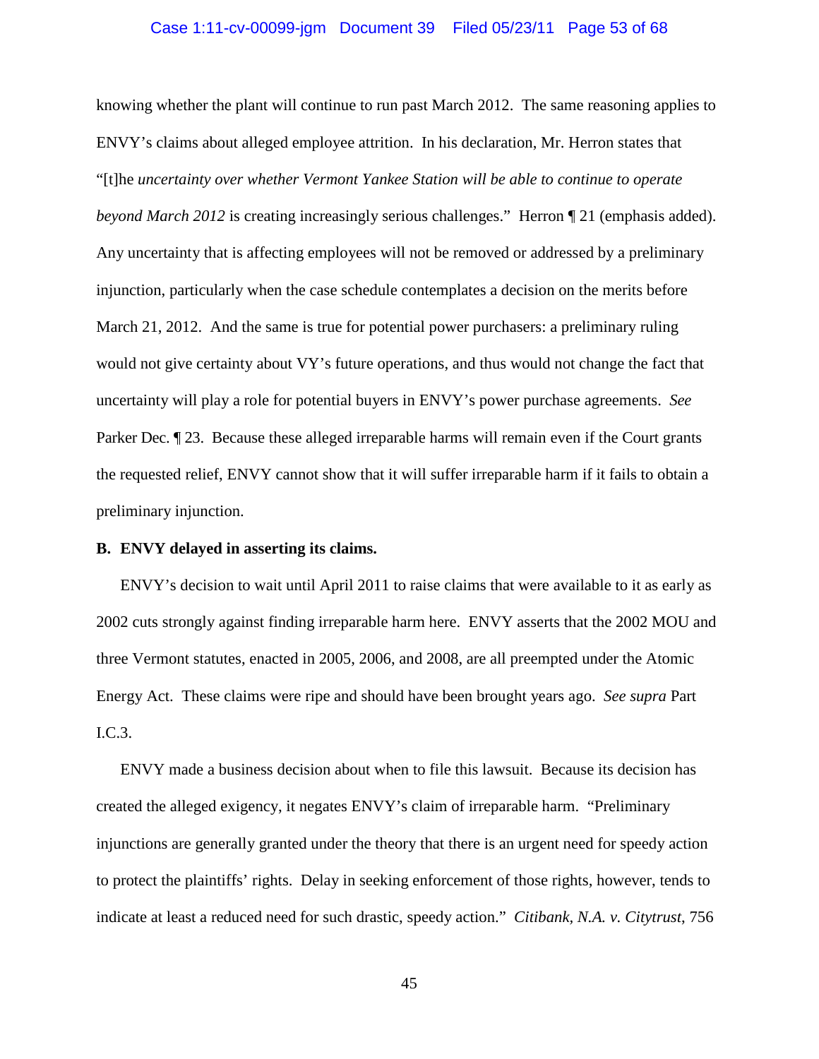knowing whether the plant will continue to run past March 2012. The same reasoning applies to ENVY's claims about alleged employee attrition. In his declaration, Mr. Herron states that "[t]he *uncertainty over whether Vermont Yankee Station will be able to continue to operate beyond March 2012* is creating increasingly serious challenges." Herron ¶ 21 (emphasis added). Any uncertainty that is affecting employees will not be removed or addressed by a preliminary injunction, particularly when the case schedule contemplates a decision on the merits before March 21, 2012. And the same is true for potential power purchasers: a preliminary ruling would not give certainty about VY's future operations, and thus would not change the fact that uncertainty will play a role for potential buyers in ENVY's power purchase agreements. *See* Parker Dec. ¶ 23. Because these alleged irreparable harms will remain even if the Court grants the requested relief, ENVY cannot show that it will suffer irreparable harm if it fails to obtain a preliminary injunction.

**B. ENVY delayed in asserting its claims.**

ENVY's decision to wait until April 2011 to raise claims that were available to it as early as 2002 cuts strongly against finding irreparable harm here. ENVY asserts that the 2002 MOU and three Vermont statutes, enacted in 2005, 2006, and 2008, are all preempted under the Atomic Energy Act. These claims were ripe and should have been brought years ago. *See supra* Part I.C.3.

ENVY made a business decision about when to file this lawsuit. Because its decision has created the alleged exigency, it negates ENVY's claim of irreparable harm. "Preliminary injunctions are generally granted under the theory that there is an urgent need for speedy action to protect the plaintiffs' rights. Delay in seeking enforcement of those rights, however, tends to indicate at least a reduced need for such drastic, speedy action." *Citibank, N.A. v. Citytrust*, 756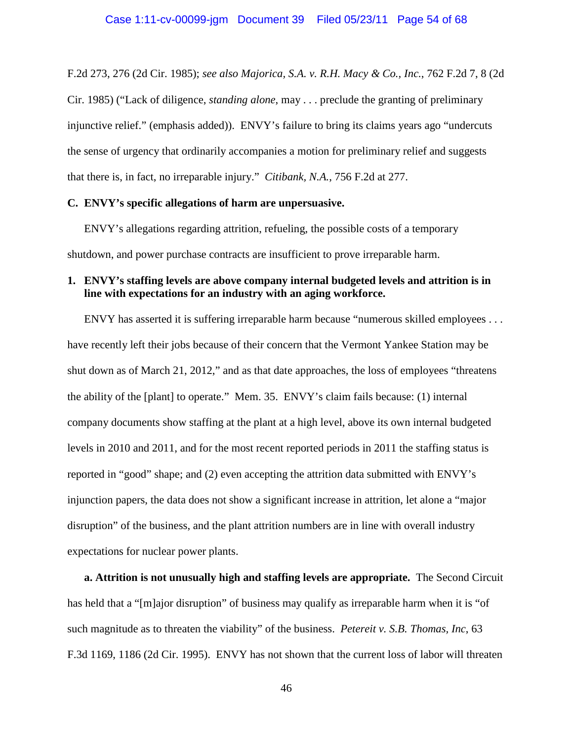F.2d 273, 276 (2d Cir. 1985); *see also Majorica, S.A. v. R.H. Macy & Co., Inc.*, 762 F.2d 7, 8 (2d Cir. 1985) ("Lack of diligence, *standing alone*, may . . . preclude the granting of preliminary injunctive relief." (emphasis added)). ENVY's failure to bring its claims years ago "undercuts the sense of urgency that ordinarily accompanies a motion for preliminary relief and suggests that there is, in fact, no irreparable injury." *Citibank, N.A.*, 756 F.2d at 277.

**C. ENVY's specific allegations of harm are unpersuasive.**

ENVY's allegations regarding attrition, refueling, the possible costs of a temporary shutdown, and power purchase contracts are insufficient to prove irreparable harm.

**1. ENVY's staffing levels are above company internal budgeted levels and attrition is in line with expectations for an industry with an aging workforce.**

ENVY has asserted it is suffering irreparable harm because "numerous skilled employees . . . have recently left their jobs because of their concern that the Vermont Yankee Station may be shut down as of March 21, 2012," and as that date approaches, the loss of employees "threatens the ability of the [plant] to operate." Mem. 35. ENVY's claim fails because: (1) internal company documents show staffing at the plant at a high level, above its own internal budgeted levels in 2010 and 2011, and for the most recent reported periods in 2011 the staffing status is reported in "good" shape; and (2) even accepting the attrition data submitted with ENVY's injunction papers, the data does not show a significant increase in attrition, let alone a "major disruption" of the business, and the plant attrition numbers are in line with overall industry expectations for nuclear power plants.

**a. Attrition is not unusually high and staffing levels are appropriate.** The Second Circuit has held that a "[m]ajor disruption" of business may qualify as irreparable harm when it is "of such magnitude as to threaten the viability" of the business. *Petereit v. S.B. Thomas, Inc*, 63 F.3d 1169, 1186 (2d Cir. 1995). ENVY has not shown that the current loss of labor will threaten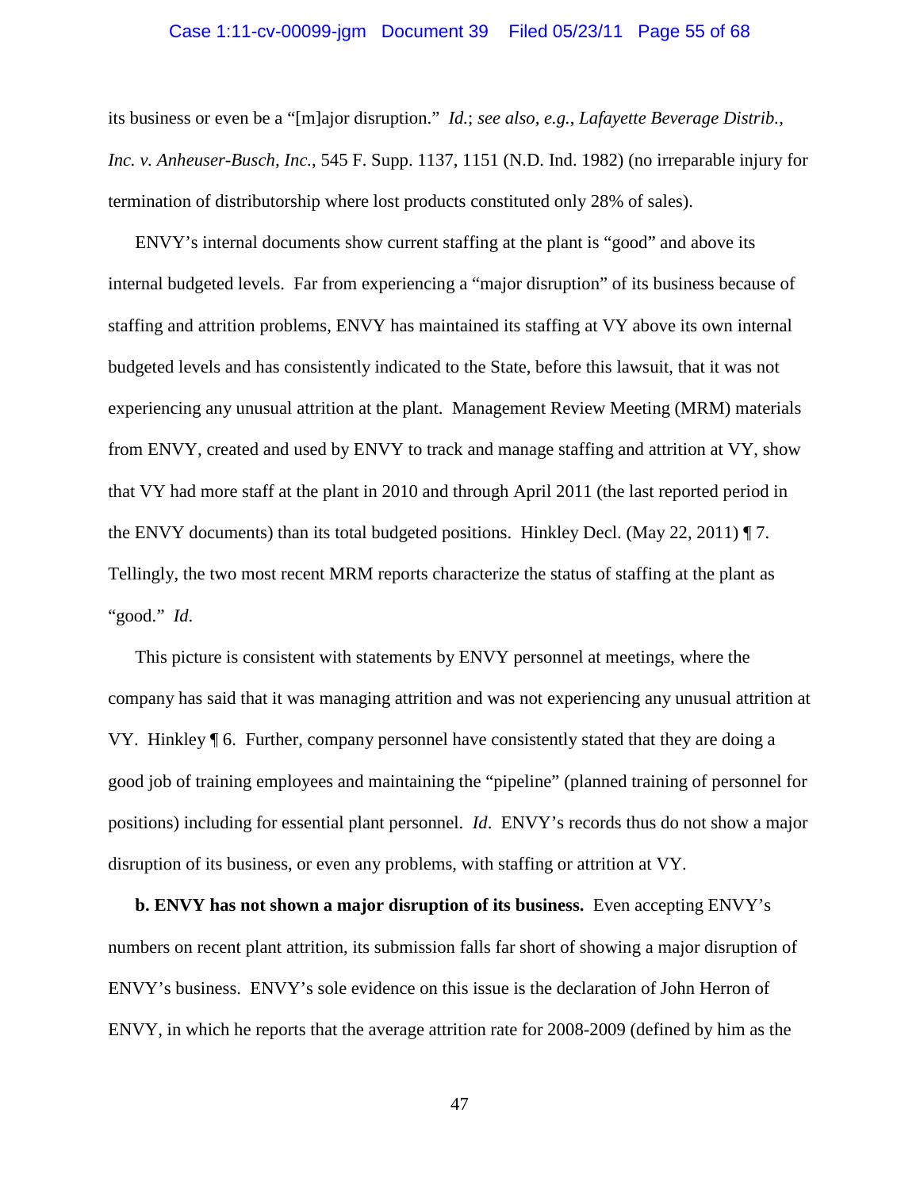its business or even be a "[m]ajor disruption." *Id.*; *see also, e.g.*, *Lafayette Beverage Distrib., Inc. v. Anheuser-Busch, Inc.*, 545 F. Supp. 1137, 1151 (N.D. Ind. 1982) (no irreparable injury for termination of distributorship where lost products constituted only 28% of sales).

ENVY's internal documents show current staffing at the plant is "good" and above its internal budgeted levels. Far from experiencing a "major disruption" of its business because of staffing and attrition problems, ENVY has maintained its staffing at VY above its own internal budgeted levels and has consistently indicated to the State, before this lawsuit, that it was not experiencing any unusual attrition at the plant. Management Review Meeting (MRM) materials from ENVY, created and used by ENVY to track and manage staffing and attrition at VY, show that VY had more staff at the plant in 2010 and through April 2011 (the last reported period in the ENVY documents) than its total budgeted positions. Hinkley Decl. (May 22, 2011) ¶ 7. Tellingly, the two most recent MRM reports characterize the status of staffing at the plant as "good." *Id.*

This picture is consistent with statements by ENVY personnel at meetings, where the company has said that it was managing attrition and was not experiencing any unusual attrition at VY. Hinkley ¶ 6. Further, company personnel have consistently stated that they are doing a good job of training employees and maintaining the "pipeline" (planned training of personnel for positions) including for essential plant personnel. *Id*. ENVY's records thus do not show a major disruption of its business, or even any problems, with staffing or attrition at VY.

**b. ENVY has not shown a major disruption of its business.** Even accepting ENVY's numbers on recent plant attrition, its submission falls far short of showing a major disruption of ENVY's business. ENVY's sole evidence on this issue is the declaration of John Herron of ENVY, in which he reports that the average attrition rate for 2008-2009 (defined by him as the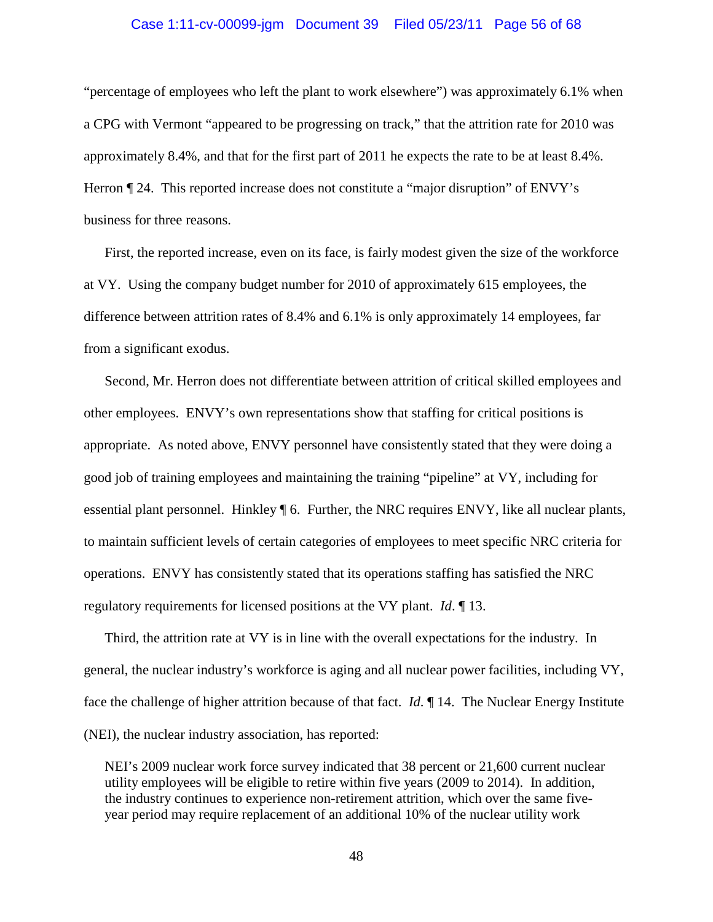"percentage of employees who left the plant to work elsewhere") was approximately 6.1% when a CPG with Vermont "appeared to be progressing on track," that the attrition rate for 2010 was approximately 8.4%, and that for the first part of 2011 he expects the rate to be at least 8.4%. Herron ¶ 24. This reported increase does not constitute a "major disruption" of ENVY's business for three reasons.

First, the reported increase, even on its face, is fairly modest given the size of the workforce at VY. Using the company budget number for 2010 of approximately 615 employees, the difference between attrition rates of 8.4% and 6.1% is only approximately 14 employees, far from a significant exodus.

Second, Mr. Herron does not differentiate between attrition of critical skilled employees and other employees. ENVY's own representations show that staffing for critical positions is appropriate. As noted above, ENVY personnel have consistently stated that they were doing a good job of training employees and maintaining the training "pipeline" at VY, including for essential plant personnel. Hinkley ¶ 6. Further, the NRC requires ENVY, like all nuclear plants, to maintain sufficient levels of certain categories of employees to meet specific NRC criteria for operations. ENVY has consistently stated that its operations staffing has satisfied the NRC regulatory requirements for licensed positions at the VY plant. *Id*. ¶ 13.

Third, the attrition rate at VY is in line with the overall expectations for the industry. In general, the nuclear industry's workforce is aging and all nuclear power facilities, including VY, face the challenge of higher attrition because of that fact. *Id*. ¶ 14. The Nuclear Energy Institute (NEI), the nuclear industry association, has reported:

> NEI's 2009 nuclear work force survey indicated that 38 percent or 21,600 current nuclear utility employees will be eligible to retire within five years (2009 to 2014). In addition, the industry continues to experience non-retirement attrition, which over the same five-year period may require replacement of an additional 10% of the nuclear utility work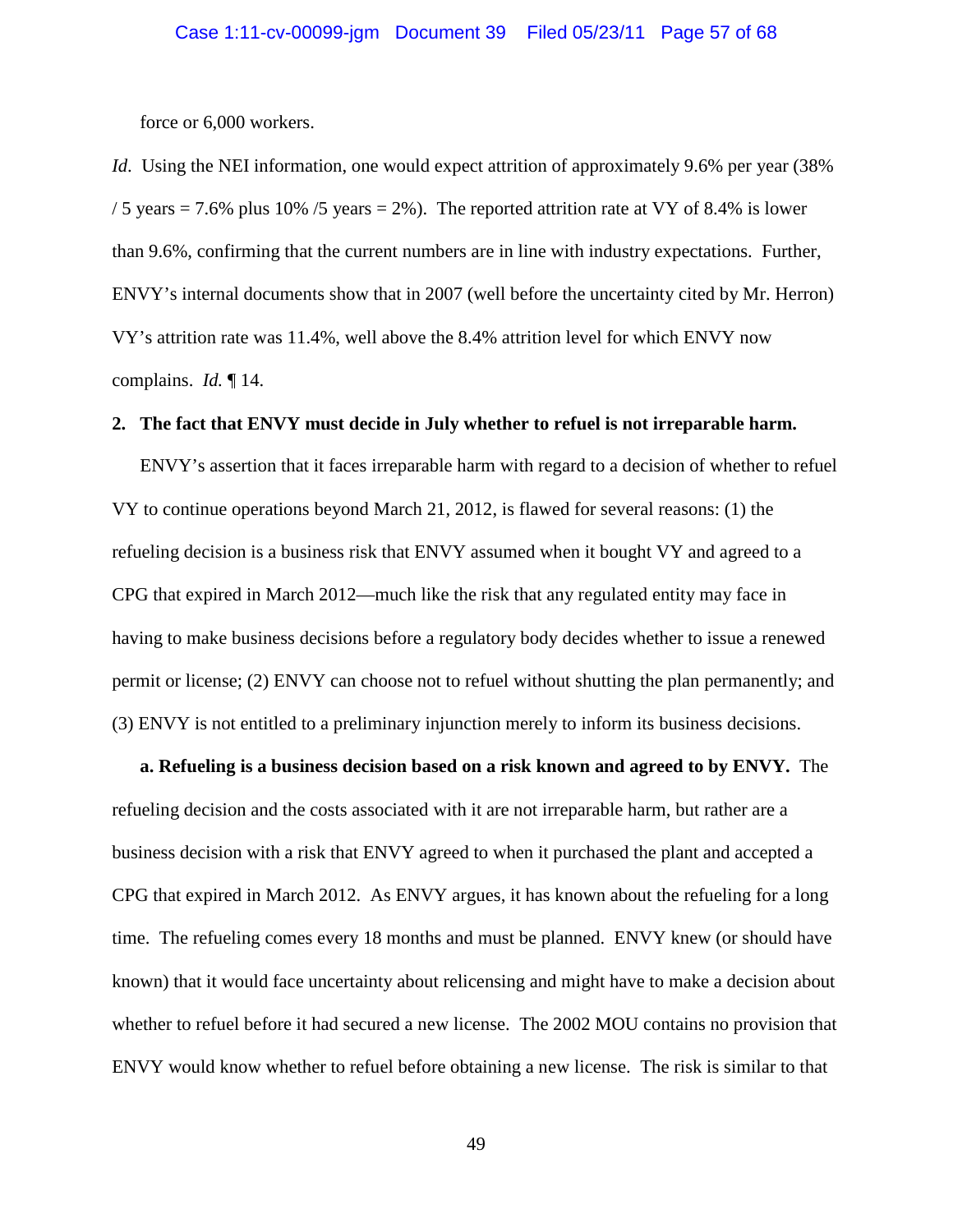force or 6,000 workers.

*Id.* Using the NEI information, one would expect attrition of approximately 9.6% per year (38% / 5 years = 7.6% plus 10% /5 years = 2%). The reported attrition rate at VY of 8.4% is lower than 9.6%, confirming that the current numbers are in line with industry expectations. Further, ENVY's internal documents show that in 2007 (well before the uncertainty cited by Mr. Herron) VY's attrition rate was 11.4%, well above the 8.4% attrition level for which ENVY now complains. *Id.* ¶ 14.

**2. The fact that ENVY must decide in July whether to refuel is not irreparable harm.**

ENVY's assertion that it faces irreparable harm with regard to a decision of whether to refuel VY to continue operations beyond March 21, 2012, is flawed for several reasons: (1) the refueling decision is a business risk that ENVY assumed when it bought VY and agreed to a CPG that expired in March 2012—much like the risk that any regulated entity may face in having to make business decisions before a regulatory body decides whether to issue a renewed permit or license; (2) ENVY can choose not to refuel without shutting the plan permanently; and (3) ENVY is not entitled to a preliminary injunction merely to inform its business decisions.

**a. Refueling is a business decision based on a risk known and agreed to by ENVY.** The refueling decision and the costs associated with it are not irreparable harm, but rather are a business decision with a risk that ENVY agreed to when it purchased the plant and accepted a CPG that expired in March 2012. As ENVY argues, it has known about the refueling for a long time. The refueling comes every 18 months and must be planned. ENVY knew (or should have known) that it would face uncertainty about relicensing and might have to make a decision about whether to refuel before it had secured a new license. The 2002 MOU contains no provision that ENVY would know whether to refuel before obtaining a new license. The risk is similar to that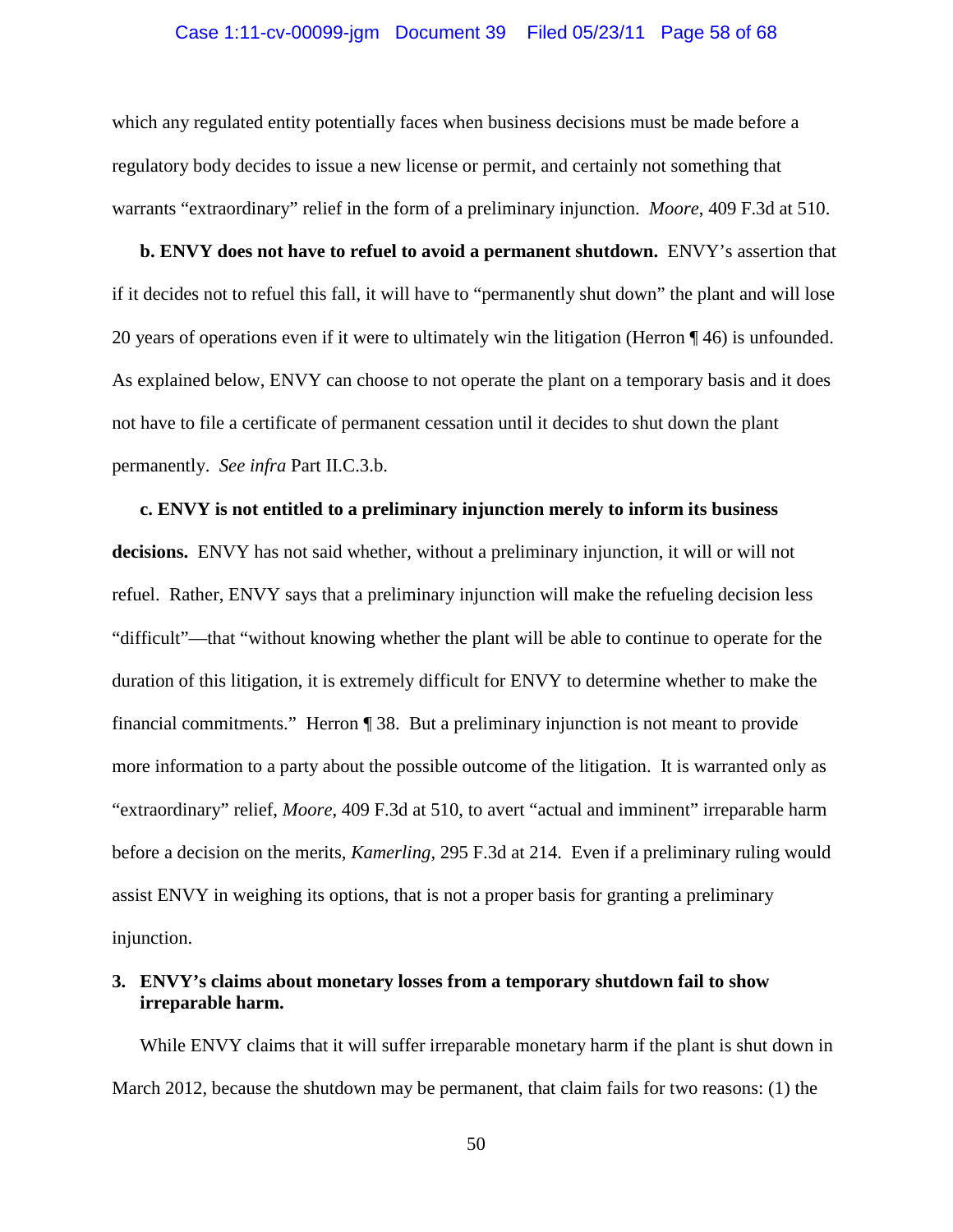which any regulated entity potentially faces when business decisions must be made before a regulatory body decides to issue a new license or permit, and certainly not something that warrants "extraordinary" relief in the form of a preliminary injunction. *Moore*, 409 F.3d at 510.

**b. ENVY does not have to refuel to avoid a permanent shutdown.** ENVY's assertion that if it decides not to refuel this fall, it will have to "permanently shut down" the plant and will lose 20 years of operations even if it were to ultimately win the litigation (Herron ¶ 46) is unfounded. As explained below, ENVY can choose to not operate the plant on a temporary basis and it does not have to file a certificate of permanent cessation until it decides to shut down the plant permanently. *See infra* Part II.C.3.b.

**c. ENVY is not entitled to a preliminary injunction merely to inform its business decisions.** ENVY has not said whether, without a preliminary injunction, it will or will not refuel. Rather, ENVY says that a preliminary injunction will make the refueling decision less "difficult"—that "without knowing whether the plant will be able to continue to operate for the duration of this litigation, it is extremely difficult for ENVY to determine whether to make the financial commitments." Herron ¶ 38. But a preliminary injunction is not meant to provide more information to a party about the possible outcome of the litigation. It is warranted only as "extraordinary" relief, *Moore*, 409 F.3d at 510, to avert "actual and imminent" irreparable harm before a decision on the merits, *Kamerling*, 295 F.3d at 214. Even if a preliminary ruling would assist ENVY in weighing its options, that is not a proper basis for granting a preliminary injunction.

### 3. ENVY's claims about monetary losses from a temporary shutdown fail to show irreparable harm.

While ENVY claims that it will suffer irreparable monetary harm if the plant is shut down in March 2012, because the shutdown may be permanent, that claim fails for two reasons: (1) the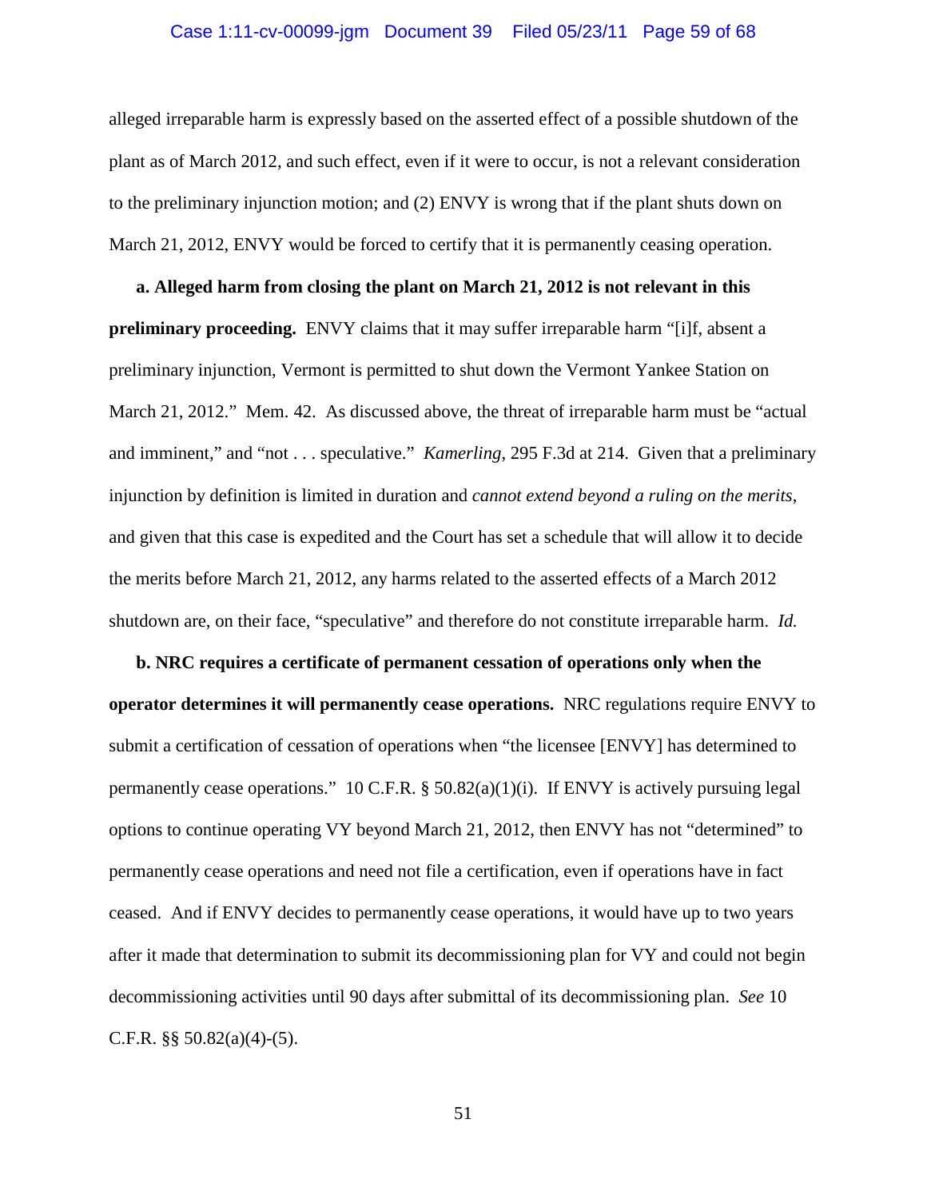alleged irreparable harm is expressly based on the asserted effect of a possible shutdown of the plant as of March 2012, and such effect, even if it were to occur, is not a relevant consideration to the preliminary injunction motion; and (2) ENVY is wrong that if the plant shuts down on March 21, 2012, ENVY would be forced to certify that it is permanently ceasing operation.

**a. Alleged harm from closing the plant on March 21, 2012 is not relevant in this preliminary proceeding.** ENVY claims that it may suffer irreparable harm "[i]f, absent a preliminary injunction, Vermont is permitted to shut down the Vermont Yankee Station on March 21, 2012." Mem. 42. As discussed above, the threat of irreparable harm must be "actual and imminent," and "not . . . speculative." *Kamerling*, 295 F.3d at 214. Given that a preliminary injunction by definition is limited in duration and *cannot extend beyond a ruling on the merits*, and given that this case is expedited and the Court has set a schedule that will allow it to decide the merits before March 21, 2012, any harms related to the asserted effects of a March 2012 shutdown are, on their face, "speculative" and therefore do not constitute irreparable harm. *Id.*

**b. NRC requires a certificate of permanent cessation of operations only when the operator determines it will permanently cease operations.** NRC regulations require ENVY to submit a certification of cessation of operations when "the licensee [ENVY] has determined to permanently cease operations." 10 C.F.R. § 50.82(a)(1)(i). If ENVY is actively pursuing legal options to continue operating VY beyond March 21, 2012, then ENVY has not "determined" to permanently cease operations and need not file a certification, even if operations have in fact ceased. And if ENVY decides to permanently cease operations, it would have up to two years after it made that determination to submit its decommissioning plan for VY and could not begin decommissioning activities until 90 days after submittal of its decommissioning plan. *See* 10 C.F.R. §§ 50.82(a)(4)-(5).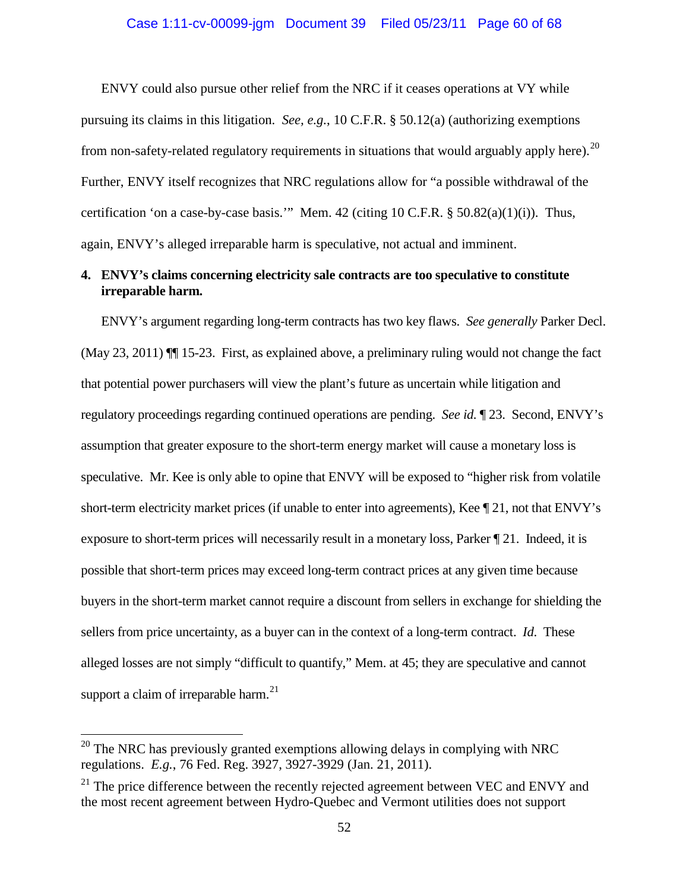ENVY could also pursue other relief from the NRC if it ceases operations at VY while pursuing its claims in this litigation. *See, e.g.*, 10 C.F.R. § 50.12(a) (authorizing exemptions from non-safety-related regulatory requirements in situations that would arguably apply here).[20] Further, ENVY itself recognizes that NRC regulations allow for "a possible withdrawal of the certification 'on a case-by-case basis.'" Mem. 42 (citing 10 C.F.R. § 50.82(a)(1)(i)). Thus, again, ENVY's alleged irreparable harm is speculative, not actual and imminent.

**4. ENVY's claims concerning electricity sale contracts are too speculative to constitute irreparable harm.**

ENVY's argument regarding long-term contracts has two key flaws. *See generally* Parker Decl. (May 23, 2011) ¶¶ 15-23. First, as explained above, a preliminary ruling would not change the fact that potential power purchasers will view the plant's future as uncertain while litigation and regulatory proceedings regarding continued operations are pending. *See id.* ¶ 23. Second, ENVY's assumption that greater exposure to the short-term energy market will cause a monetary loss is speculative. Mr. Kee is only able to opine that ENVY will be exposed to "higher risk from volatile short-term electricity market prices (if unable to enter into agreements), Kee ¶ 21, not that ENVY's exposure to short-term prices will necessarily result in a monetary loss, Parker ¶ 21. Indeed, it is possible that short-term prices may exceed long-term contract prices at any given time because buyers in the short-term market cannot require a discount from sellers in exchange for shielding the sellers from price uncertainty, as a buyer can in the context of a long-term contract. *Id.* These alleged losses are not simply "difficult to quantify," Mem. at 45; they are speculative and cannot support a claim of irreparable harm.[21]

---

[20] The NRC has previously granted exemptions allowing delays in complying with NRC regulations. *E.g.*, 76 Fed. Reg. 3927, 3927-3929 (Jan. 21, 2011).

[21] The price difference between the recently rejected agreement between VEC and ENVY and the most recent agreement between Hydro-Quebec and Vermont utilities does not support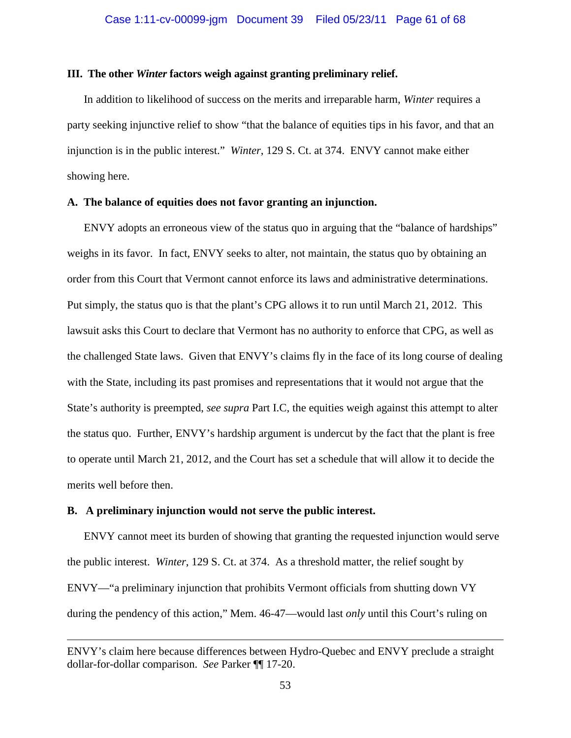## III. The other *Winter* factors weigh against granting preliminary relief.

In addition to likelihood of success on the merits and irreparable harm, *Winter* requires a party seeking injunctive relief to show "that the balance of equities tips in his favor, and that an injunction is in the public interest." *Winter*, 129 S. Ct. at 374. ENVY cannot make either showing here.

### A. The balance of equities does not favor granting an injunction.

ENVY adopts an erroneous view of the status quo in arguing that the "balance of hardships" weighs in its favor. In fact, ENVY seeks to alter, not maintain, the status quo by obtaining an order from this Court that Vermont cannot enforce its laws and administrative determinations. Put simply, the status quo is that the plant's CPG allows it to run until March 21, 2012. This lawsuit asks this Court to declare that Vermont has no authority to enforce that CPG, as well as the challenged State laws. Given that ENVY's claims fly in the face of its long course of dealing with the State, including its past promises and representations that it would not argue that the State's authority is preempted, *see supra* Part I.C, the equities weigh against this attempt to alter the status quo. Further, ENVY's hardship argument is undercut by the fact that the plant is free to operate until March 21, 2012, and the Court has set a schedule that will allow it to decide the merits well before then.

### B. A preliminary injunction would not serve the public interest.

ENVY cannot meet its burden of showing that granting the requested injunction would serve the public interest. *Winter*, 129 S. Ct. at 374. As a threshold matter, the relief sought by ENVY—"a preliminary injunction that prohibits Vermont officials from shutting down VY during the pendency of this action," Mem. 46-47—would last *only* until this Court's ruling on

---

ENVY's claim here because differences between Hydro-Quebec and ENVY preclude a straight dollar-for-dollar comparison. *See* Parker ¶¶ 17-20.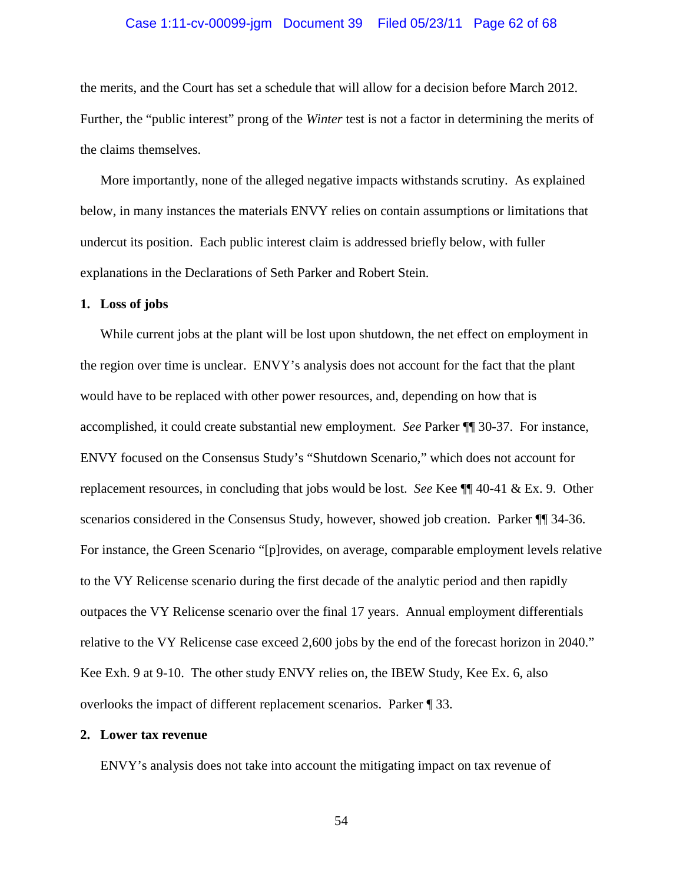the merits, and the Court has set a schedule that will allow for a decision before March 2012. Further, the "public interest" prong of the *Winter* test is not a factor in determining the merits of the claims themselves.

More importantly, none of the alleged negative impacts withstands scrutiny. As explained below, in many instances the materials ENVY relies on contain assumptions or limitations that undercut its position. Each public interest claim is addressed briefly below, with fuller explanations in the Declarations of Seth Parker and Robert Stein.

**1. Loss of jobs**

While current jobs at the plant will be lost upon shutdown, the net effect on employment in the region over time is unclear. ENVY's analysis does not account for the fact that the plant would have to be replaced with other power resources, and, depending on how that is accomplished, it could create substantial new employment. *See* Parker ¶¶ 30-37. For instance, ENVY focused on the Consensus Study's "Shutdown Scenario," which does not account for replacement resources, in concluding that jobs would be lost. *See* Kee ¶¶ 40-41 & Ex. 9. Other scenarios considered in the Consensus Study, however, showed job creation. Parker ¶¶ 34-36. For instance, the Green Scenario "[p]rovides, on average, comparable employment levels relative to the VY Relicense scenario during the first decade of the analytic period and then rapidly outpaces the VY Relicense scenario over the final 17 years. Annual employment differentials relative to the VY Relicense case exceed 2,600 jobs by the end of the forecast horizon in 2040." Kee Exh. 9 at 9-10. The other study ENVY relies on, the IBEW Study, Kee Ex. 6, also overlooks the impact of different replacement scenarios. Parker ¶ 33.

**2. Lower tax revenue**

ENVY's analysis does not take into account the mitigating impact on tax revenue of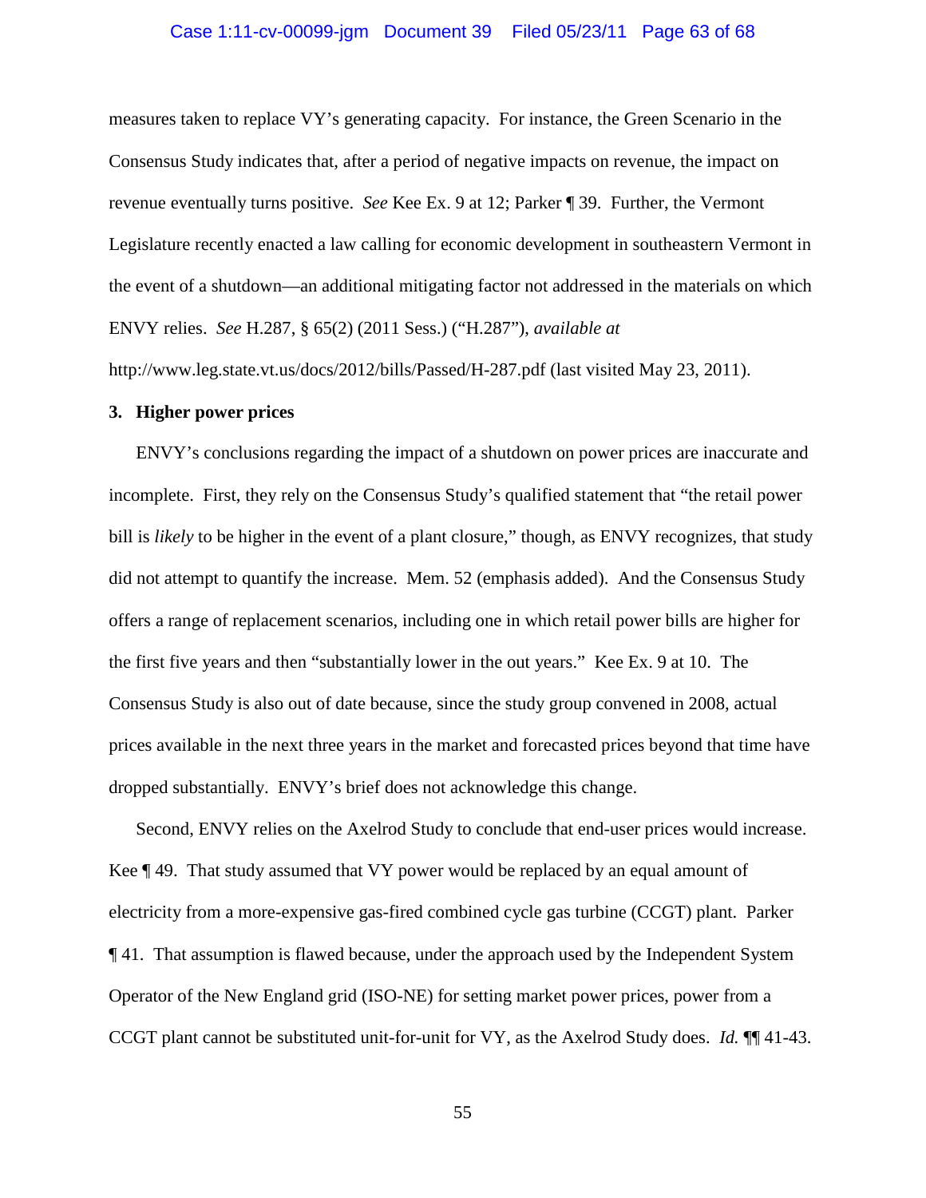measures taken to replace VY's generating capacity. For instance, the Green Scenario in the Consensus Study indicates that, after a period of negative impacts on revenue, the impact on revenue eventually turns positive. *See* Kee Ex. 9 at 12; Parker ¶ 39. Further, the Vermont Legislature recently enacted a law calling for economic development in southeastern Vermont in the event of a shutdown—an additional mitigating factor not addressed in the materials on which ENVY relies. *See* H.287, § 65(2) (2011 Sess.) ("H.287"), *available at* http://www.leg.state.vt.us/docs/2012/bills/Passed/H-287.pdf (last visited May 23, 2011).

**3. Higher power prices**

ENVY's conclusions regarding the impact of a shutdown on power prices are inaccurate and incomplete. First, they rely on the Consensus Study's qualified statement that "the retail power bill is *likely* to be higher in the event of a plant closure," though, as ENVY recognizes, that study did not attempt to quantify the increase. Mem. 52 (emphasis added). And the Consensus Study offers a range of replacement scenarios, including one in which retail power bills are higher for the first five years and then "substantially lower in the out years." Kee Ex. 9 at 10. The Consensus Study is also out of date because, since the study group convened in 2008, actual prices available in the next three years in the market and forecasted prices beyond that time have dropped substantially. ENVY's brief does not acknowledge this change.

Second, ENVY relies on the Axelrod Study to conclude that end-user prices would increase. Kee ¶ 49. That study assumed that VY power would be replaced by an equal amount of electricity from a more-expensive gas-fired combined cycle gas turbine (CCGT) plant. Parker ¶ 41. That assumption is flawed because, under the approach used by the Independent System Operator of the New England grid (ISO-NE) for setting market power prices, power from a CCGT plant cannot be substituted unit-for-unit for VY, as the Axelrod Study does. *Id.* ¶¶ 41-43.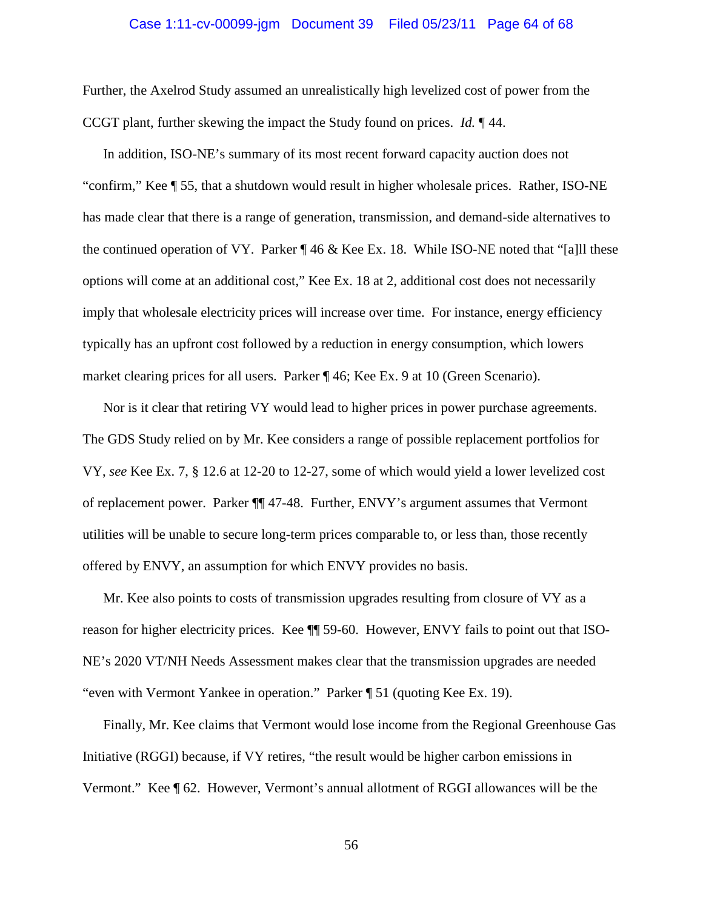Further, the Axelrod Study assumed an unrealistically high levelized cost of power from the CCGT plant, further skewing the impact the Study found on prices. *Id.* ¶ 44.

In addition, ISO-NE's summary of its most recent forward capacity auction does not "confirm," Kee ¶ 55, that a shutdown would result in higher wholesale prices. Rather, ISO-NE has made clear that there is a range of generation, transmission, and demand-side alternatives to the continued operation of VY. Parker ¶ 46 & Kee Ex. 18. While ISO-NE noted that "[a]ll these options will come at an additional cost," Kee Ex. 18 at 2, additional cost does not necessarily imply that wholesale electricity prices will increase over time. For instance, energy efficiency typically has an upfront cost followed by a reduction in energy consumption, which lowers market clearing prices for all users. Parker ¶ 46; Kee Ex. 9 at 10 (Green Scenario).

Nor is it clear that retiring VY would lead to higher prices in power purchase agreements. The GDS Study relied on by Mr. Kee considers a range of possible replacement portfolios for VY, *see* Kee Ex. 7, § 12.6 at 12-20 to 12-27, some of which would yield a lower levelized cost of replacement power. Parker ¶¶ 47-48. Further, ENVY's argument assumes that Vermont utilities will be unable to secure long-term prices comparable to, or less than, those recently offered by ENVY, an assumption for which ENVY provides no basis.

Mr. Kee also points to costs of transmission upgrades resulting from closure of VY as a reason for higher electricity prices. Kee ¶¶ 59-60. However, ENVY fails to point out that ISO-NE's 2020 VT/NH Needs Assessment makes clear that the transmission upgrades are needed "even with Vermont Yankee in operation." Parker ¶ 51 (quoting Kee Ex. 19).

Finally, Mr. Kee claims that Vermont would lose income from the Regional Greenhouse Gas Initiative (RGGI) because, if VY retires, "the result would be higher carbon emissions in Vermont." Kee ¶ 62. However, Vermont's annual allotment of RGGI allowances will be the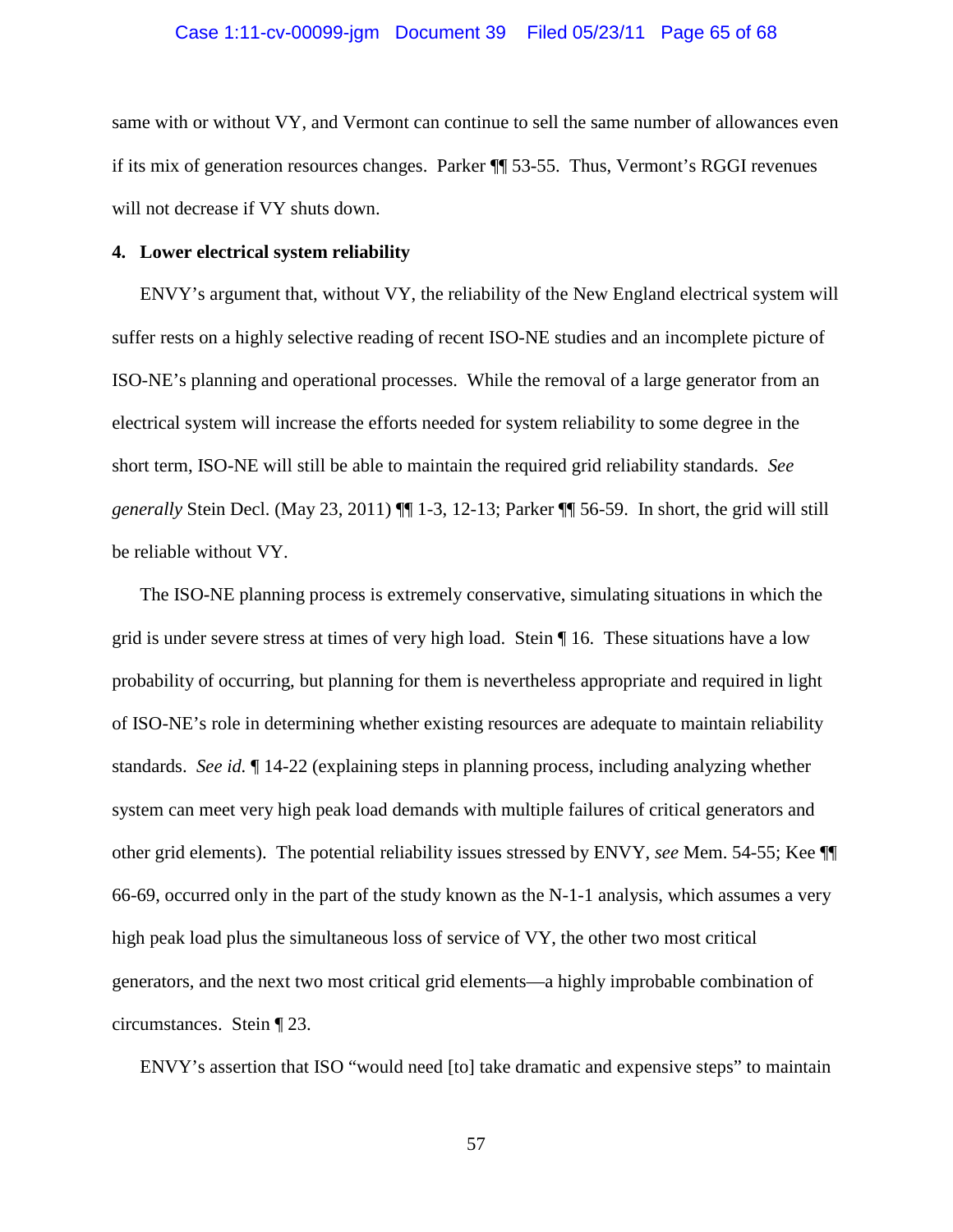same with or without VY, and Vermont can continue to sell the same number of allowances even if its mix of generation resources changes. Parker ¶¶ 53-55. Thus, Vermont's RGGI revenues will not decrease if VY shuts down.

**4. Lower electrical system reliability**

ENVY's argument that, without VY, the reliability of the New England electrical system will suffer rests on a highly selective reading of recent ISO-NE studies and an incomplete picture of ISO-NE's planning and operational processes. While the removal of a large generator from an electrical system will increase the efforts needed for system reliability to some degree in the short term, ISO-NE will still be able to maintain the required grid reliability standards. *See generally* Stein Decl. (May 23, 2011) ¶¶ 1-3, 12-13; Parker ¶¶ 56-59. In short, the grid will still be reliable without VY.

The ISO-NE planning process is extremely conservative, simulating situations in which the grid is under severe stress at times of very high load. Stein ¶ 16. These situations have a low probability of occurring, but planning for them is nevertheless appropriate and required in light of ISO-NE's role in determining whether existing resources are adequate to maintain reliability standards. *See id.* ¶ 14-22 (explaining steps in planning process, including analyzing whether system can meet very high peak load demands with multiple failures of critical generators and other grid elements). The potential reliability issues stressed by ENVY, *see* Mem. 54-55; Kee ¶¶ 66-69, occurred only in the part of the study known as the N-1-1 analysis, which assumes a very high peak load plus the simultaneous loss of service of VY, the other two most critical generators, and the next two most critical grid elements—a highly improbable combination of circumstances. Stein ¶ 23.

ENVY's assertion that ISO "would need [to] take dramatic and expensive steps" to maintain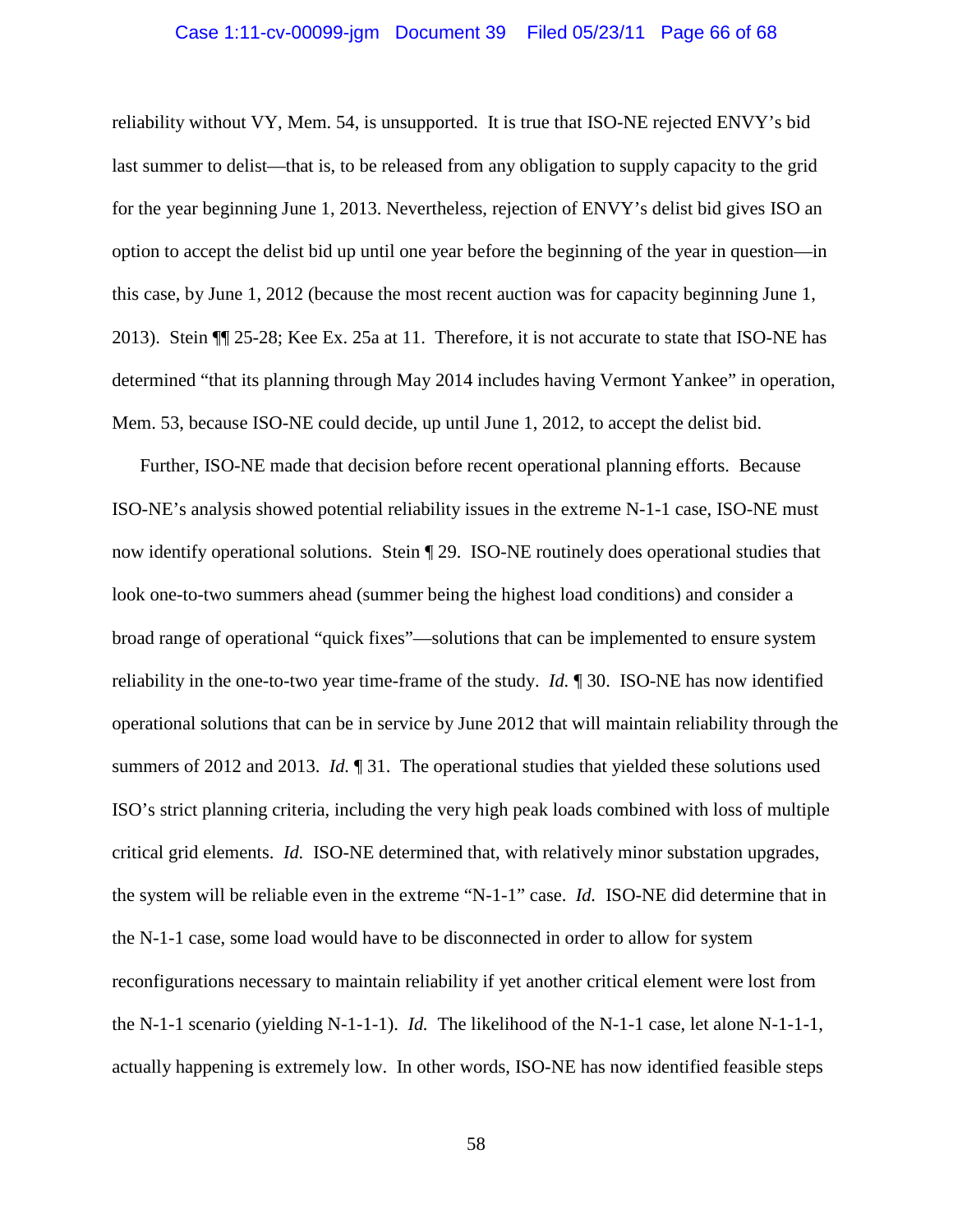reliability without VY, Mem. 54, is unsupported. It is true that ISO-NE rejected ENVY's bid last summer to delist—that is, to be released from any obligation to supply capacity to the grid for the year beginning June 1, 2013. Nevertheless, rejection of ENVY's delist bid gives ISO an option to accept the delist bid up until one year before the beginning of the year in question—in this case, by June 1, 2012 (because the most recent auction was for capacity beginning June 1, 2013). Stein ¶¶ 25-28; Kee Ex. 25a at 11. Therefore, it is not accurate to state that ISO-NE has determined "that its planning through May 2014 includes having Vermont Yankee" in operation, Mem. 53, because ISO-NE could decide, up until June 1, 2012, to accept the delist bid.

Further, ISO-NE made that decision before recent operational planning efforts. Because ISO-NE's analysis showed potential reliability issues in the extreme N-1-1 case, ISO-NE must now identify operational solutions. Stein ¶ 29. ISO-NE routinely does operational studies that look one-to-two summers ahead (summer being the highest load conditions) and consider a broad range of operational "quick fixes"—solutions that can be implemented to ensure system reliability in the one-to-two year time-frame of the study. *Id.* ¶ 30. ISO-NE has now identified operational solutions that can be in service by June 2012 that will maintain reliability through the summers of 2012 and 2013. *Id.* ¶ 31. The operational studies that yielded these solutions used ISO's strict planning criteria, including the very high peak loads combined with loss of multiple critical grid elements. *Id.* ISO-NE determined that, with relatively minor substation upgrades, the system will be reliable even in the extreme "N-1-1" case. *Id.* ISO-NE did determine that in the N-1-1 case, some load would have to be disconnected in order to allow for system reconfigurations necessary to maintain reliability if yet another critical element were lost from the N-1-1 scenario (yielding N-1-1-1). *Id.* The likelihood of the N-1-1 case, let alone N-1-1-1, actually happening is extremely low. In other words, ISO-NE has now identified feasible steps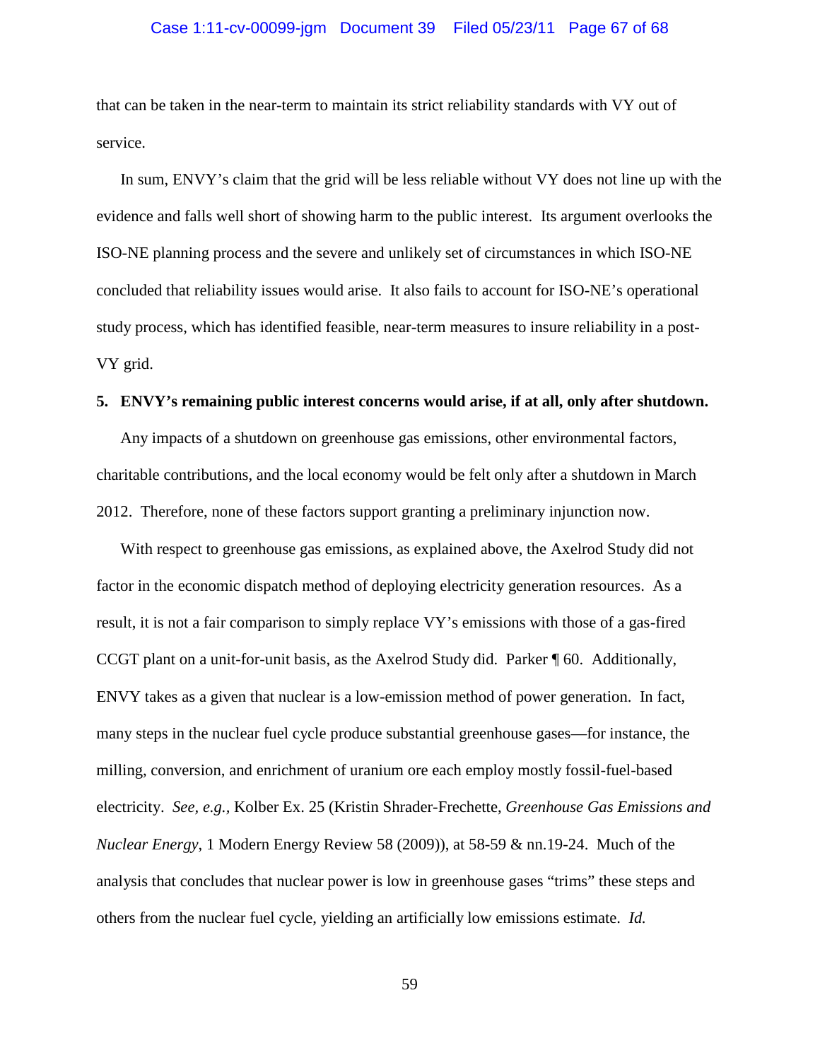that can be taken in the near-term to maintain its strict reliability standards with VY out of service.

In sum, ENVY's claim that the grid will be less reliable without VY does not line up with the evidence and falls well short of showing harm to the public interest. Its argument overlooks the ISO-NE planning process and the severe and unlikely set of circumstances in which ISO-NE concluded that reliability issues would arise. It also fails to account for ISO-NE's operational study process, which has identified feasible, near-term measures to insure reliability in a post-VY grid.

**5. ENVY's remaining public interest concerns would arise, if at all, only after shutdown.**

Any impacts of a shutdown on greenhouse gas emissions, other environmental factors, charitable contributions, and the local economy would be felt only after a shutdown in March 2012. Therefore, none of these factors support granting a preliminary injunction now.

With respect to greenhouse gas emissions, as explained above, the Axelrod Study did not factor in the economic dispatch method of deploying electricity generation resources. As a result, it is not a fair comparison to simply replace VY's emissions with those of a gas-fired CCGT plant on a unit-for-unit basis, as the Axelrod Study did. Parker ¶ 60. Additionally, ENVY takes as a given that nuclear is a low-emission method of power generation. In fact, many steps in the nuclear fuel cycle produce substantial greenhouse gases—for instance, the milling, conversion, and enrichment of uranium ore each employ mostly fossil-fuel-based electricity. *See, e.g.*, Kolber Ex. 25 (Kristin Shrader-Frechette, *Greenhouse Gas Emissions and Nuclear Energy*, 1 Modern Energy Review 58 (2009)), at 58-59 & nn.19-24. Much of the analysis that concludes that nuclear power is low in greenhouse gases "trims" these steps and others from the nuclear fuel cycle, yielding an artificially low emissions estimate. *Id.*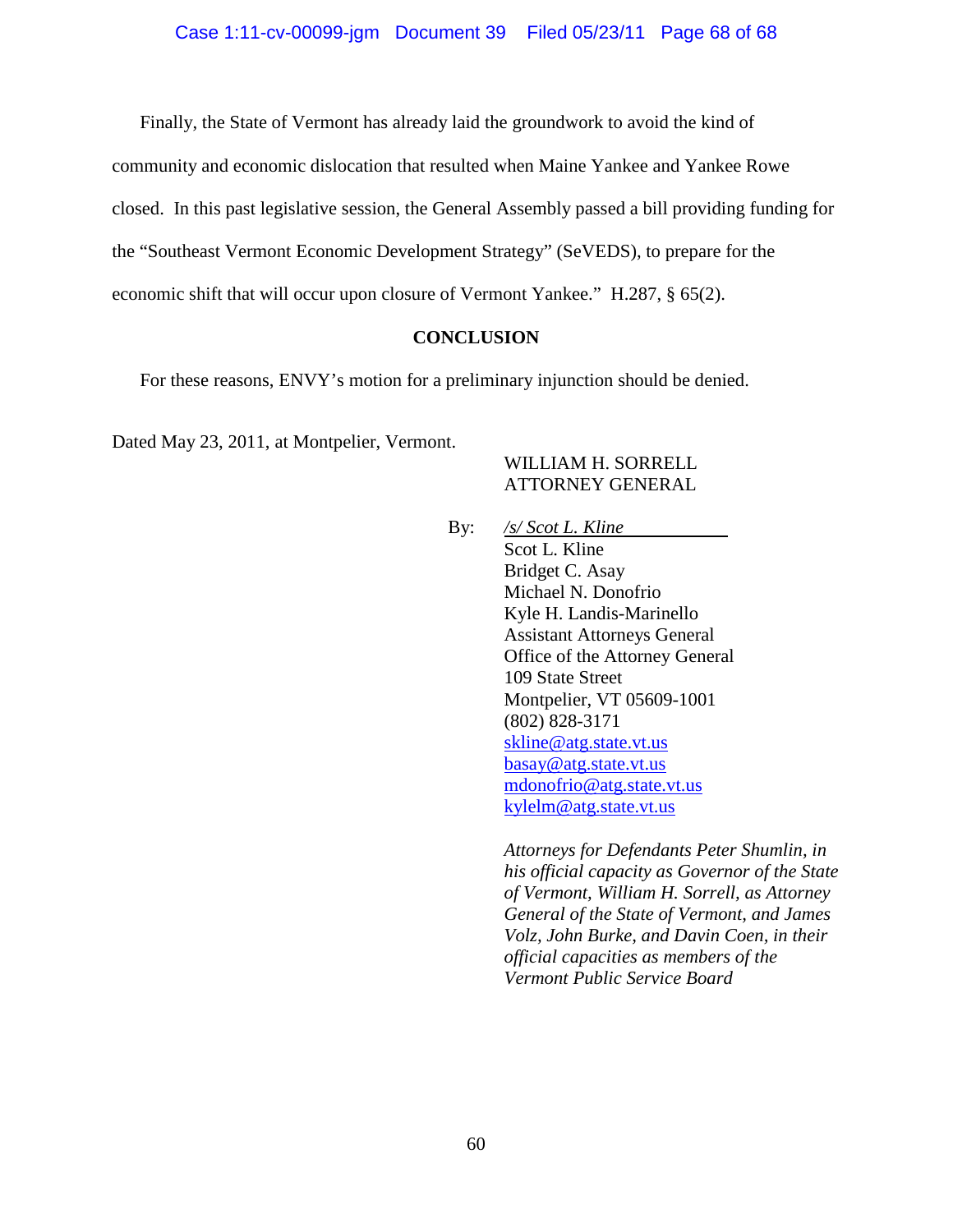Finally, the State of Vermont has already laid the groundwork to avoid the kind of community and economic dislocation that resulted when Maine Yankee and Yankee Rowe closed. In this past legislative session, the General Assembly passed a bill providing funding for the "Southeast Vermont Economic Development Strategy" (SeVEDS), to prepare for the economic shift that will occur upon closure of Vermont Yankee." H.287, § 65(2).

## CONCLUSION

For these reasons, ENVY's motion for a preliminary injunction should be denied.

Dated May 23, 2011, at Montpelier, Vermont.

WILLIAM H. SORRELL
ATTORNEY GENERAL

By: */s/ Scot L. Kline*
Scot L. Kline
Bridget C. Asay
Michael N. Donofrio
Kyle H. Landis-Marinello
Assistant Attorneys General
Office of the Attorney General
109 State Street
Montpelier, VT 05609-1001
(802) 828-3171
skline@atg.state.vt.us
basay@atg.state.vt.us
mdonofrio@atg.state.vt.us
kylelm@atg.state.vt.us

*Attorneys for Defendants Peter Shumlin, in his official capacity as Governor of the State of Vermont, William H. Sorrell, as Attorney General of the State of Vermont, and James Volz, John Burke, and Davin Coen, in their official capacities as members of the Vermont Public Service Board*